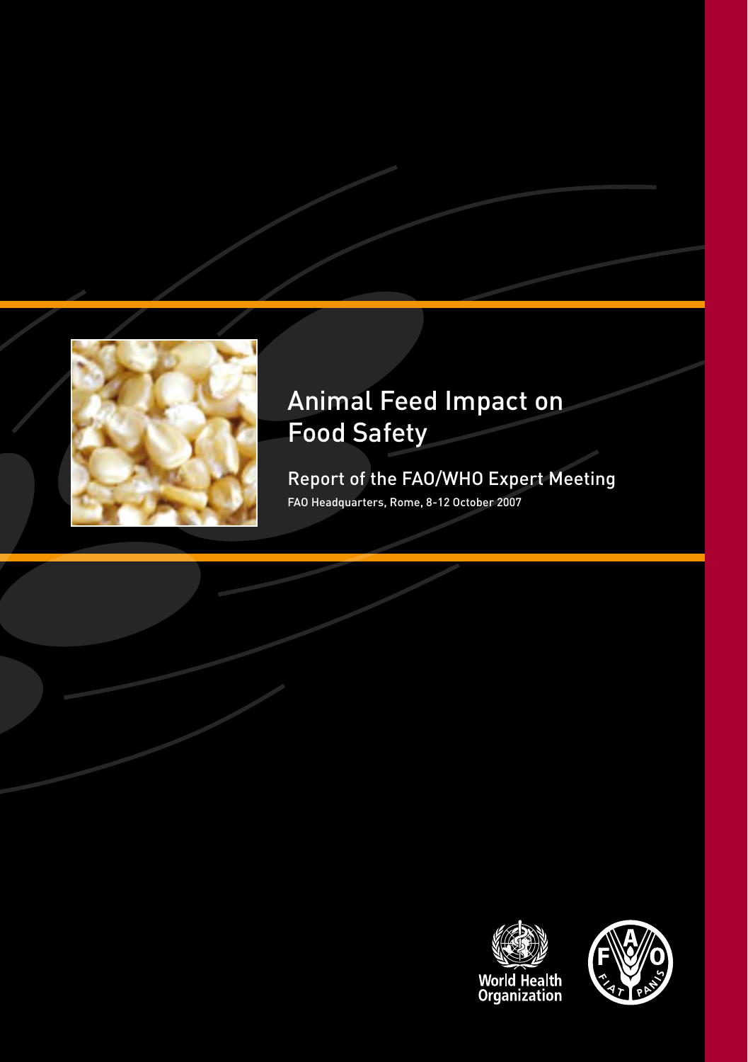# Animal Feed Impact on Food Safety

## Report of the FAO/WHO Expert Meeting

FAO Headquarters, Rome, 8-12 October 2007

World Health Organization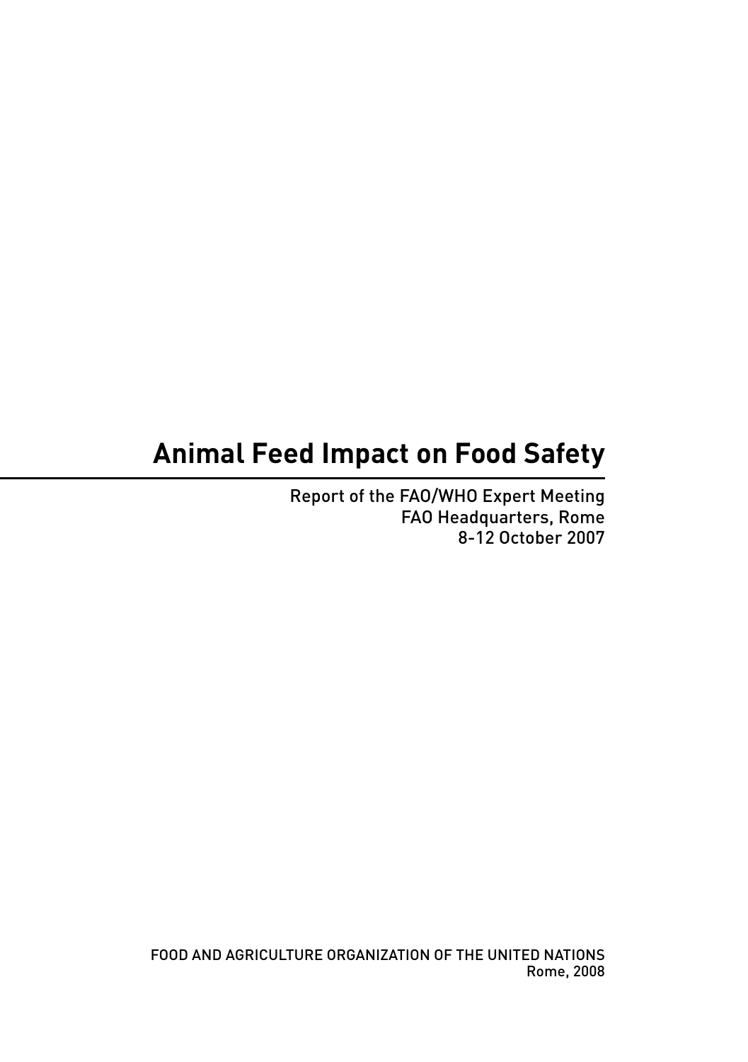# Animal Feed Impact on Food Safety

Report of the FAO/WHO Expert Meeting
FAO Headquarters, Rome
8-12 October 2007

FOOD AND AGRICULTURE ORGANIZATION OF THE UNITED NATIONS
Rome, 2008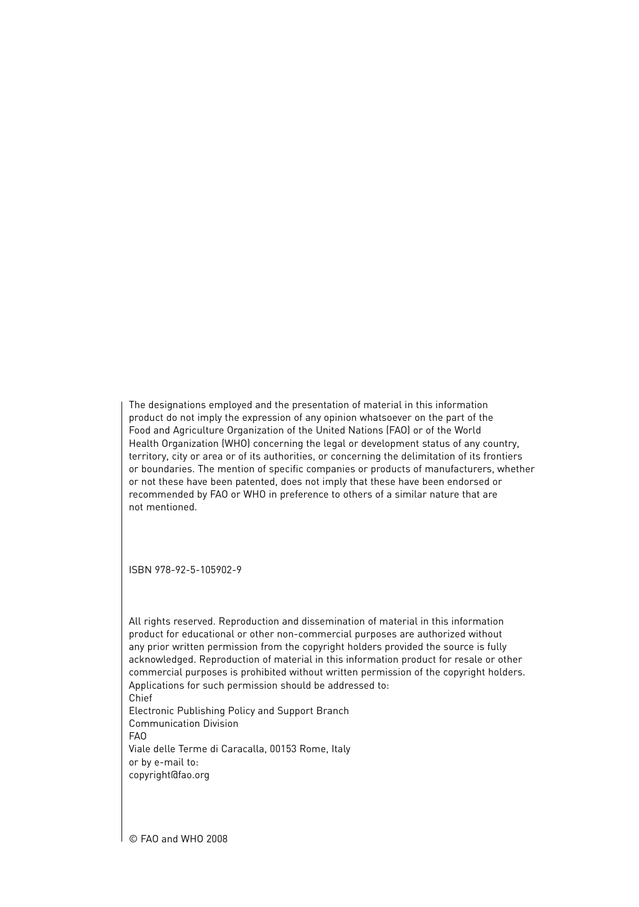The designations employed and the presentation of material in this information product do not imply the expression of any opinion whatsoever on the part of the Food and Agriculture Organization of the United Nations (FAO) or of the World Health Organization (WHO) concerning the legal or development status of any country, territory, city or area or of its authorities, or concerning the delimitation of its frontiers or boundaries. The mention of specific companies or products of manufacturers, whether or not these have been patented, does not imply that these have been endorsed or recommended by FAO or WHO in preference to others of a similar nature that are not mentioned.

ISBN 978-92-5-105902-9

All rights reserved. Reproduction and dissemination of material in this information product for educational or other non-commercial purposes are authorized without any prior written permission from the copyright holders provided the source is fully acknowledged. Reproduction of material in this information product for resale or other commercial purposes is prohibited without written permission of the copyright holders. Applications for such permission should be addressed to:
Chief
Electronic Publishing Policy and Support Branch
Communication Division
FAO
Viale delle Terme di Caracalla, 00153 Rome, Italy
or by e-mail to:
copyright@fao.org

© FAO and WHO 2008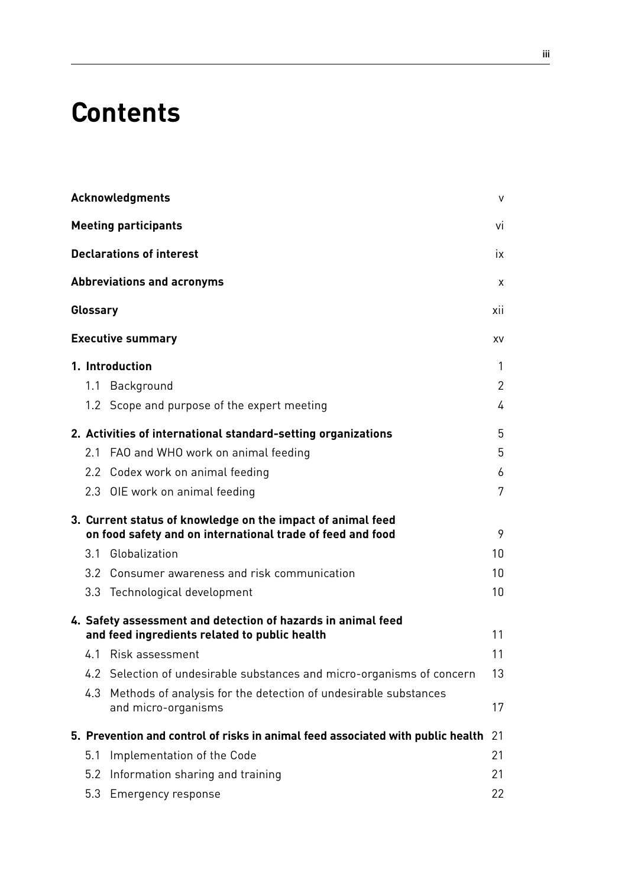# Contents

| | |
|---|---|
| **Acknowledgments** | v |
| **Meeting participants** | vi |
| **Declarations of interest** | ix |
| **Abbreviations and acronyms** | x |
| **Glossary** | xii |
| **Executive summary** | xv |
| **1. Introduction** | 1 |
| 1.1 Background | 2 |
| 1.2 Scope and purpose of the expert meeting | 4 |
| **2. Activities of international standard-setting organizations** | 5 |
| 2.1 FAO and WHO work on animal feeding | 5 |
| 2.2 Codex work on animal feeding | 6 |
| 2.3 OIE work on animal feeding | 7 |
| **3. Current status of knowledge on the impact of animal feed on food safety and on international trade of feed and food** | 9 |
| 3.1 Globalization | 10 |
| 3.2 Consumer awareness and risk communication | 10 |
| 3.3 Technological development | 10 |
| **4. Safety assessment and detection of hazards in animal feed and feed ingredients related to public health** | 11 |
| 4.1 Risk assessment | 11 |
| 4.2 Selection of undesirable substances and micro-organisms of concern | 13 |
| 4.3 Methods of analysis for the detection of undesirable substances and micro-organisms | 17 |
| **5. Prevention and control of risks in animal feed associated with public health** | 21 |
| 5.1 Implementation of the Code | 21 |
| 5.2 Information sharing and training | 21 |
| 5.3 Emergency response | 22 |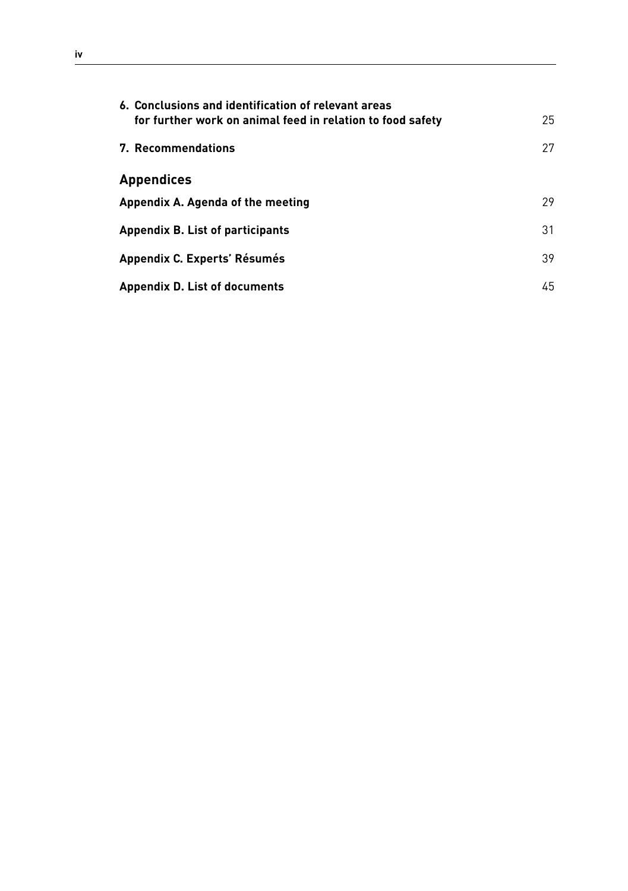**6. Conclusions and identification of relevant areas for further work on animal feed in relation to food safety** 25

**7. Recommendations** 27

## Appendices

**Appendix A. Agenda of the meeting** 29

**Appendix B. List of participants** 31

**Appendix C. Experts' Résumés** 39

**Appendix D. List of documents** 45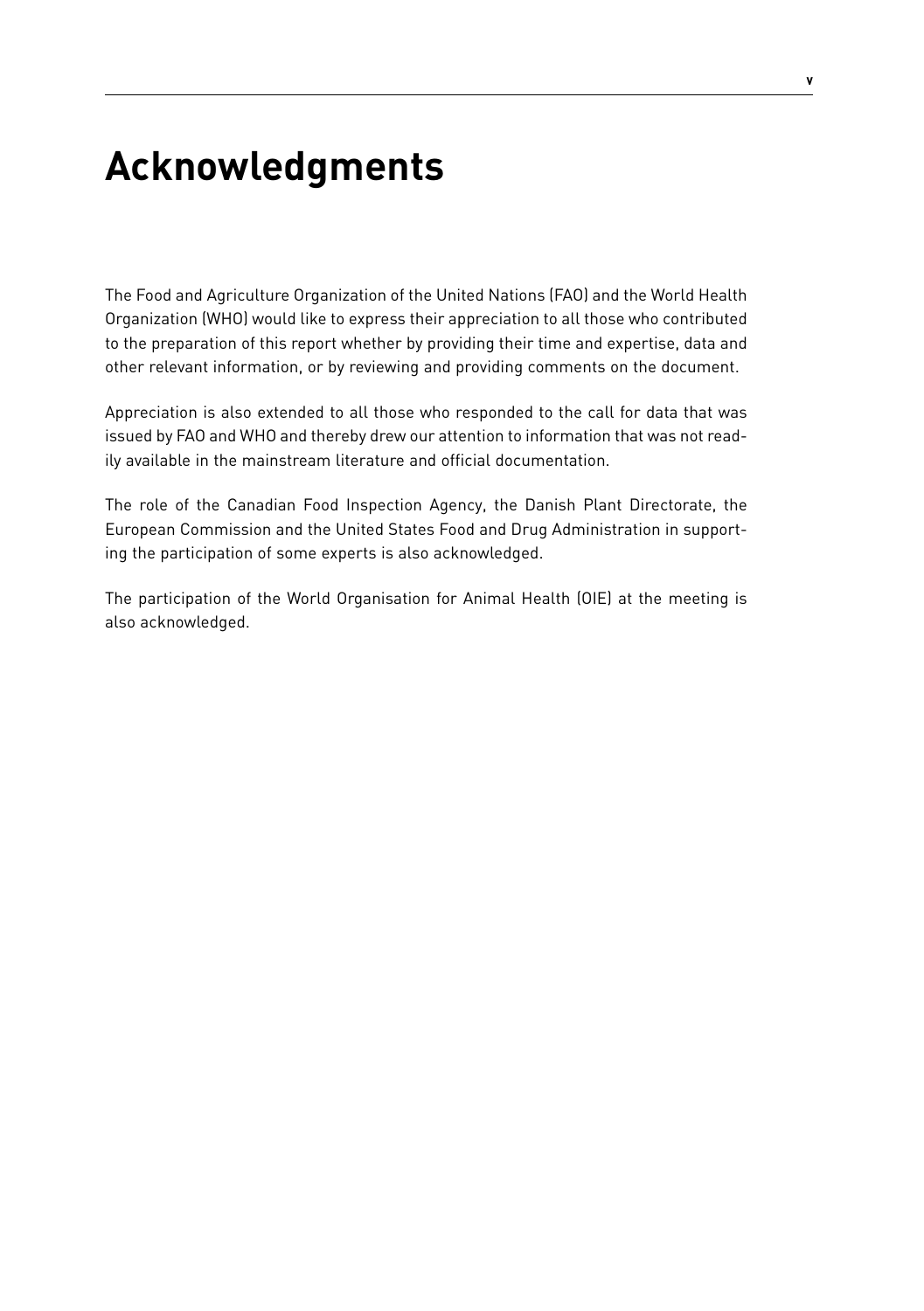# Acknowledgments

The Food and Agriculture Organization of the United Nations (FAO) and the World Health Organization (WHO) would like to express their appreciation to all those who contributed to the preparation of this report whether by providing their time and expertise, data and other relevant information, or by reviewing and providing comments on the document.

Appreciation is also extended to all those who responded to the call for data that was issued by FAO and WHO and thereby drew our attention to information that was not readily available in the mainstream literature and official documentation.

The role of the Canadian Food Inspection Agency, the Danish Plant Directorate, the European Commission and the United States Food and Drug Administration in supporting the participation of some experts is also acknowledged.

The participation of the World Organisation for Animal Health (OIE) at the meeting is also acknowledged.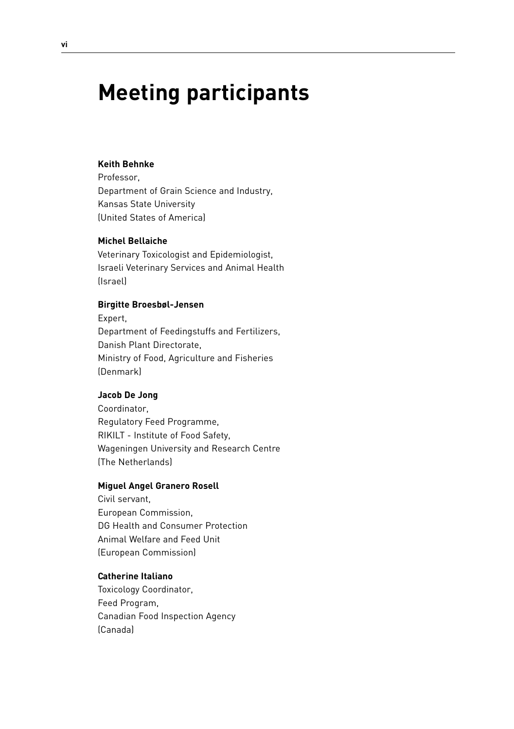# Meeting participants

**Keith Behnke**
Professor,
Department of Grain Science and Industry,
Kansas State University
(United States of America)

**Michel Bellaiche**
Veterinary Toxicologist and Epidemiologist,
Israeli Veterinary Services and Animal Health
(Israel)

**Birgitte Broesbøl-Jensen**
Expert,
Department of Feedingstuffs and Fertilizers,
Danish Plant Directorate,
Ministry of Food, Agriculture and Fisheries
(Denmark)

**Jacob De Jong**
Coordinator,
Regulatory Feed Programme,
RIKILT - Institute of Food Safety,
Wageningen University and Research Centre
(The Netherlands)

**Miguel Angel Granero Rosell**
Civil servant,
European Commission,
DG Health and Consumer Protection
Animal Welfare and Feed Unit
(European Commission)

**Catherine Italiano**
Toxicology Coordinator,
Feed Program,
Canadian Food Inspection Agency
(Canada)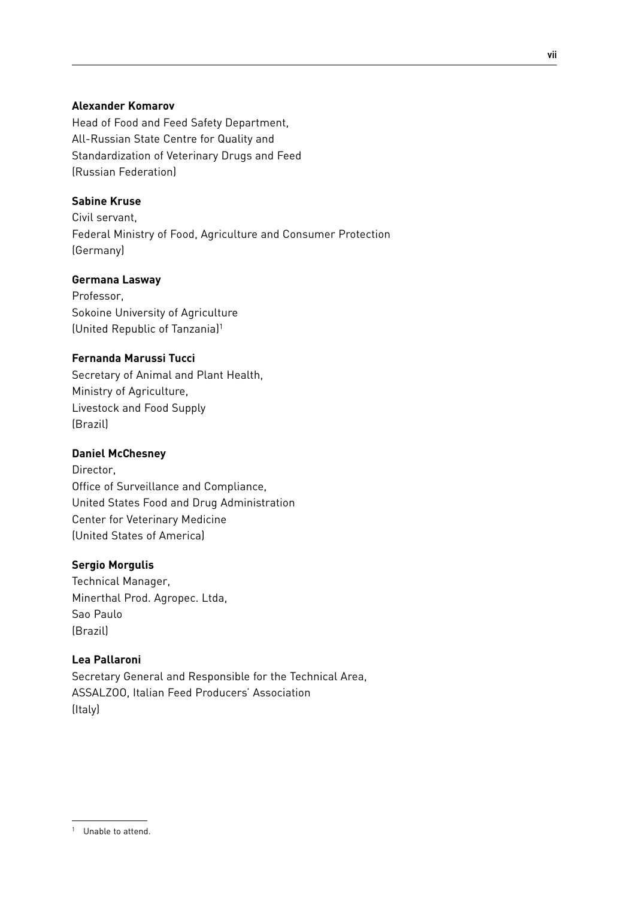**Alexander Komarov**
Head of Food and Feed Safety Department,
All-Russian State Centre for Quality and
Standardization of Veterinary Drugs and Feed
(Russian Federation)

**Sabine Kruse**
Civil servant,
Federal Ministry of Food, Agriculture and Consumer Protection
(Germany)

**Germana Lasway**
Professor,
Sokoine University of Agriculture
(United Republic of Tanzania)[1]

**Fernanda Marussi Tucci**
Secretary of Animal and Plant Health,
Ministry of Agriculture,
Livestock and Food Supply
(Brazil)

**Daniel McChesney**
Director,
Office of Surveillance and Compliance,
United States Food and Drug Administration
Center for Veterinary Medicine
(United States of America)

**Sergio Morgulis**
Technical Manager,
Minerthal Prod. Agropec. Ltda,
Sao Paulo
(Brazil)

**Lea Pallaroni**
Secretary General and Responsible for the Technical Area,
ASSALZOO, Italian Feed Producers' Association
(Italy)

---

[1] Unable to attend.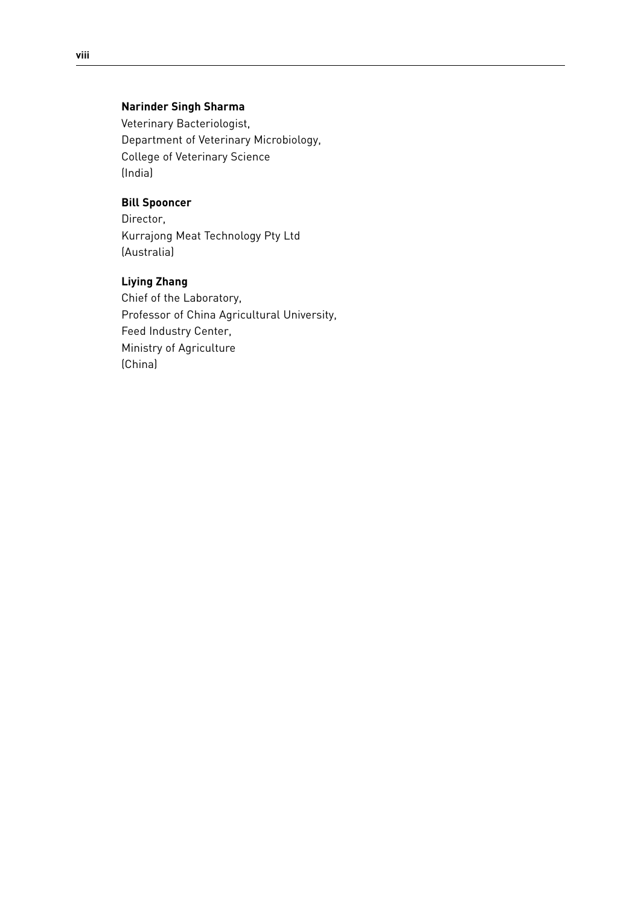**Narinder Singh Sharma**
Veterinary Bacteriologist,
Department of Veterinary Microbiology,
College of Veterinary Science
(India)

**Bill Spooncer**
Director,
Kurrajong Meat Technology Pty Ltd
(Australia)

**Liying Zhang**
Chief of the Laboratory,
Professor of China Agricultural University,
Feed Industry Center,
Ministry of Agriculture
(China)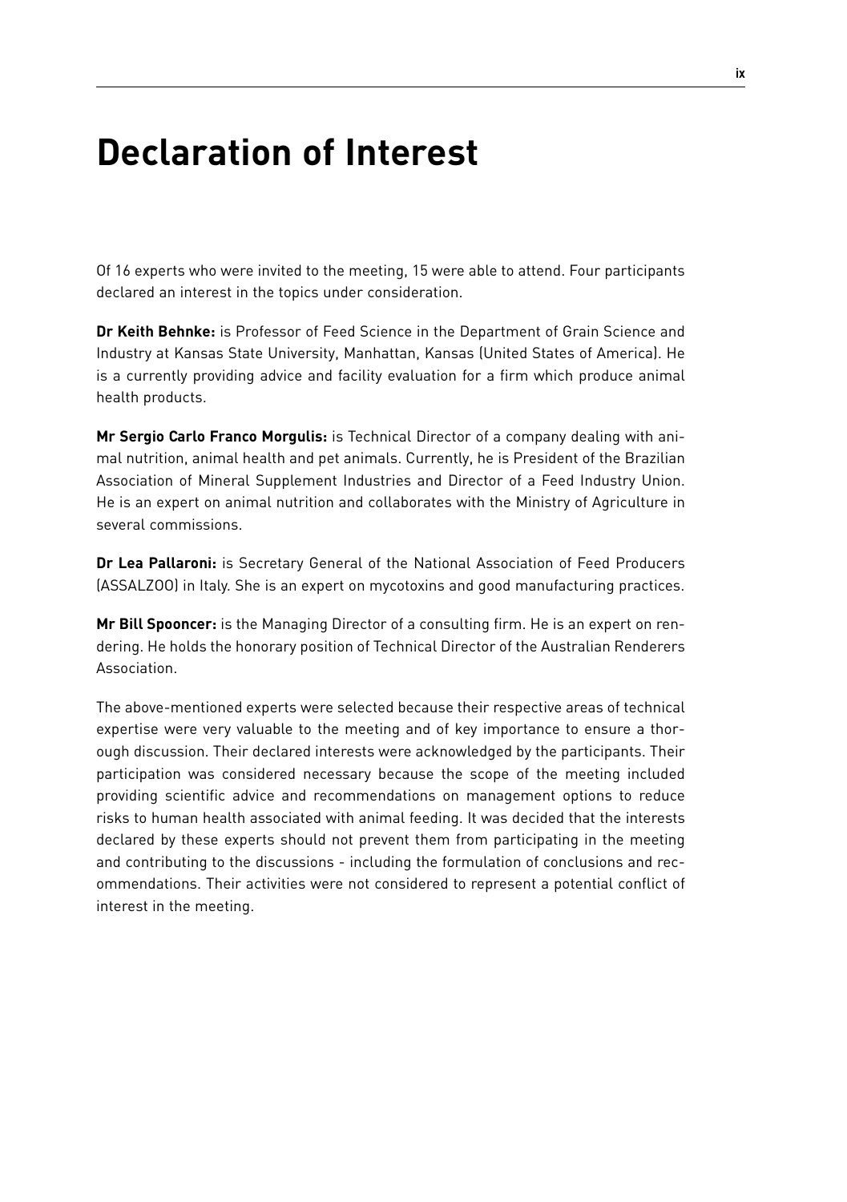# Declaration of Interest

Of 16 experts who were invited to the meeting, 15 were able to attend. Four participants declared an interest in the topics under consideration.

**Dr Keith Behnke:** is Professor of Feed Science in the Department of Grain Science and Industry at Kansas State University, Manhattan, Kansas (United States of America). He is a currently providing advice and facility evaluation for a firm which produce animal health products.

**Mr Sergio Carlo Franco Morgulis:** is Technical Director of a company dealing with animal nutrition, animal health and pet animals. Currently, he is President of the Brazilian Association of Mineral Supplement Industries and Director of a Feed Industry Union. He is an expert on animal nutrition and collaborates with the Ministry of Agriculture in several commissions.

**Dr Lea Pallaroni:** is Secretary General of the National Association of Feed Producers (ASSALZOO) in Italy. She is an expert on mycotoxins and good manufacturing practices.

**Mr Bill Spooncer:** is the Managing Director of a consulting firm. He is an expert on rendering. He holds the honorary position of Technical Director of the Australian Renderers Association.

The above-mentioned experts were selected because their respective areas of technical expertise were very valuable to the meeting and of key importance to ensure a thorough discussion. Their declared interests were acknowledged by the participants. Their participation was considered necessary because the scope of the meeting included providing scientific advice and recommendations on management options to reduce risks to human health associated with animal feeding. It was decided that the interests declared by these experts should not prevent them from participating in the meeting and contributing to the discussions - including the formulation of conclusions and recommendations. Their activities were not considered to represent a potential conflict of interest in the meeting.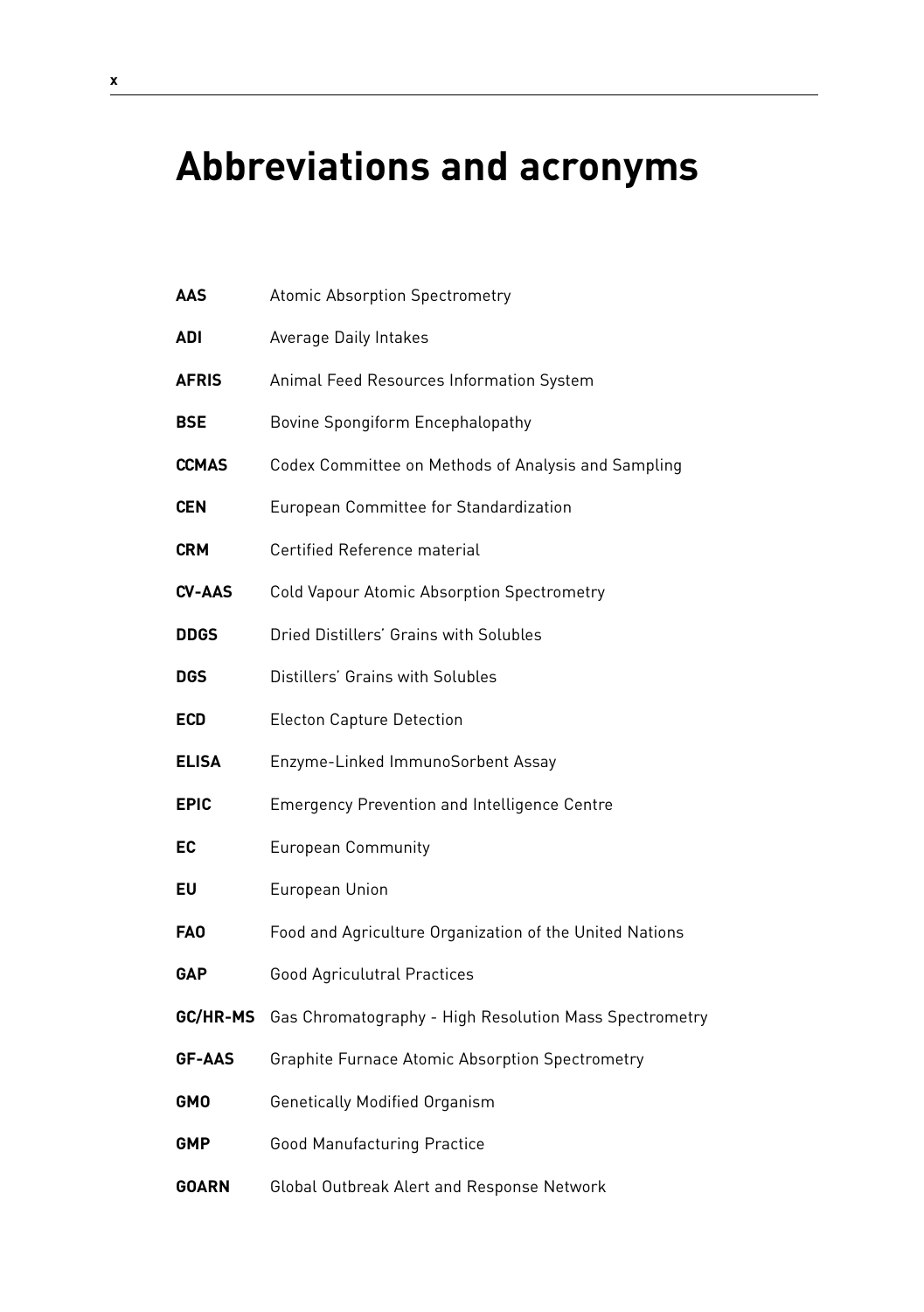# Abbreviations and acronyms

| | |
|---|---|
| **AAS** | Atomic Absorption Spectrometry |
| **ADI** | Average Daily Intakes |
| **AFRIS** | Animal Feed Resources Information System |
| **BSE** | Bovine Spongiform Encephalopathy |
| **CCMAS** | Codex Committee on Methods of Analysis and Sampling |
| **CEN** | European Committee for Standardization |
| **CRM** | Certified Reference material |
| **CV-AAS** | Cold Vapour Atomic Absorption Spectrometry |
| **DDGS** | Dried Distillers' Grains with Solubles |
| **DGS** | Distillers' Grains with Solubles |
| **ECD** | Electon Capture Detection |
| **ELISA** | Enzyme-Linked ImmunoSorbent Assay |
| **EPIC** | Emergency Prevention and Intelligence Centre |
| **EC** | European Community |
| **EU** | European Union |
| **FAO** | Food and Agriculture Organization of the United Nations |
| **GAP** | Good Agriculutral Practices |
| **GC/HR-MS** | Gas Chromatography - High Resolution Mass Spectrometry |
| **GF-AAS** | Graphite Furnace Atomic Absorption Spectrometry |
| **GMO** | Genetically Modified Organism |
| **GMP** | Good Manufacturing Practice |
| **GOARN** | Global Outbreak Alert and Response Network |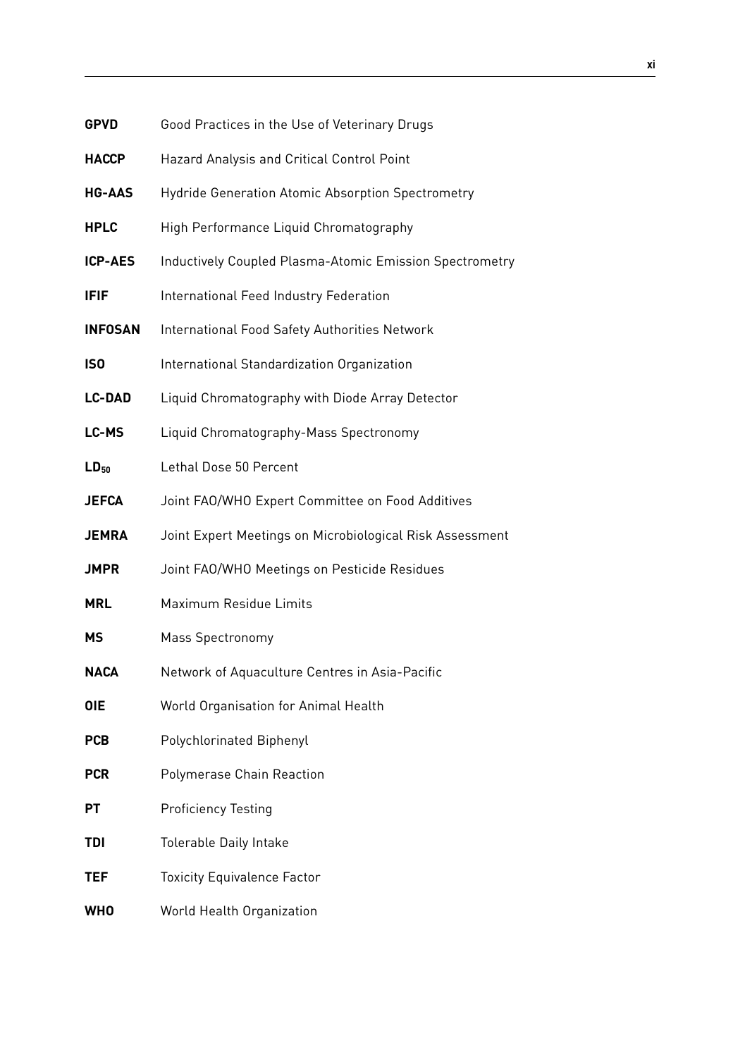| | |
|---|---|
| **GPVD** | Good Practices in the Use of Veterinary Drugs |
| **HACCP** | Hazard Analysis and Critical Control Point |
| **HG-AAS** | Hydride Generation Atomic Absorption Spectrometry |
| **HPLC** | High Performance Liquid Chromatography |
| **ICP-AES** | Inductively Coupled Plasma-Atomic Emission Spectrometry |
| **IFIF** | International Feed Industry Federation |
| **INFOSAN** | International Food Safety Authorities Network |
| **ISO** | International Standardization Organization |
| **LC-DAD** | Liquid Chromatography with Diode Array Detector |
| **LC-MS** | Liquid Chromatography-Mass Spectronomy |
| **$LD_{50}$** | Lethal Dose 50 Percent |
| **JEFCA** | Joint FAO/WHO Expert Committee on Food Additives |
| **JEMRA** | Joint Expert Meetings on Microbiological Risk Assessment |
| **JMPR** | Joint FAO/WHO Meetings on Pesticide Residues |
| **MRL** | Maximum Residue Limits |
| **MS** | Mass Spectronomy |
| **NACA** | Network of Aquaculture Centres in Asia-Pacific |
| **OIE** | World Organisation for Animal Health |
| **PCB** | Polychlorinated Biphenyl |
| **PCR** | Polymerase Chain Reaction |
| **PT** | Proficiency Testing |
| **TDI** | Tolerable Daily Intake |
| **TEF** | Toxicity Equivalence Factor |
| **WHO** | World Health Organization |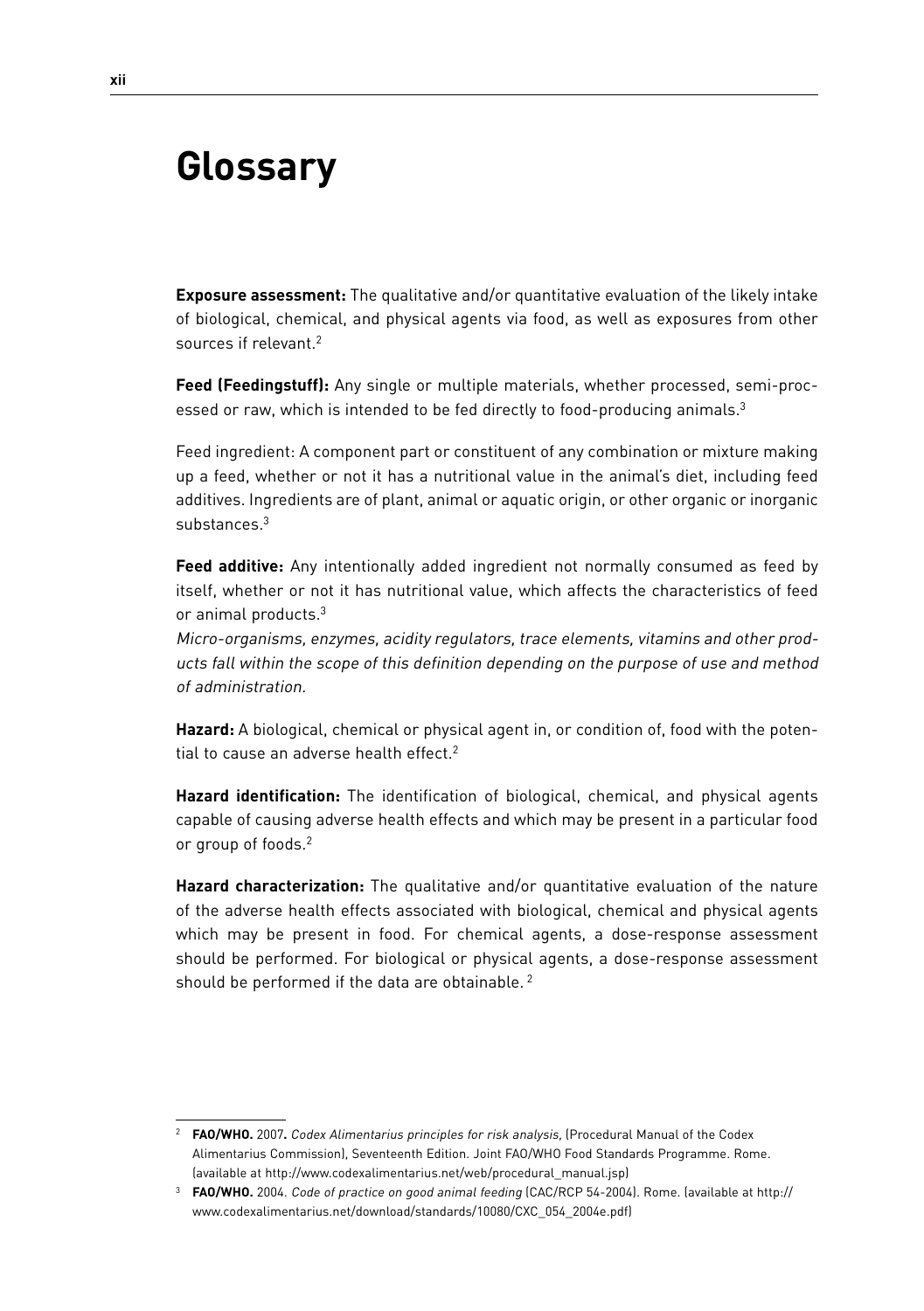# Glossary

**Exposure assessment:** The qualitative and/or quantitative evaluation of the likely intake of biological, chemical, and physical agents via food, as well as exposures from other sources if relevant.[2]

**Feed (Feedingstuff):** Any single or multiple materials, whether processed, semi-processed or raw, which is intended to be fed directly to food-producing animals.[3]

Feed ingredient: A component part or constituent of any combination or mixture making up a feed, whether or not it has a nutritional value in the animal's diet, including feed additives. Ingredients are of plant, animal or aquatic origin, or other organic or inorganic substances.[3]

**Feed additive:** Any intentionally added ingredient not normally consumed as feed by itself, whether or not it has nutritional value, which affects the characteristics of feed or animal products.[3]
*Micro-organisms, enzymes, acidity regulators, trace elements, vitamins and other products fall within the scope of this definition depending on the purpose of use and method of administration.*

**Hazard:** A biological, chemical or physical agent in, or condition of, food with the potential to cause an adverse health effect.[2]

**Hazard identification:** The identification of biological, chemical, and physical agents capable of causing adverse health effects and which may be present in a particular food or group of foods.[2]

**Hazard characterization:** The qualitative and/or quantitative evaluation of the nature of the adverse health effects associated with biological, chemical and physical agents which may be present in food. For chemical agents, a dose-response assessment should be performed. For biological or physical agents, a dose-response assessment should be performed if the data are obtainable. [2]

---

[2] **FAO/WHO.** 2007**.** *Codex Alimentarius principles for risk analysis*, (Procedural Manual of the Codex Alimentarius Commission), Seventeenth Edition. Joint FAO/WHO Food Standards Programme. Rome. (available at http://www.codexalimentarius.net/web/procedural_manual.jsp)

[3] **FAO/WHO.** 2004. *Code of practice on good animal feeding* (CAC/RCP 54-2004). Rome. (available at http://www.codexalimentarius.net/download/standards/10080/CXC_054_2004e.pdf)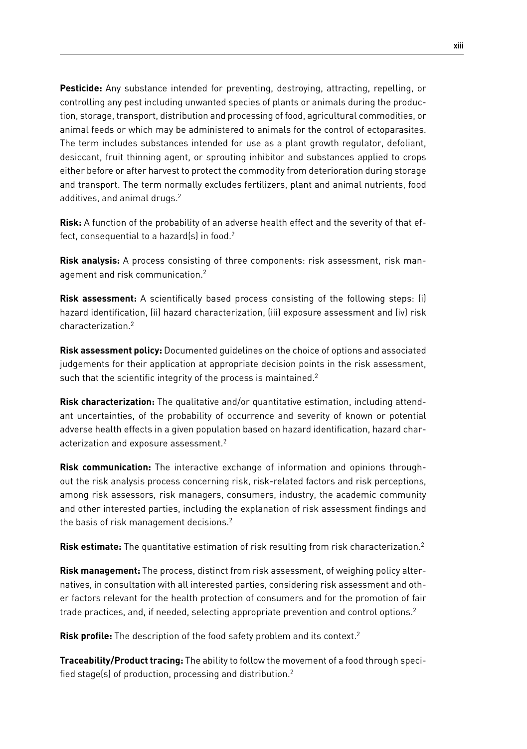**Pesticide:** Any substance intended for preventing, destroying, attracting, repelling, or controlling any pest including unwanted species of plants or animals during the production, storage, transport, distribution and processing of food, agricultural commodities, or animal feeds or which may be administered to animals for the control of ectoparasites. The term includes substances intended for use as a plant growth regulator, defoliant, desiccant, fruit thinning agent, or sprouting inhibitor and substances applied to crops either before or after harvest to protect the commodity from deterioration during storage and transport. The term normally excludes fertilizers, plant and animal nutrients, food additives, and animal drugs.[2]

**Risk:** A function of the probability of an adverse health effect and the severity of that effect, consequential to a hazard(s) in food.[2]

**Risk analysis:** A process consisting of three components: risk assessment, risk management and risk communication.[2]

**Risk assessment:** A scientifically based process consisting of the following steps: (i) hazard identification, (ii) hazard characterization, (iii) exposure assessment and (iv) risk characterization.[2]

**Risk assessment policy:** Documented guidelines on the choice of options and associated judgements for their application at appropriate decision points in the risk assessment, such that the scientific integrity of the process is maintained.[2]

**Risk characterization:** The qualitative and/or quantitative estimation, including attendant uncertainties, of the probability of occurrence and severity of known or potential adverse health effects in a given population based on hazard identification, hazard characterization and exposure assessment.[2]

**Risk communication:** The interactive exchange of information and opinions throughout the risk analysis process concerning risk, risk-related factors and risk perceptions, among risk assessors, risk managers, consumers, industry, the academic community and other interested parties, including the explanation of risk assessment findings and the basis of risk management decisions.[2]

**Risk estimate:** The quantitative estimation of risk resulting from risk characterization.[2]

**Risk management:** The process, distinct from risk assessment, of weighing policy alternatives, in consultation with all interested parties, considering risk assessment and other factors relevant for the health protection of consumers and for the promotion of fair trade practices, and, if needed, selecting appropriate prevention and control options.[2]

**Risk profile:** The description of the food safety problem and its context.[2]

**Traceability/Product tracing:** The ability to follow the movement of a food through specified stage(s) of production, processing and distribution.[2]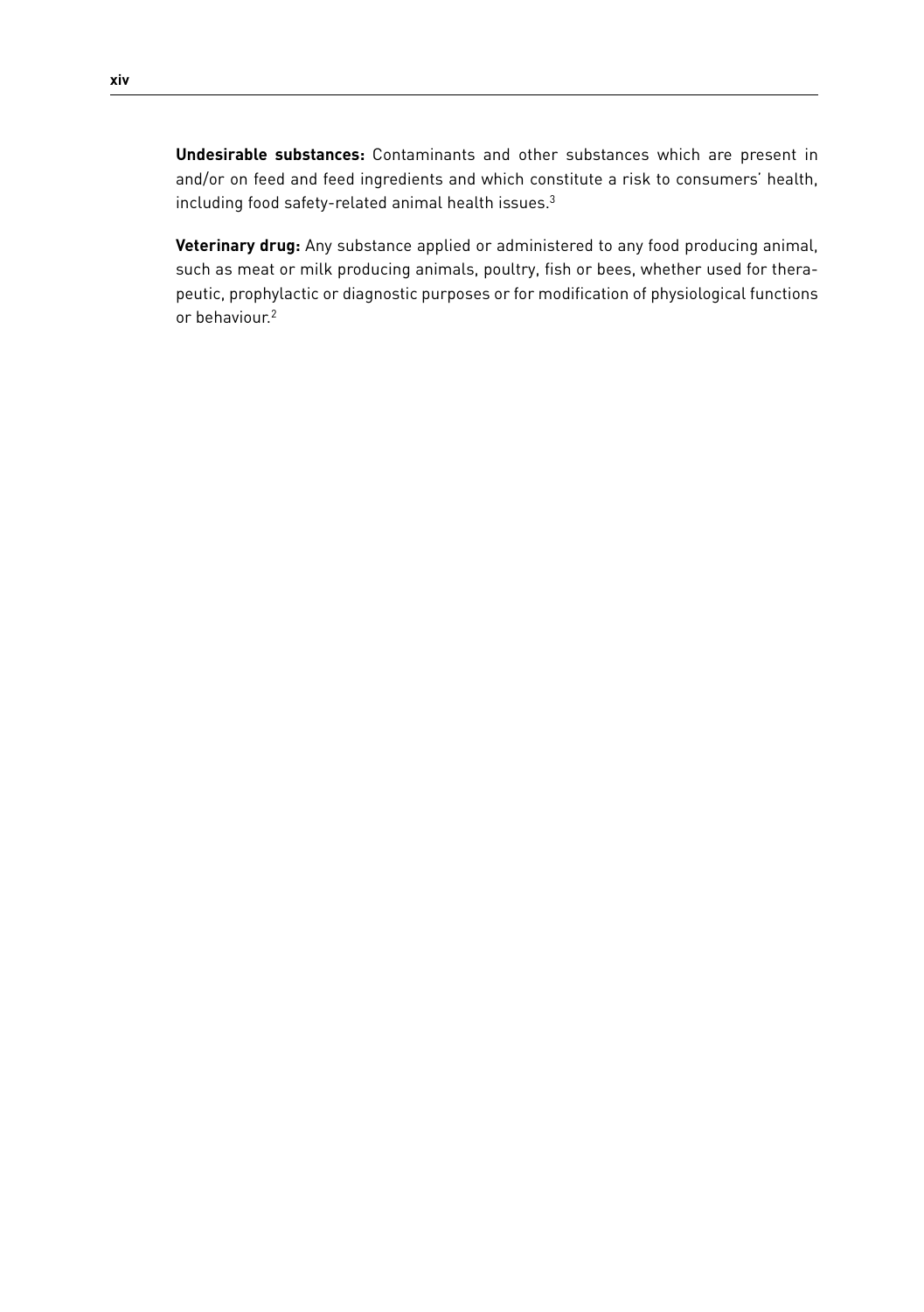**Undesirable substances:** Contaminants and other substances which are present in and/or on feed and feed ingredients and which constitute a risk to consumers' health, including food safety-related animal health issues.[3]

**Veterinary drug:** Any substance applied or administered to any food producing animal, such as meat or milk producing animals, poultry, fish or bees, whether used for therapeutic, prophylactic or diagnostic purposes or for modification of physiological functions or behaviour.[2]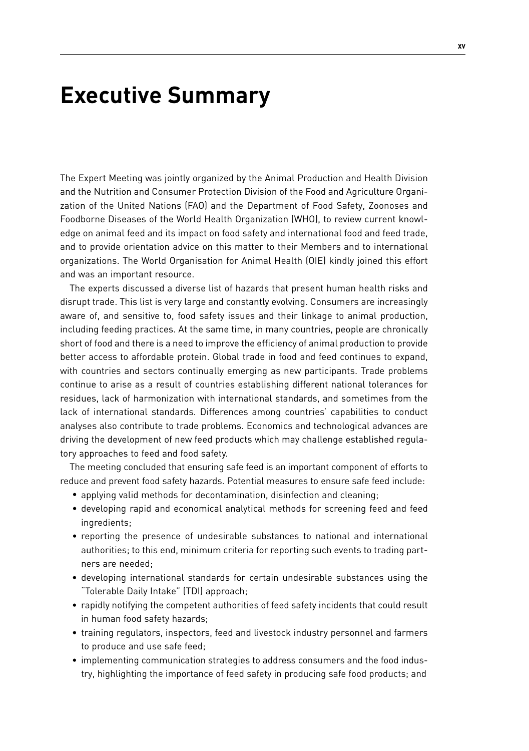# Executive Summary

The Expert Meeting was jointly organized by the Animal Production and Health Division and the Nutrition and Consumer Protection Division of the Food and Agriculture Organization of the United Nations (FAO) and the Department of Food Safety, Zoonoses and Foodborne Diseases of the World Health Organization (WHO), to review current knowledge on animal feed and its impact on food safety and international food and feed trade, and to provide orientation advice on this matter to their Members and to international organizations. The World Organisation for Animal Health (OIE) kindly joined this effort and was an important resource.

The experts discussed a diverse list of hazards that present human health risks and disrupt trade. This list is very large and constantly evolving. Consumers are increasingly aware of, and sensitive to, food safety issues and their linkage to animal production, including feeding practices. At the same time, in many countries, people are chronically short of food and there is a need to improve the efficiency of animal production to provide better access to affordable protein. Global trade in food and feed continues to expand, with countries and sectors continually emerging as new participants. Trade problems continue to arise as a result of countries establishing different national tolerances for residues, lack of harmonization with international standards, and sometimes from the lack of international standards. Differences among countries' capabilities to conduct analyses also contribute to trade problems. Economics and technological advances are driving the development of new feed products which may challenge established regulatory approaches to feed and food safety.

The meeting concluded that ensuring safe feed is an important component of efforts to reduce and prevent food safety hazards. Potential measures to ensure safe feed include:

- applying valid methods for decontamination, disinfection and cleaning;
- developing rapid and economical analytical methods for screening feed and feed ingredients;
- reporting the presence of undesirable substances to national and international authorities; to this end, minimum criteria for reporting such events to trading partners are needed;
- developing international standards for certain undesirable substances using the "Tolerable Daily Intake" (TDI) approach;
- rapidly notifying the competent authorities of feed safety incidents that could result in human food safety hazards;
- training regulators, inspectors, feed and livestock industry personnel and farmers to produce and use safe feed;
- implementing communication strategies to address consumers and the food industry, highlighting the importance of feed safety in producing safe food products; and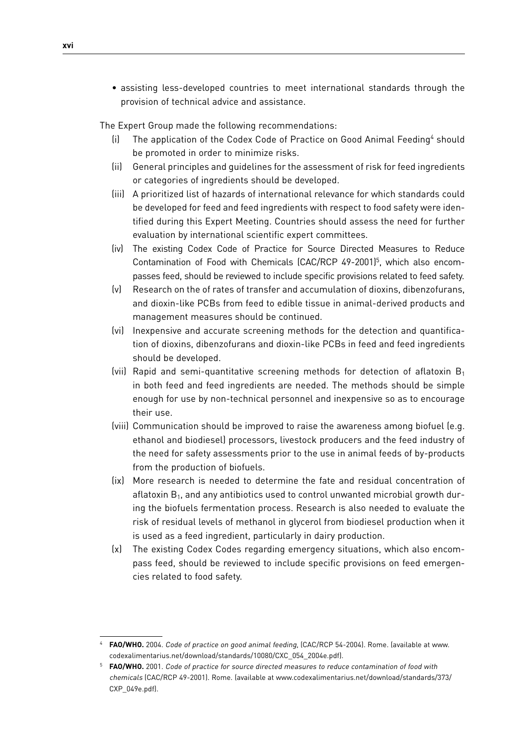- assisting less-developed countries to meet international standards through the provision of technical advice and assistance.

The Expert Group made the following recommendations:

(i) The application of the Codex Code of Practice on Good Animal Feeding[4] should be promoted in order to minimize risks.

(ii) General principles and guidelines for the assessment of risk for feed ingredients or categories of ingredients should be developed.

(iii) A prioritized list of hazards of international relevance for which standards could be developed for feed and feed ingredients with respect to food safety were identified during this Expert Meeting. Countries should assess the need for further evaluation by international scientific expert committees.

(iv) The existing Codex Code of Practice for Source Directed Measures to Reduce Contamination of Food with Chemicals (CAC/RCP 49-2001)[5], which also encompasses feed, should be reviewed to include specific provisions related to feed safety.

(v) Research on the of rates of transfer and accumulation of dioxins, dibenzofurans, and dioxin-like PCBs from feed to edible tissue in animal-derived products and management measures should be continued.

(vi) Inexpensive and accurate screening methods for the detection and quantification of dioxins, dibenzofurans and dioxin-like PCBs in feed and feed ingredients should be developed.

(vii) Rapid and semi-quantitative screening methods for detection of aflatoxin $B_1$ in both feed and feed ingredients are needed. The methods should be simple enough for use by non-technical personnel and inexpensive so as to encourage their use.

(viii) Communication should be improved to raise the awareness among biofuel (e.g. ethanol and biodiesel) processors, livestock producers and the feed industry of the need for safety assessments prior to the use in animal feeds of by-products from the production of biofuels.

(ix) More research is needed to determine the fate and residual concentration of aflatoxin $B_1$, and any antibiotics used to control unwanted microbial growth during the biofuels fermentation process. Research is also needed to evaluate the risk of residual levels of methanol in glycerol from biodiesel production when it is used as a feed ingredient, particularly in dairy production.

(x) The existing Codex Codes regarding emergency situations, which also encompass feed, should be reviewed to include specific provisions on feed emergencies related to food safety.

---

[4] **FAO/WHO.** 2004. *Code of practice on good animal feeding*, (CAC/RCP 54-2004). Rome. (available at www.codexalimentarius.net/download/standards/10080/CXC_054_2004e.pdf).

[5] **FAO/WHO.** 2001. *Code of practice for source directed measures to reduce contamination of food with chemicals* (CAC/RCP 49-2001). Rome. (available at www.codexalimentarius.net/download/standards/373/CXP_049e.pdf).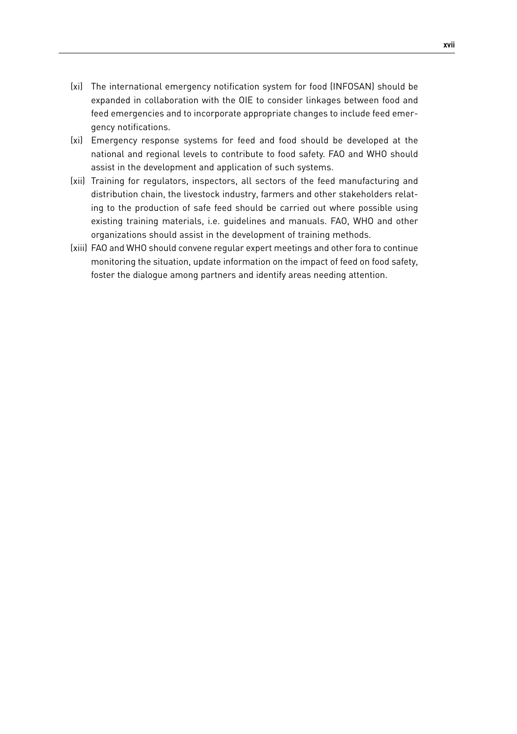(xi) The international emergency notification system for food (INFOSAN) should be expanded in collaboration with the OIE to consider linkages between food and feed emergencies and to incorporate appropriate changes to include feed emergency notifications.

(xi) Emergency response systems for feed and food should be developed at the national and regional levels to contribute to food safety. FAO and WHO should assist in the development and application of such systems.

(xii) Training for regulators, inspectors, all sectors of the feed manufacturing and distribution chain, the livestock industry, farmers and other stakeholders relating to the production of safe feed should be carried out where possible using existing training materials, i.e. guidelines and manuals. FAO, WHO and other organizations should assist in the development of training methods.

(xiii) FAO and WHO should convene regular expert meetings and other fora to continue monitoring the situation, update information on the impact of feed on food safety, foster the dialogue among partners and identify areas needing attention.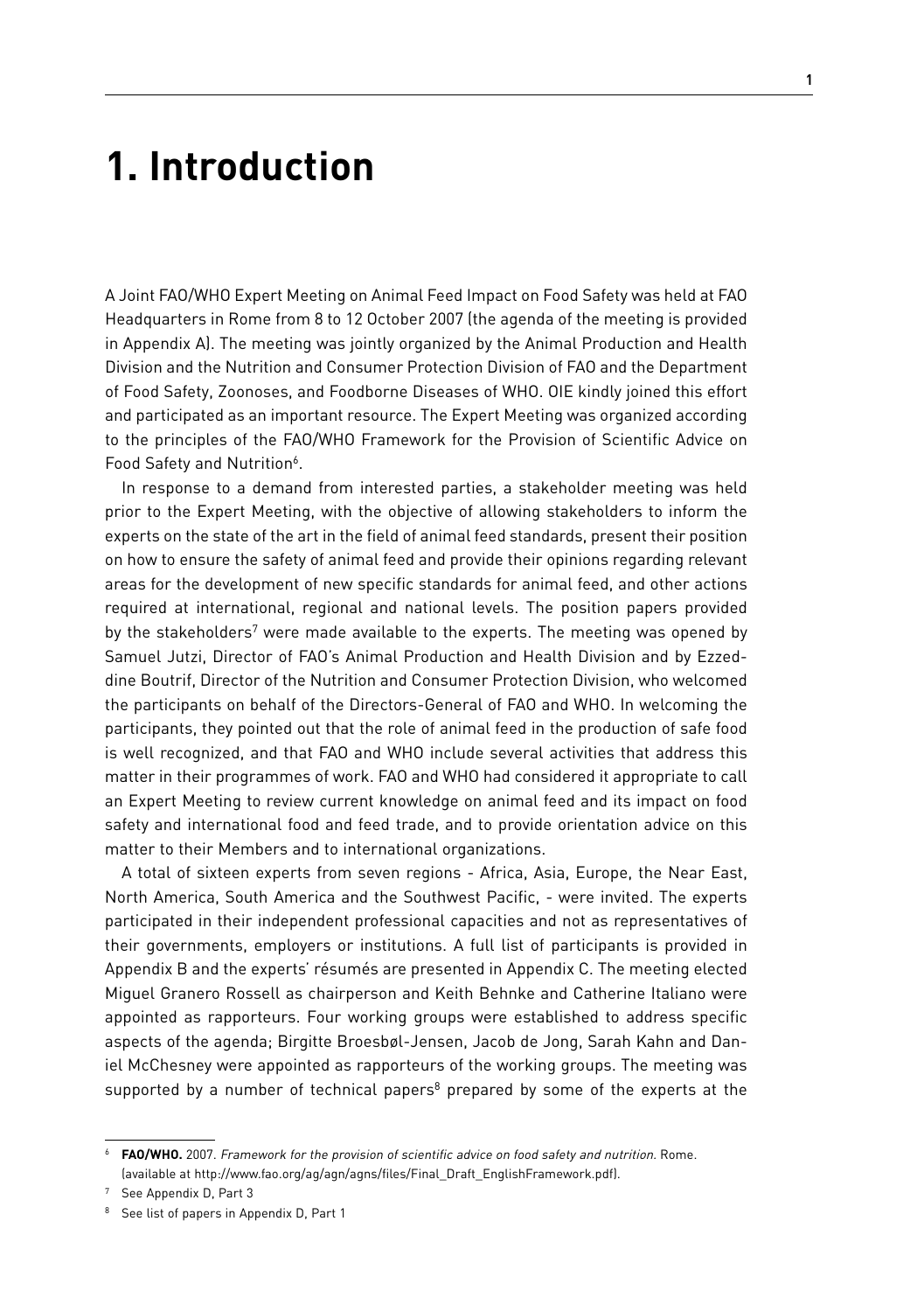# 1. Introduction

A Joint FAO/WHO Expert Meeting on Animal Feed Impact on Food Safety was held at FAO Headquarters in Rome from 8 to 12 October 2007 (the agenda of the meeting is provided in Appendix A). The meeting was jointly organized by the Animal Production and Health Division and the Nutrition and Consumer Protection Division of FAO and the Department of Food Safety, Zoonoses, and Foodborne Diseases of WHO. OIE kindly joined this effort and participated as an important resource. The Expert Meeting was organized according to the principles of the FAO/WHO Framework for the Provision of Scientific Advice on Food Safety and Nutrition[6].

In response to a demand from interested parties, a stakeholder meeting was held prior to the Expert Meeting, with the objective of allowing stakeholders to inform the experts on the state of the art in the field of animal feed standards, present their position on how to ensure the safety of animal feed and provide their opinions regarding relevant areas for the development of new specific standards for animal feed, and other actions required at international, regional and national levels. The position papers provided by the stakeholders[7] were made available to the experts. The meeting was opened by Samuel Jutzi, Director of FAO's Animal Production and Health Division and by Ezzeddine Boutrif, Director of the Nutrition and Consumer Protection Division, who welcomed the participants on behalf of the Directors-General of FAO and WHO. In welcoming the participants, they pointed out that the role of animal feed in the production of safe food is well recognized, and that FAO and WHO include several activities that address this matter in their programmes of work. FAO and WHO had considered it appropriate to call an Expert Meeting to review current knowledge on animal feed and its impact on food safety and international food and feed trade, and to provide orientation advice on this matter to their Members and to international organizations.

A total of sixteen experts from seven regions - Africa, Asia, Europe, the Near East, North America, South America and the Southwest Pacific, - were invited. The experts participated in their independent professional capacities and not as representatives of their governments, employers or institutions. A full list of participants is provided in Appendix B and the experts' résumés are presented in Appendix C. The meeting elected Miguel Granero Rossell as chairperson and Keith Behnke and Catherine Italiano were appointed as rapporteurs. Four working groups were established to address specific aspects of the agenda; Birgitte Broesbøl-Jensen, Jacob de Jong, Sarah Kahn and Daniel McChesney were appointed as rapporteurs of the working groups. The meeting was supported by a number of technical papers[8] prepared by some of the experts at the

---

[6] **FAO/WHO.** 2007. *Framework for the provision of scientific advice on food safety and nutrition.* Rome. (available at http://www.fao.org/ag/agn/agns/files/Final_Draft_EnglishFramework.pdf).

[7] See Appendix D, Part 3

[8] See list of papers in Appendix D, Part 1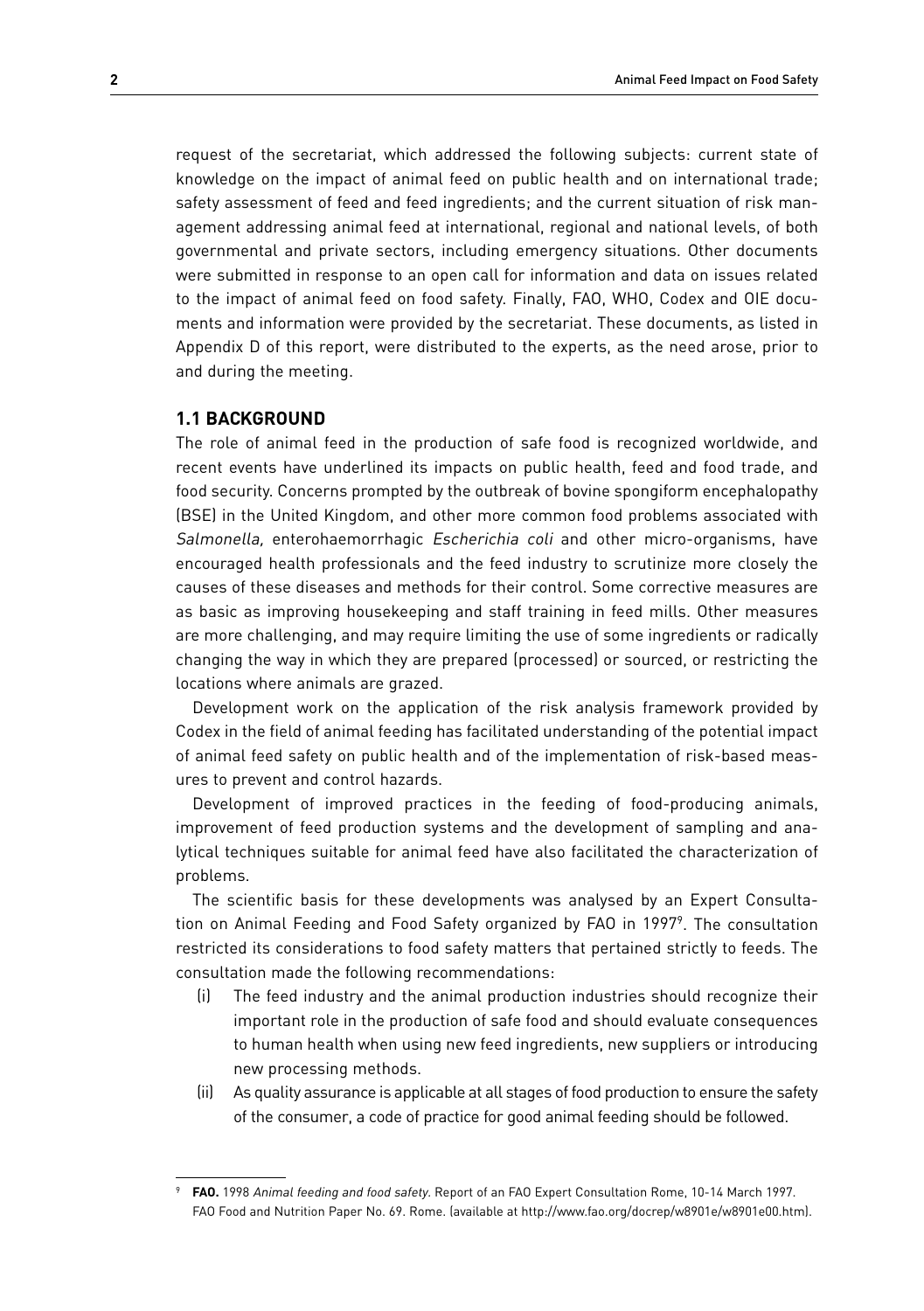request of the secretariat, which addressed the following subjects: current state of knowledge on the impact of animal feed on public health and on international trade; safety assessment of feed and feed ingredients; and the current situation of risk management addressing animal feed at international, regional and national levels, of both governmental and private sectors, including emergency situations. Other documents were submitted in response to an open call for information and data on issues related to the impact of animal feed on food safety. Finally, FAO, WHO, Codex and OIE documents and information were provided by the secretariat. These documents, as listed in Appendix D of this report, were distributed to the experts, as the need arose, prior to and during the meeting.

### 1.1 BACKGROUND

The role of animal feed in the production of safe food is recognized worldwide, and recent events have underlined its impacts on public health, feed and food trade, and food security. Concerns prompted by the outbreak of bovine spongiform encephalopathy (BSE) in the United Kingdom, and other more common food problems associated with *Salmonella,* enterohaemorrhagic *Escherichia coli* and other micro-organisms, have encouraged health professionals and the feed industry to scrutinize more closely the causes of these diseases and methods for their control. Some corrective measures are as basic as improving housekeeping and staff training in feed mills. Other measures are more challenging, and may require limiting the use of some ingredients or radically changing the way in which they are prepared (processed) or sourced, or restricting the locations where animals are grazed.

Development work on the application of the risk analysis framework provided by Codex in the field of animal feeding has facilitated understanding of the potential impact of animal feed safety on public health and of the implementation of risk-based measures to prevent and control hazards.

Development of improved practices in the feeding of food-producing animals, improvement of feed production systems and the development of sampling and analytical techniques suitable for animal feed have also facilitated the characterization of problems.

The scientific basis for these developments was analysed by an Expert Consultation on Animal Feeding and Food Safety organized by FAO in 1997[9]. The consultation restricted its considerations to food safety matters that pertained strictly to feeds. The consultation made the following recommendations:

(i) The feed industry and the animal production industries should recognize their important role in the production of safe food and should evaluate consequences to human health when using new feed ingredients, new suppliers or introducing new processing methods.

(ii) As quality assurance is applicable at all stages of food production to ensure the safety of the consumer, a code of practice for good animal feeding should be followed.

---

[9] **FAO.** 1998 *Animal feeding and food safety.* Report of an FAO Expert Consultation Rome, 10-14 March 1997. FAO Food and Nutrition Paper No. 69. Rome. (available at http://www.fao.org/docrep/w8901e/w8901e00.htm).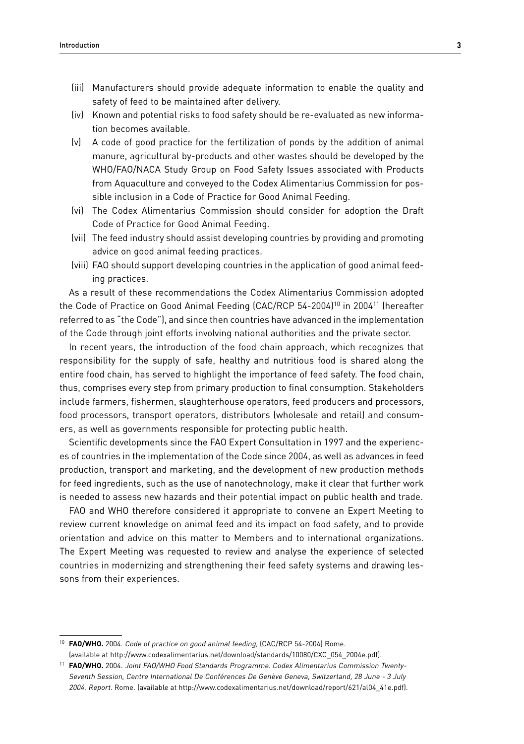(iii) Manufacturers should provide adequate information to enable the quality and safety of feed to be maintained after delivery.

(iv) Known and potential risks to food safety should be re-evaluated as new information becomes available.

(v) A code of good practice for the fertilization of ponds by the addition of animal manure, agricultural by-products and other wastes should be developed by the WHO/FAO/NACA Study Group on Food Safety Issues associated with Products from Aquaculture and conveyed to the Codex Alimentarius Commission for possible inclusion in a Code of Practice for Good Animal Feeding.

(vi) The Codex Alimentarius Commission should consider for adoption the Draft Code of Practice for Good Animal Feeding.

(vii) The feed industry should assist developing countries by providing and promoting advice on good animal feeding practices.

(viii) FAO should support developing countries in the application of good animal feeding practices.

As a result of these recommendations the Codex Alimentarius Commission adopted the Code of Practice on Good Animal Feeding (CAC/RCP 54-2004)[10] in 2004[11] (hereafter referred to as "the Code"), and since then countries have advanced in the implementation of the Code through joint efforts involving national authorities and the private sector.

In recent years, the introduction of the food chain approach, which recognizes that responsibility for the supply of safe, healthy and nutritious food is shared along the entire food chain, has served to highlight the importance of feed safety. The food chain, thus, comprises every step from primary production to final consumption. Stakeholders include farmers, fishermen, slaughterhouse operators, feed producers and processors, food processors, transport operators, distributors (wholesale and retail) and consumers, as well as governments responsible for protecting public health.

Scientific developments since the FAO Expert Consultation in 1997 and the experiences of countries in the implementation of the Code since 2004, as well as advances in feed production, transport and marketing, and the development of new production methods for feed ingredients, such as the use of nanotechnology, make it clear that further work is needed to assess new hazards and their potential impact on public health and trade.

FAO and WHO therefore considered it appropriate to convene an Expert Meeting to review current knowledge on animal feed and its impact on food safety, and to provide orientation and advice on this matter to Members and to international organizations. The Expert Meeting was requested to review and analyse the experience of selected countries in modernizing and strengthening their feed safety systems and drawing lessons from their experiences.

---

[10] **FAO/WHO.** 2004. *Code of practice on good animal feeding*, (CAC/RCP 54-2004) Rome. (available at http://www.codexalimentarius.net/download/standards/10080/CXC_054_2004e.pdf).

[11] **FAO/WHO.** 2004. *Joint FAO/WHO Food Standards Programme. Codex Alimentarius Commission Twenty-Seventh Session, Centre International De Conférences De Genève Geneva, Switzerland, 28 June - 3 July 2004. Report.* Rome. (available at http://www.codexalimentarius.net/download/report/621/al04_41e.pdf).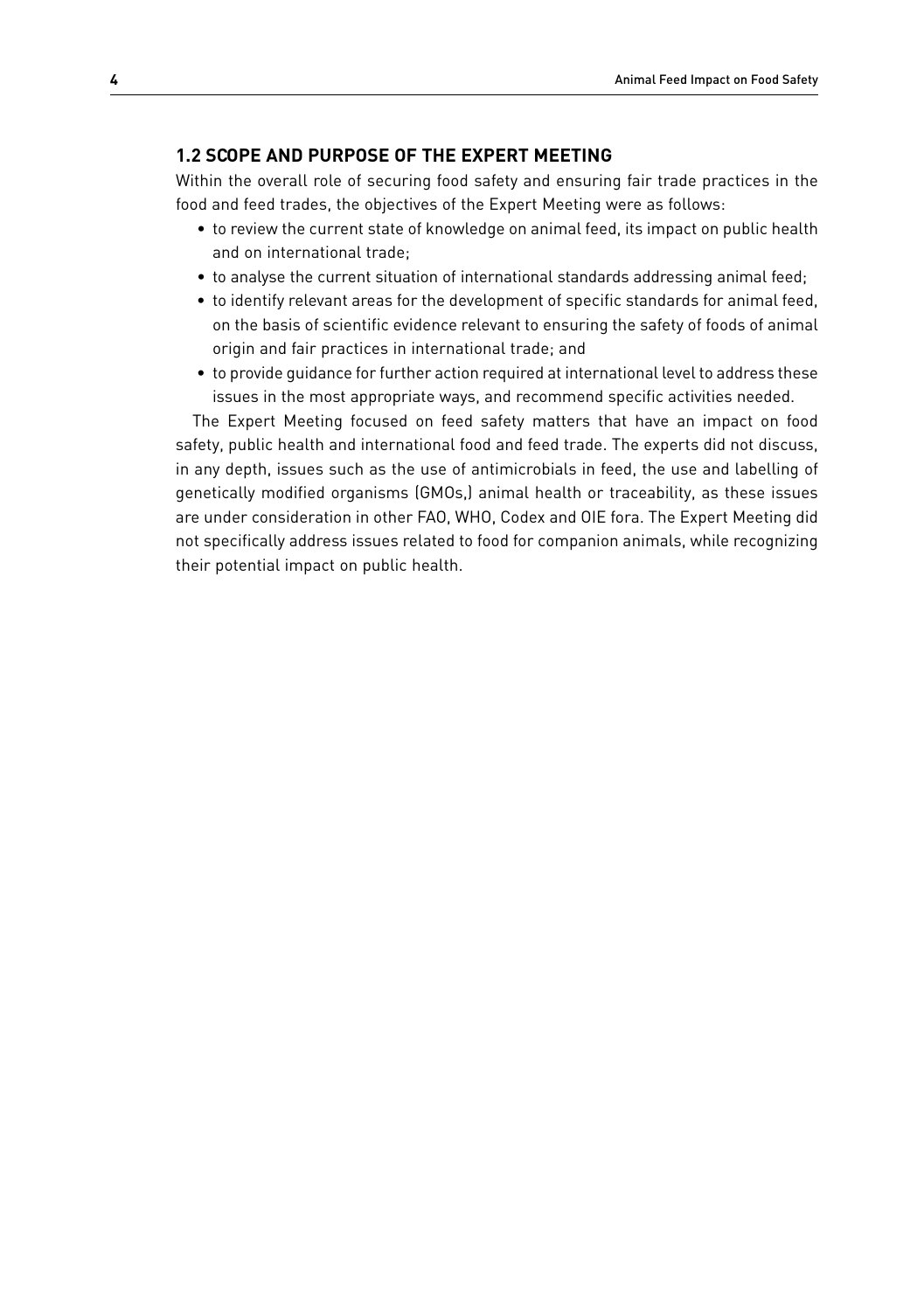## 1.2 SCOPE AND PURPOSE OF THE EXPERT MEETING

Within the overall role of securing food safety and ensuring fair trade practices in the food and feed trades, the objectives of the Expert Meeting were as follows:

- to review the current state of knowledge on animal feed, its impact on public health and on international trade;
- to analyse the current situation of international standards addressing animal feed;
- to identify relevant areas for the development of specific standards for animal feed, on the basis of scientific evidence relevant to ensuring the safety of foods of animal origin and fair practices in international trade; and
- to provide guidance for further action required at international level to address these issues in the most appropriate ways, and recommend specific activities needed.

The Expert Meeting focused on feed safety matters that have an impact on food safety, public health and international food and feed trade. The experts did not discuss, in any depth, issues such as the use of antimicrobials in feed, the use and labelling of genetically modified organisms (GMOs,) animal health or traceability, as these issues are under consideration in other FAO, WHO, Codex and OIE fora. The Expert Meeting did not specifically address issues related to food for companion animals, while recognizing their potential impact on public health.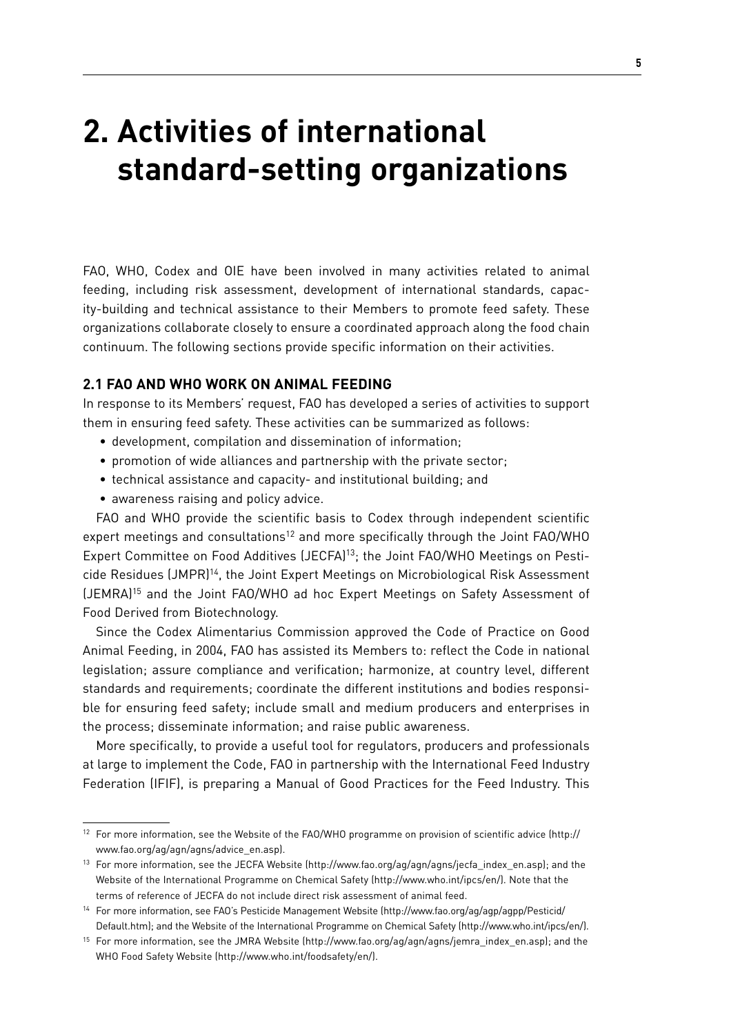# 2. Activities of international standard-setting organizations

FAO, WHO, Codex and OIE have been involved in many activities related to animal feeding, including risk assessment, development of international standards, capacity-building and technical assistance to their Members to promote feed safety. These organizations collaborate closely to ensure a coordinated approach along the food chain continuum. The following sections provide specific information on their activities.

## 2.1 FAO AND WHO WORK ON ANIMAL FEEDING

In response to its Members' request, FAO has developed a series of activities to support them in ensuring feed safety. These activities can be summarized as follows:

- development, compilation and dissemination of information;
- promotion of wide alliances and partnership with the private sector;
- technical assistance and capacity- and institutional building; and
- awareness raising and policy advice.

FAO and WHO provide the scientific basis to Codex through independent scientific expert meetings and consultations[12] and more specifically through the Joint FAO/WHO Expert Committee on Food Additives (JECFA)[13]; the Joint FAO/WHO Meetings on Pesticide Residues (JMPR)[14], the Joint Expert Meetings on Microbiological Risk Assessment (JEMRA)[15] and the Joint FAO/WHO ad hoc Expert Meetings on Safety Assessment of Food Derived from Biotechnology.

Since the Codex Alimentarius Commission approved the Code of Practice on Good Animal Feeding, in 2004, FAO has assisted its Members to: reflect the Code in national legislation; assure compliance and verification; harmonize, at country level, different standards and requirements; coordinate the different institutions and bodies responsible for ensuring feed safety; include small and medium producers and enterprises in the process; disseminate information; and raise public awareness.

More specifically, to provide a useful tool for regulators, producers and professionals at large to implement the Code, FAO in partnership with the International Feed Industry Federation (IFIF), is preparing a Manual of Good Practices for the Feed Industry. This

---

[12] For more information, see the Website of the FAO/WHO programme on provision of scientific advice (http://www.fao.org/ag/agn/agns/advice_en.asp).

[13] For more information, see the JECFA Website (http://www.fao.org/ag/agn/agns/jecfa_index_en.asp); and the Website of the International Programme on Chemical Safety (http://www.who.int/ipcs/en/). Note that the terms of reference of JECFA do not include direct risk assessment of animal feed.

[14] For more information, see FAO's Pesticide Management Website (http://www.fao.org/ag/agp/agpp/Pesticid/Default.htm); and the Website of the International Programme on Chemical Safety (http://www.who.int/ipcs/en/).

[15] For more information, see the JMRA Website (http://www.fao.org/ag/agn/agns/jemra_index_en.asp); and the WHO Food Safety Website (http://www.who.int/foodsafety/en/).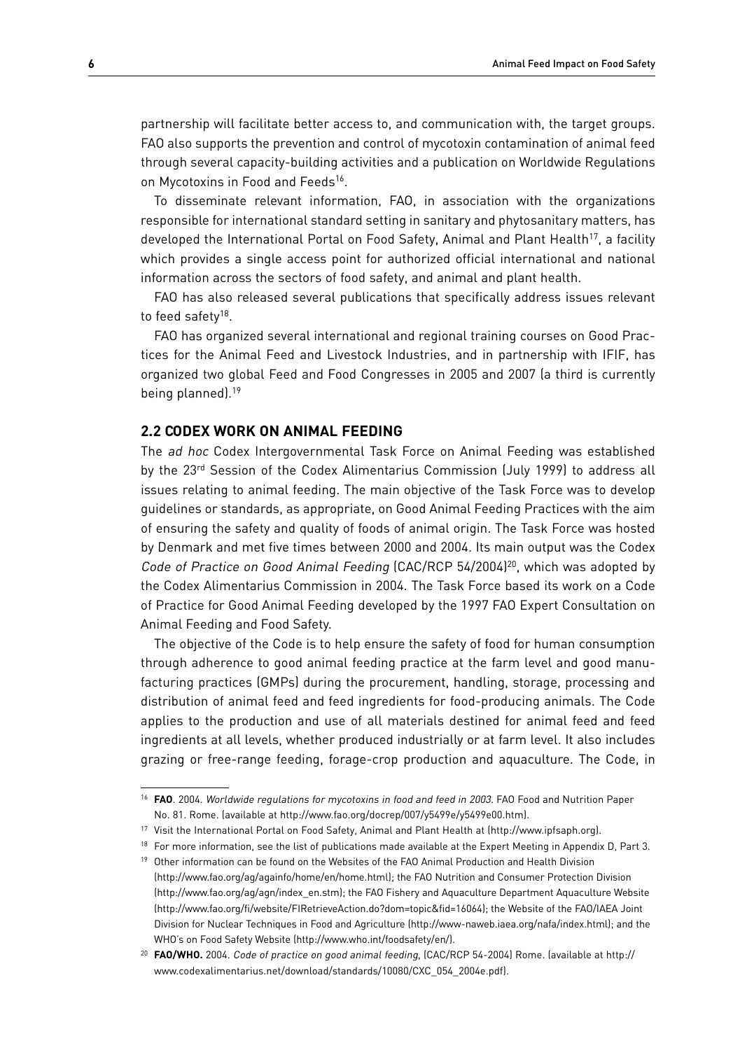partnership will facilitate better access to, and communication with, the target groups. FAO also supports the prevention and control of mycotoxin contamination of animal feed through several capacity-building activities and a publication on Worldwide Regulations on Mycotoxins in Food and Feeds[16].

To disseminate relevant information, FAO, in association with the organizations responsible for international standard setting in sanitary and phytosanitary matters, has developed the International Portal on Food Safety, Animal and Plant Health[17], a facility which provides a single access point for authorized official international and national information across the sectors of food safety, and animal and plant health.

FAO has also released several publications that specifically address issues relevant to feed safety[18].

FAO has organized several international and regional training courses on Good Practices for the Animal Feed and Livestock Industries, and in partnership with IFIF, has organized two global Feed and Food Congresses in 2005 and 2007 (a third is currently being planned).[19]

## 2.2 CODEX WORK ON ANIMAL FEEDING

The *ad hoc* Codex Intergovernmental Task Force on Animal Feeding was established by the 23rd Session of the Codex Alimentarius Commission (July 1999) to address all issues relating to animal feeding. The main objective of the Task Force was to develop guidelines or standards, as appropriate, on Good Animal Feeding Practices with the aim of ensuring the safety and quality of foods of animal origin. The Task Force was hosted by Denmark and met five times between 2000 and 2004. Its main output was the Codex *Code of Practice on Good Animal Feeding* (CAC/RCP 54/2004)[20], which was adopted by the Codex Alimentarius Commission in 2004. The Task Force based its work on a Code of Practice for Good Animal Feeding developed by the 1997 FAO Expert Consultation on Animal Feeding and Food Safety.

The objective of the Code is to help ensure the safety of food for human consumption through adherence to good animal feeding practice at the farm level and good manufacturing practices (GMPs) during the procurement, handling, storage, processing and distribution of animal feed and feed ingredients for food-producing animals. The Code applies to the production and use of all materials destined for animal feed and feed ingredients at all levels, whether produced industrially or at farm level. It also includes grazing or free-range feeding, forage-crop production and aquaculture. The Code, in

---

[16] **FAO**. 2004. *Worldwide regulations for mycotoxins in food and feed in 2003*. FAO Food and Nutrition Paper No. 81. Rome. (available at http://www.fao.org/docrep/007/y5499e/y5499e00.htm).

[17] Visit the International Portal on Food Safety, Animal and Plant Health at (http://www.ipfsaph.org).

[18] For more information, see the list of publications made available at the Expert Meeting in Appendix D, Part 3.

[19] Other information can be found on the Websites of the FAO Animal Production and Health Division (http://www.fao.org/ag/againfo/home/en/home.html); the FAO Nutrition and Consumer Protection Division (http://www.fao.org/ag/agn/index_en.stm); the FAO Fishery and Aquaculture Department Aquaculture Website (http://www.fao.org/fi/website/FIRetrieveAction.do?dom=topic&fid=16064); the Website of the FAO/IAEA Joint Division for Nuclear Techniques in Food and Agriculture (http://www-naweb.iaea.org/nafa/index.html); and the WHO's on Food Safety Website (http://www.who.int/foodsafety/en/).

[20] **FAO/WHO.** 2004. *Code of practice on good animal feeding*, (CAC/RCP 54-2004) Rome. (available at http://www.codexalimentarius.net/download/standards/10080/CXC_054_2004e.pdf).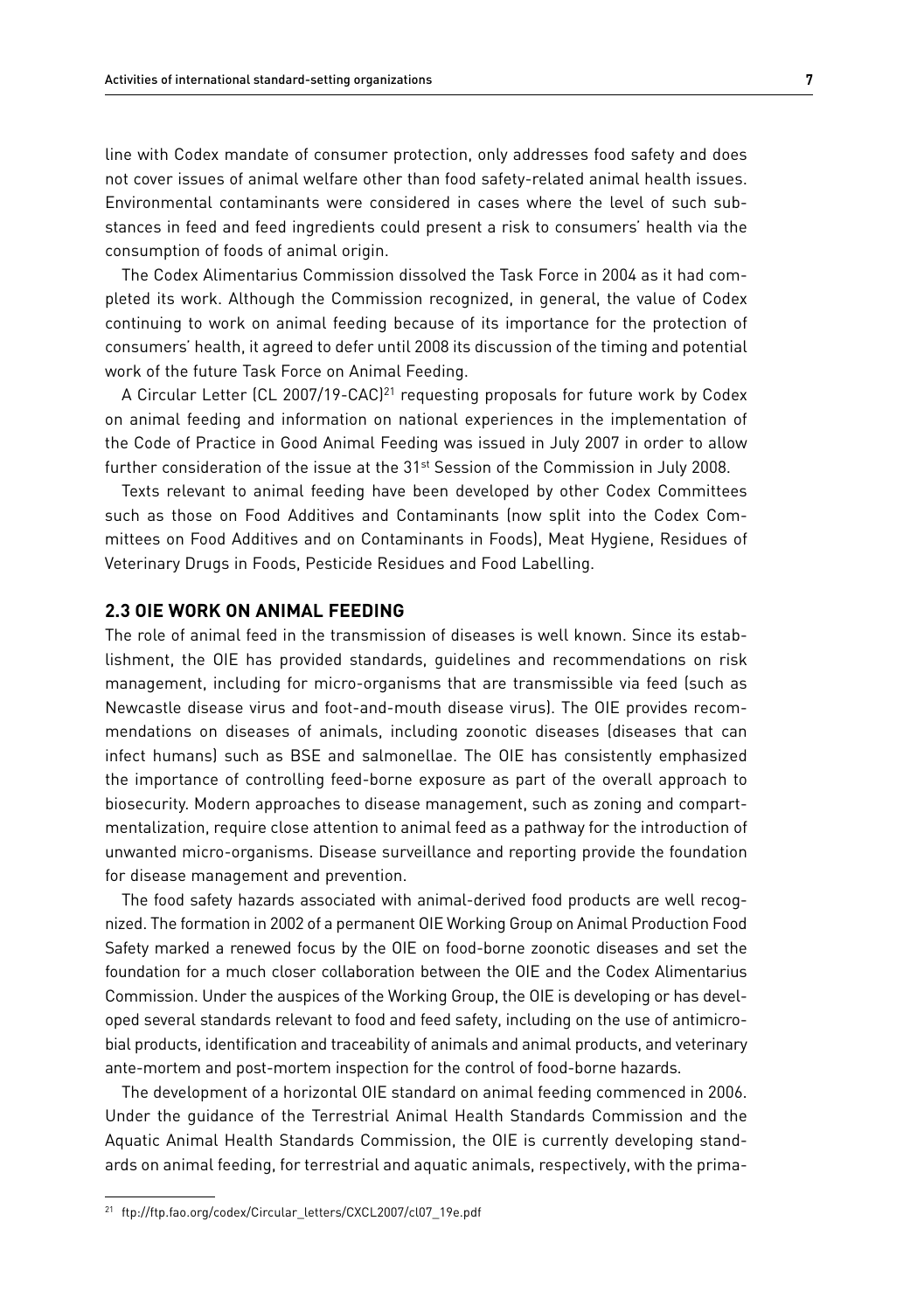line with Codex mandate of consumer protection, only addresses food safety and does not cover issues of animal welfare other than food safety-related animal health issues. Environmental contaminants were considered in cases where the level of such substances in feed and feed ingredients could present a risk to consumers' health via the consumption of foods of animal origin.

The Codex Alimentarius Commission dissolved the Task Force in 2004 as it had completed its work. Although the Commission recognized, in general, the value of Codex continuing to work on animal feeding because of its importance for the protection of consumers' health, it agreed to defer until 2008 its discussion of the timing and potential work of the future Task Force on Animal Feeding.

A Circular Letter (CL 2007/19-CAC)[21] requesting proposals for future work by Codex on animal feeding and information on national experiences in the implementation of the Code of Practice in Good Animal Feeding was issued in July 2007 in order to allow further consideration of the issue at the 31st Session of the Commission in July 2008.

Texts relevant to animal feeding have been developed by other Codex Committees such as those on Food Additives and Contaminants (now split into the Codex Committees on Food Additives and on Contaminants in Foods), Meat Hygiene, Residues of Veterinary Drugs in Foods, Pesticide Residues and Food Labelling.

## 2.3 OIE WORK ON ANIMAL FEEDING

The role of animal feed in the transmission of diseases is well known. Since its establishment, the OIE has provided standards, guidelines and recommendations on risk management, including for micro-organisms that are transmissible via feed (such as Newcastle disease virus and foot-and-mouth disease virus). The OIE provides recommendations on diseases of animals, including zoonotic diseases (diseases that can infect humans) such as BSE and salmonellae. The OIE has consistently emphasized the importance of controlling feed-borne exposure as part of the overall approach to biosecurity. Modern approaches to disease management, such as zoning and compartmentalization, require close attention to animal feed as a pathway for the introduction of unwanted micro-organisms. Disease surveillance and reporting provide the foundation for disease management and prevention.

The food safety hazards associated with animal-derived food products are well recognized. The formation in 2002 of a permanent OIE Working Group on Animal Production Food Safety marked a renewed focus by the OIE on food-borne zoonotic diseases and set the foundation for a much closer collaboration between the OIE and the Codex Alimentarius Commission. Under the auspices of the Working Group, the OIE is developing or has developed several standards relevant to food and feed safety, including on the use of antimicrobial products, identification and traceability of animals and animal products, and veterinary ante-mortem and post-mortem inspection for the control of food-borne hazards.

The development of a horizontal OIE standard on animal feeding commenced in 2006. Under the guidance of the Terrestrial Animal Health Standards Commission and the Aquatic Animal Health Standards Commission, the OIE is currently developing standards on animal feeding, for terrestrial and aquatic animals, respectively, with the prima-

[21] ftp://ftp.fao.org/codex/Circular_letters/CXCL2007/cl07_19e.pdf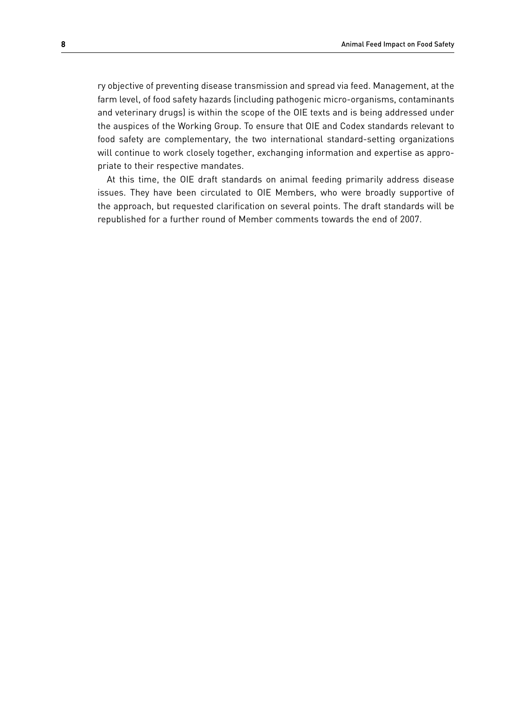ry objective of preventing disease transmission and spread via feed. Management, at the farm level, of food safety hazards (including pathogenic micro-organisms, contaminants and veterinary drugs) is within the scope of the OIE texts and is being addressed under the auspices of the Working Group. To ensure that OIE and Codex standards relevant to food safety are complementary, the two international standard-setting organizations will continue to work closely together, exchanging information and expertise as appropriate to their respective mandates.

At this time, the OIE draft standards on animal feeding primarily address disease issues. They have been circulated to OIE Members, who were broadly supportive of the approach, but requested clarification on several points. The draft standards will be republished for a further round of Member comments towards the end of 2007.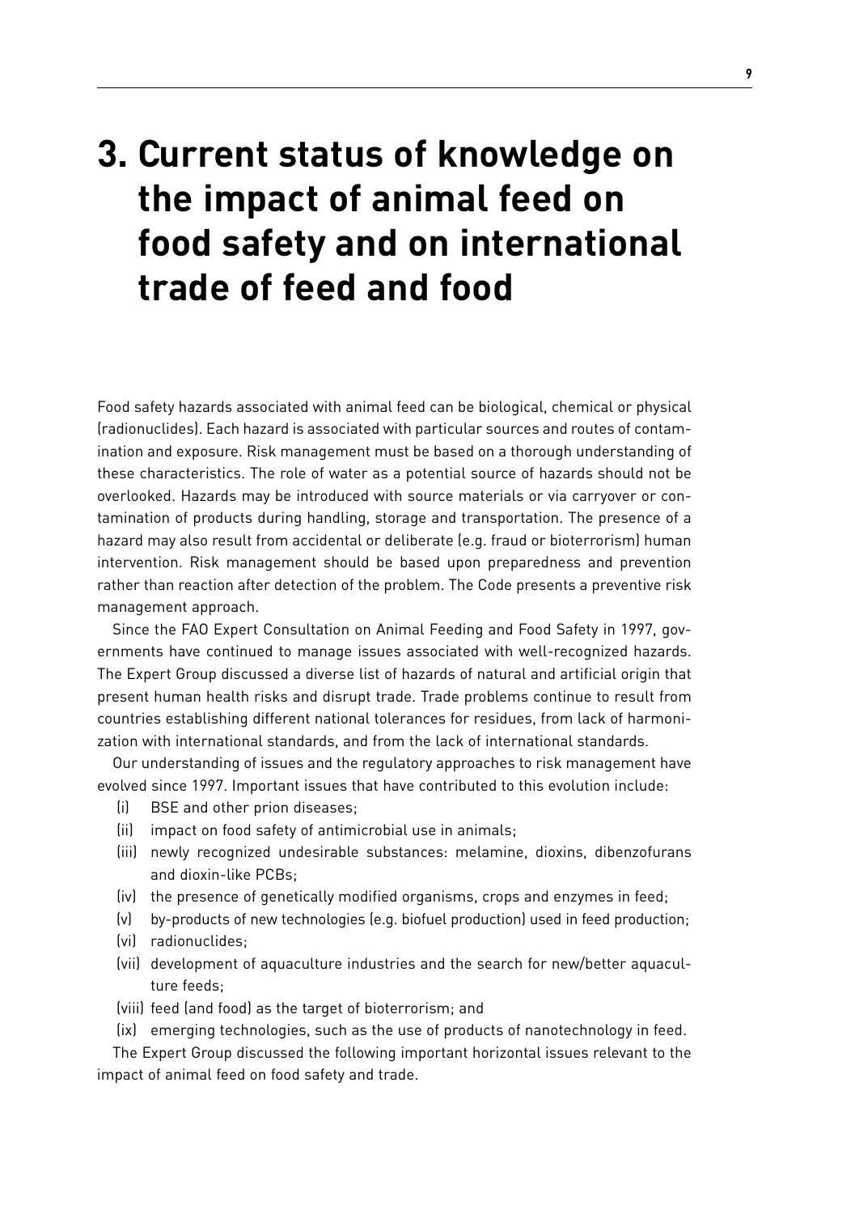# 3. Current status of knowledge on the impact of animal feed on food safety and on international trade of feed and food

Food safety hazards associated with animal feed can be biological, chemical or physical (radionuclides). Each hazard is associated with particular sources and routes of contamination and exposure. Risk management must be based on a thorough understanding of these characteristics. The role of water as a potential source of hazards should not be overlooked. Hazards may be introduced with source materials or via carryover or contamination of products during handling, storage and transportation. The presence of a hazard may also result from accidental or deliberate (e.g. fraud or bioterrorism) human intervention. Risk management should be based upon preparedness and prevention rather than reaction after detection of the problem. The Code presents a preventive risk management approach.

Since the FAO Expert Consultation on Animal Feeding and Food Safety in 1997, governments have continued to manage issues associated with well-recognized hazards. The Expert Group discussed a diverse list of hazards of natural and artificial origin that present human health risks and disrupt trade. Trade problems continue to result from countries establishing different national tolerances for residues, from lack of harmonization with international standards, and from the lack of international standards.

Our understanding of issues and the regulatory approaches to risk management have evolved since 1997. Important issues that have contributed to this evolution include:

- (i) BSE and other prion diseases;
- (ii) impact on food safety of antimicrobial use in animals;
- (iii) newly recognized undesirable substances: melamine, dioxins, dibenzofurans and dioxin-like PCBs;
- (iv) the presence of genetically modified organisms, crops and enzymes in feed;
- (v) by-products of new technologies (e.g. biofuel production) used in feed production;
- (vi) radionuclides;
- (vii) development of aquaculture industries and the search for new/better aquaculture feeds;
- (viii) feed (and food) as the target of bioterrorism; and
- (ix) emerging technologies, such as the use of products of nanotechnology in feed.

The Expert Group discussed the following important horizontal issues relevant to the impact of animal feed on food safety and trade.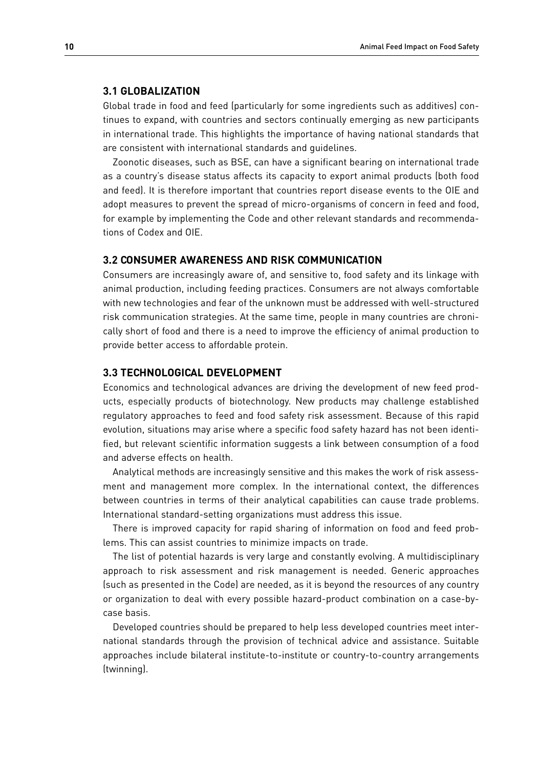### 3.1 GLOBALIZATION

Global trade in food and feed (particularly for some ingredients such as additives) continues to expand, with countries and sectors continually emerging as new participants in international trade. This highlights the importance of having national standards that are consistent with international standards and guidelines.

Zoonotic diseases, such as BSE, can have a significant bearing on international trade as a country's disease status affects its capacity to export animal products (both food and feed). It is therefore important that countries report disease events to the OIE and adopt measures to prevent the spread of micro-organisms of concern in feed and food, for example by implementing the Code and other relevant standards and recommendations of Codex and OIE.

### 3.2 CONSUMER AWARENESS AND RISK COMMUNICATION

Consumers are increasingly aware of, and sensitive to, food safety and its linkage with animal production, including feeding practices. Consumers are not always comfortable with new technologies and fear of the unknown must be addressed with well-structured risk communication strategies. At the same time, people in many countries are chronically short of food and there is a need to improve the efficiency of animal production to provide better access to affordable protein.

### 3.3 TECHNOLOGICAL DEVELOPMENT

Economics and technological advances are driving the development of new feed products, especially products of biotechnology. New products may challenge established regulatory approaches to feed and food safety risk assessment. Because of this rapid evolution, situations may arise where a specific food safety hazard has not been identified, but relevant scientific information suggests a link between consumption of a food and adverse effects on health.

Analytical methods are increasingly sensitive and this makes the work of risk assessment and management more complex. In the international context, the differences between countries in terms of their analytical capabilities can cause trade problems. International standard-setting organizations must address this issue.

There is improved capacity for rapid sharing of information on food and feed problems. This can assist countries to minimize impacts on trade.

The list of potential hazards is very large and constantly evolving. A multidisciplinary approach to risk assessment and risk management is needed. Generic approaches (such as presented in the Code) are needed, as it is beyond the resources of any country or organization to deal with every possible hazard-product combination on a case-by-case basis.

Developed countries should be prepared to help less developed countries meet international standards through the provision of technical advice and assistance. Suitable approaches include bilateral institute-to-institute or country-to-country arrangements (twinning).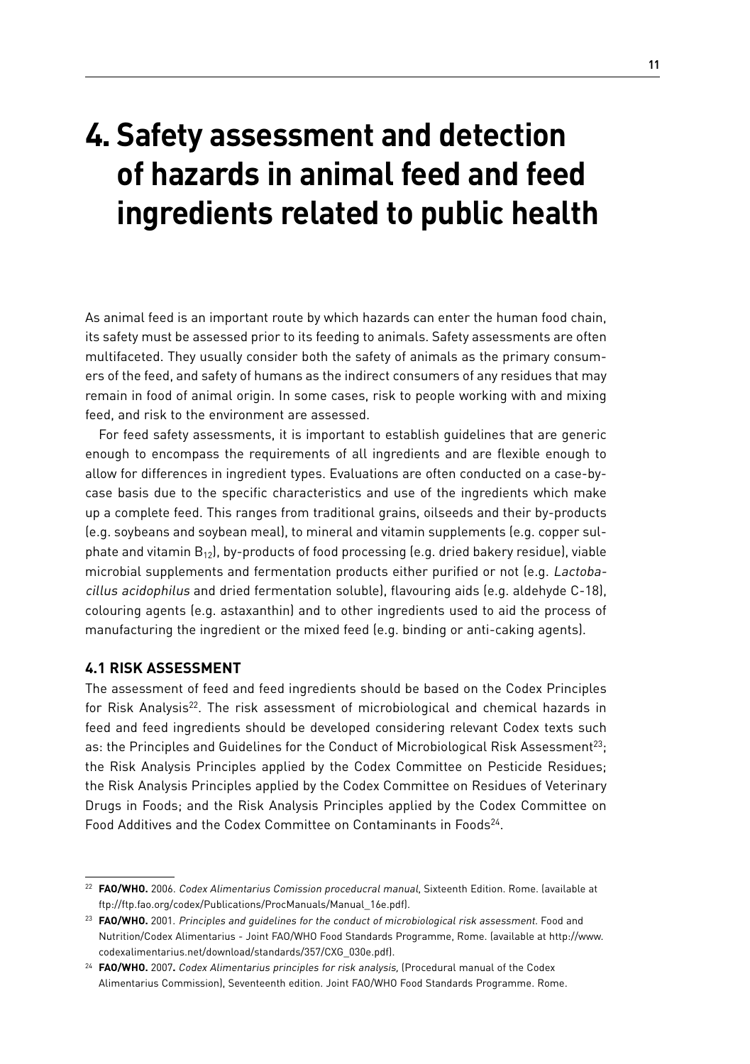# 4. Safety assessment and detection of hazards in animal feed and feed ingredients related to public health

As animal feed is an important route by which hazards can enter the human food chain, its safety must be assessed prior to its feeding to animals. Safety assessments are often multifaceted. They usually consider both the safety of animals as the primary consumers of the feed, and safety of humans as the indirect consumers of any residues that may remain in food of animal origin. In some cases, risk to people working with and mixing feed, and risk to the environment are assessed.

For feed safety assessments, it is important to establish guidelines that are generic enough to encompass the requirements of all ingredients and are flexible enough to allow for differences in ingredient types. Evaluations are often conducted on a case-by-case basis due to the specific characteristics and use of the ingredients which make up a complete feed. This ranges from traditional grains, oilseeds and their by-products (e.g. soybeans and soybean meal), to mineral and vitamin supplements (e.g. copper sulphate and vitamin $B_{12}$), by-products of food processing (e.g. dried bakery residue), viable microbial supplements and fermentation products either purified or not (e.g. *Lactobacillus acidophilus* and dried fermentation soluble), flavouring aids (e.g. aldehyde C-18), colouring agents (e.g. astaxanthin) and to other ingredients used to aid the process of manufacturing the ingredient or the mixed feed (e.g. binding or anti-caking agents).

## 4.1 RISK ASSESSMENT

The assessment of feed and feed ingredients should be based on the Codex Principles for Risk Analysis[22]. The risk assessment of microbiological and chemical hazards in feed and feed ingredients should be developed considering relevant Codex texts such as: the Principles and Guidelines for the Conduct of Microbiological Risk Assessment[23]; the Risk Analysis Principles applied by the Codex Committee on Pesticide Residues; the Risk Analysis Principles applied by the Codex Committee on Residues of Veterinary Drugs in Foods; and the Risk Analysis Principles applied by the Codex Committee on Food Additives and the Codex Committee on Contaminants in Foods[24].

---

[22] **FAO/WHO.** 2006. *Codex Alimentarius Comission proceducral manual*, Sixteenth Edition. Rome. (available at ftp://ftp.fao.org/codex/Publications/ProcManuals/Manual_16e.pdf).

[23] **FAO/WHO.** 2001. *Principles and guidelines for the conduct of microbiological risk assessment*. Food and Nutrition/Codex Alimentarius - Joint FAO/WHO Food Standards Programme, Rome. (available at http://www.codexalimentarius.net/download/standards/357/CXG_030e.pdf).

[24] **FAO/WHO.** 2007**.** *Codex Alimentarius principles for risk analysis,* (Procedural manual of the Codex Alimentarius Commission), Seventeenth edition. Joint FAO/WHO Food Standards Programme. Rome.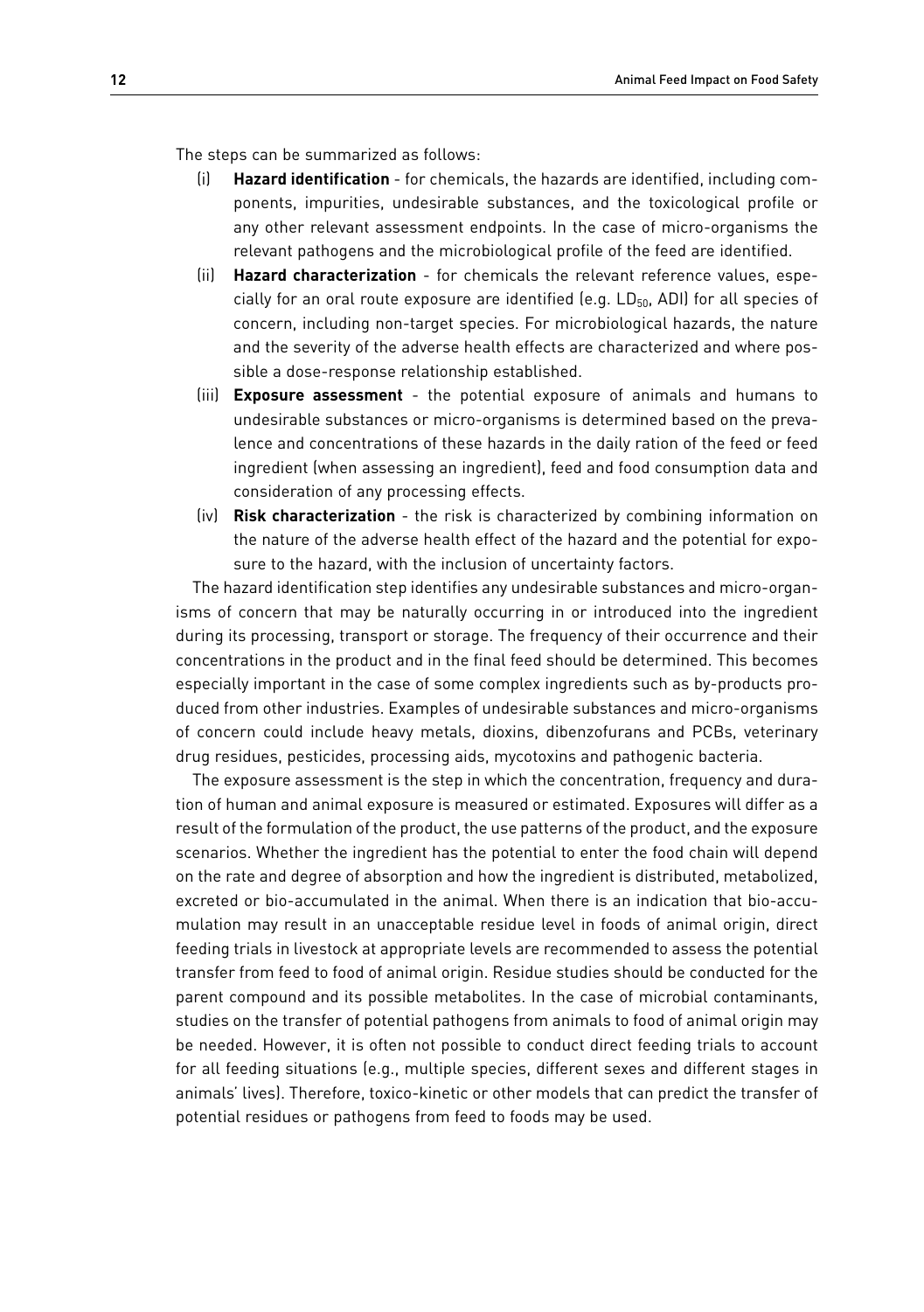The steps can be summarized as follows:

(i) **Hazard identification** - for chemicals, the hazards are identified, including components, impurities, undesirable substances, and the toxicological profile or any other relevant assessment endpoints. In the case of micro-organisms the relevant pathogens and the microbiological profile of the feed are identified.

(ii) **Hazard characterization** - for chemicals the relevant reference values, especially for an oral route exposure are identified (e.g. $LD_{50}$, ADI) for all species of concern, including non-target species. For microbiological hazards, the nature and the severity of the adverse health effects are characterized and where possible a dose-response relationship established.

(iii) **Exposure assessment** - the potential exposure of animals and humans to undesirable substances or micro-organisms is determined based on the prevalence and concentrations of these hazards in the daily ration of the feed or feed ingredient (when assessing an ingredient), feed and food consumption data and consideration of any processing effects.

(iv) **Risk characterization** - the risk is characterized by combining information on the nature of the adverse health effect of the hazard and the potential for exposure to the hazard, with the inclusion of uncertainty factors.

The hazard identification step identifies any undesirable substances and micro-organisms of concern that may be naturally occurring in or introduced into the ingredient during its processing, transport or storage. The frequency of their occurrence and their concentrations in the product and in the final feed should be determined. This becomes especially important in the case of some complex ingredients such as by-products produced from other industries. Examples of undesirable substances and micro-organisms of concern could include heavy metals, dioxins, dibenzofurans and PCBs, veterinary drug residues, pesticides, processing aids, mycotoxins and pathogenic bacteria.

The exposure assessment is the step in which the concentration, frequency and duration of human and animal exposure is measured or estimated. Exposures will differ as a result of the formulation of the product, the use patterns of the product, and the exposure scenarios. Whether the ingredient has the potential to enter the food chain will depend on the rate and degree of absorption and how the ingredient is distributed, metabolized, excreted or bio-accumulated in the animal. When there is an indication that bio-accumulation may result in an unacceptable residue level in foods of animal origin, direct feeding trials in livestock at appropriate levels are recommended to assess the potential transfer from feed to food of animal origin. Residue studies should be conducted for the parent compound and its possible metabolites. In the case of microbial contaminants, studies on the transfer of potential pathogens from animals to food of animal origin may be needed. However, it is often not possible to conduct direct feeding trials to account for all feeding situations (e.g., multiple species, different sexes and different stages in animals' lives). Therefore, toxico-kinetic or other models that can predict the transfer of potential residues or pathogens from feed to foods may be used.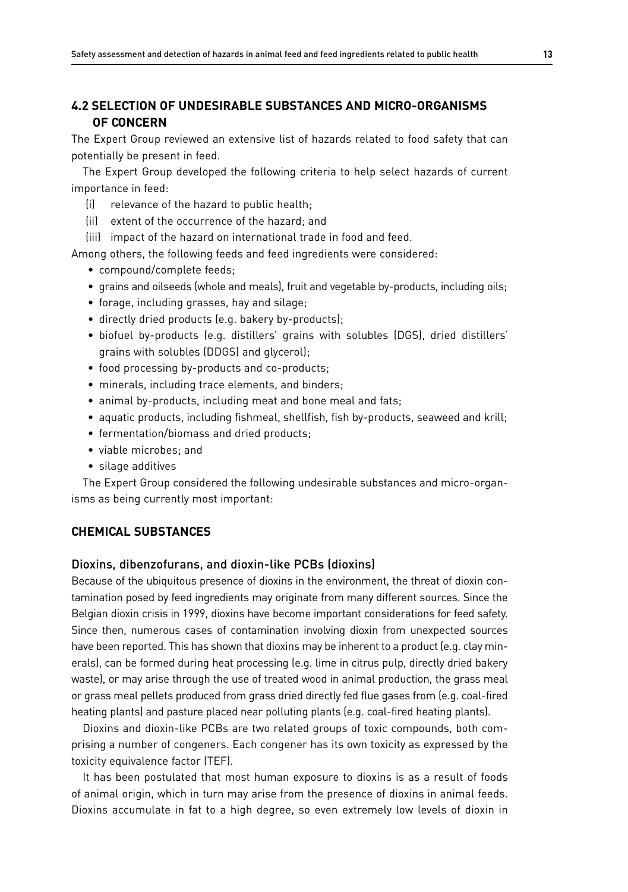## 4.2 SELECTION OF UNDESIRABLE SUBSTANCES AND MICRO-ORGANISMS OF CONCERN

The Expert Group reviewed an extensive list of hazards related to food safety that can potentially be present in feed.

The Expert Group developed the following criteria to help select hazards of current importance in feed:

(i) relevance of the hazard to public health;
(ii) extent of the occurrence of the hazard; and
(iii) impact of the hazard on international trade in food and feed.

Among others, the following feeds and feed ingredients were considered:

- compound/complete feeds;
- grains and oilseeds (whole and meals), fruit and vegetable by-products, including oils;
- forage, including grasses, hay and silage;
- directly dried products (e.g. bakery by-products);
- biofuel by-products (e.g. distillers' grains with solubles (DGS), dried distillers' grains with solubles (DDGS) and glycerol);
- food processing by-products and co-products;
- minerals, including trace elements, and binders;
- animal by-products, including meat and bone meal and fats;
- aquatic products, including fishmeal, shellfish, fish by-products, seaweed and krill;
- fermentation/biomass and dried products;
- viable microbes; and
- silage additives

The Expert Group considered the following undesirable substances and micro-organisms as being currently most important:

### CHEMICAL SUBSTANCES

#### Dioxins, dibenzofurans, and dioxin-like PCBs (dioxins)

Because of the ubiquitous presence of dioxins in the environment, the threat of dioxin contamination posed by feed ingredients may originate from many different sources. Since the Belgian dioxin crisis in 1999, dioxins have become important considerations for feed safety. Since then, numerous cases of contamination involving dioxin from unexpected sources have been reported. This has shown that dioxins may be inherent to a product (e.g. clay minerals), can be formed during heat processing (e.g. lime in citrus pulp, directly dried bakery waste), or may arise through the use of treated wood in animal production, the grass meal or grass meal pellets produced from grass dried directly fed flue gases from (e.g. coal-fired heating plants) and pasture placed near polluting plants (e.g. coal-fired heating plants).

Dioxins and dioxin-like PCBs are two related groups of toxic compounds, both comprising a number of congeners. Each congener has its own toxicity as expressed by the toxicity equivalence factor (TEF).

It has been postulated that most human exposure to dioxins is as a result of foods of animal origin, which in turn may arise from the presence of dioxins in animal feeds. Dioxins accumulate in fat to a high degree, so even extremely low levels of dioxin in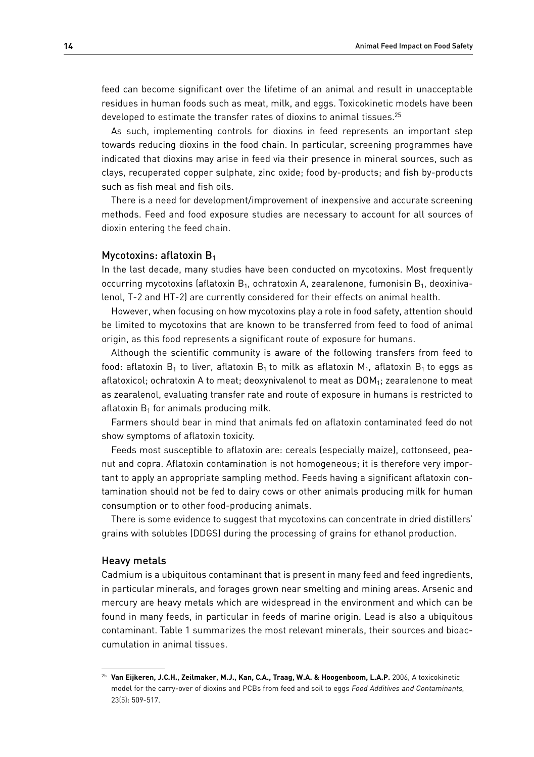feed can become significant over the lifetime of an animal and result in unacceptable residues in human foods such as meat, milk, and eggs. Toxicokinetic models have been developed to estimate the transfer rates of dioxins to animal tissues.[25]

As such, implementing controls for dioxins in feed represents an important step towards reducing dioxins in the food chain. In particular, screening programmes have indicated that dioxins may arise in feed via their presence in mineral sources, such as clays, recuperated copper sulphate, zinc oxide; food by-products; and fish by-products such as fish meal and fish oils.

There is a need for development/improvement of inexpensive and accurate screening methods. Feed and food exposure studies are necessary to account for all sources of dioxin entering the feed chain.

### Mycotoxins: aflatoxin $B_1$

In the last decade, many studies have been conducted on mycotoxins. Most frequently occurring mycotoxins (aflatoxin $B_1$, ochratoxin A, zearalenone, fumonisin $B_1$, deoxinivalenol, T-2 and HT-2) are currently considered for their effects on animal health.

However, when focusing on how mycotoxins play a role in food safety, attention should be limited to mycotoxins that are known to be transferred from feed to food of animal origin, as this food represents a significant route of exposure for humans.

Although the scientific community is aware of the following transfers from feed to food: aflatoxin $B_1$ to liver, aflatoxin $B_1$ to milk as aflatoxin $M_1$, aflatoxin $B_1$ to eggs as aflatoxicol; ochratoxin A to meat; deoxynivalenol to meat as $DOM_1$; zearalenone to meat as zearalenol, evaluating transfer rate and route of exposure in humans is restricted to aflatoxin $B_1$ for animals producing milk.

Farmers should bear in mind that animals fed on aflatoxin contaminated feed do not show symptoms of aflatoxin toxicity.

Feeds most susceptible to aflatoxin are: cereals (especially maize), cottonseed, peanut and copra. Aflatoxin contamination is not homogeneous; it is therefore very important to apply an appropriate sampling method. Feeds having a significant aflatoxin contamination should not be fed to dairy cows or other animals producing milk for human consumption or to other food-producing animals.

There is some evidence to suggest that mycotoxins can concentrate in dried distillers' grains with solubles (DDGS) during the processing of grains for ethanol production.

### Heavy metals

Cadmium is a ubiquitous contaminant that is present in many feed and feed ingredients, in particular minerals, and forages grown near smelting and mining areas. Arsenic and mercury are heavy metals which are widespread in the environment and which can be found in many feeds, in particular in feeds of marine origin. Lead is also a ubiquitous contaminant. Table 1 summarizes the most relevant minerals, their sources and bioaccumulation in animal tissues.

---

[25] **Van Eijkeren, J.C.H., Zeilmaker, M.J., Kan, C.A., Traag, W.A. & Hoogenboom, L.A.P.** 2006, A toxicokinetic model for the carry-over of dioxins and PCBs from feed and soil to eggs *Food Additives and Contaminants*, 23(5): 509-517.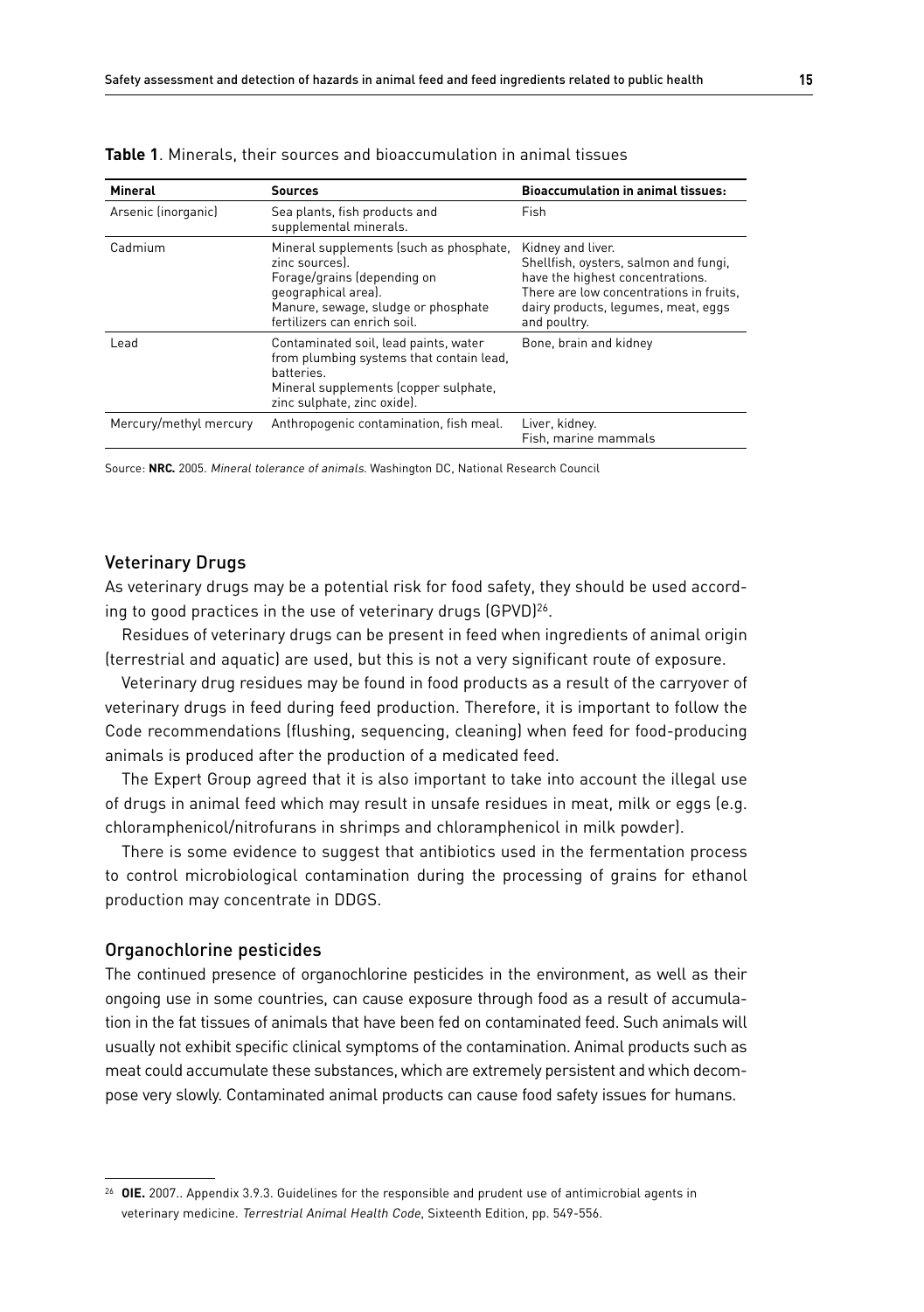**Table 1**. Minerals, their sources and bioaccumulation in animal tissues

| Mineral | Sources | Bioaccumulation in animal tissues: |
|---|---|---|
| Arsenic (inorganic) | Sea plants, fish products and supplemental minerals. | Fish |
| Cadmium | Mineral supplements (such as phosphate, zinc sources).<br>Forage/grains (depending on geographical area).<br>Manure, sewage, sludge or phosphate fertilizers can enrich soil. | Kidney and liver.<br>Shellfish, oysters, salmon and fungi, have the highest concentrations.<br>There are low concentrations in fruits, dairy products, legumes, meat, eggs and poultry. |
| Lead | Contaminated soil, lead paints, water from plumbing systems that contain lead, batteries.<br>Mineral supplements (copper sulphate, zinc sulphate, zinc oxide). | Bone, brain and kidney |
| Mercury/methyl mercury | Anthropogenic contamination, fish meal. | Liver, kidney.<br>Fish, marine mammals |

Source: **NRC.** 2005. *Mineral tolerance of animals*. Washington DC, National Research Council

## Veterinary Drugs

As veterinary drugs may be a potential risk for food safety, they should be used according to good practices in the use of veterinary drugs (GPVD)[26].

Residues of veterinary drugs can be present in feed when ingredients of animal origin (terrestrial and aquatic) are used, but this is not a very significant route of exposure.

Veterinary drug residues may be found in food products as a result of the carryover of veterinary drugs in feed during feed production. Therefore, it is important to follow the Code recommendations (flushing, sequencing, cleaning) when feed for food-producing animals is produced after the production of a medicated feed.

The Expert Group agreed that it is also important to take into account the illegal use of drugs in animal feed which may result in unsafe residues in meat, milk or eggs (e.g. chloramphenicol/nitrofurans in shrimps and chloramphenicol in milk powder).

There is some evidence to suggest that antibiotics used in the fermentation process to control microbiological contamination during the processing of grains for ethanol production may concentrate in DDGS.

## Organochlorine pesticides

The continued presence of organochlorine pesticides in the environment, as well as their ongoing use in some countries, can cause exposure through food as a result of accumulation in the fat tissues of animals that have been fed on contaminated feed. Such animals will usually not exhibit specific clinical symptoms of the contamination. Animal products such as meat could accumulate these substances, which are extremely persistent and which decompose very slowly. Contaminated animal products can cause food safety issues for humans.

[26] **OIE.** 2007.. Appendix 3.9.3. Guidelines for the responsible and prudent use of antimicrobial agents in veterinary medicine. *Terrestrial Animal Health Code*, Sixteenth Edition, pp. 549-556.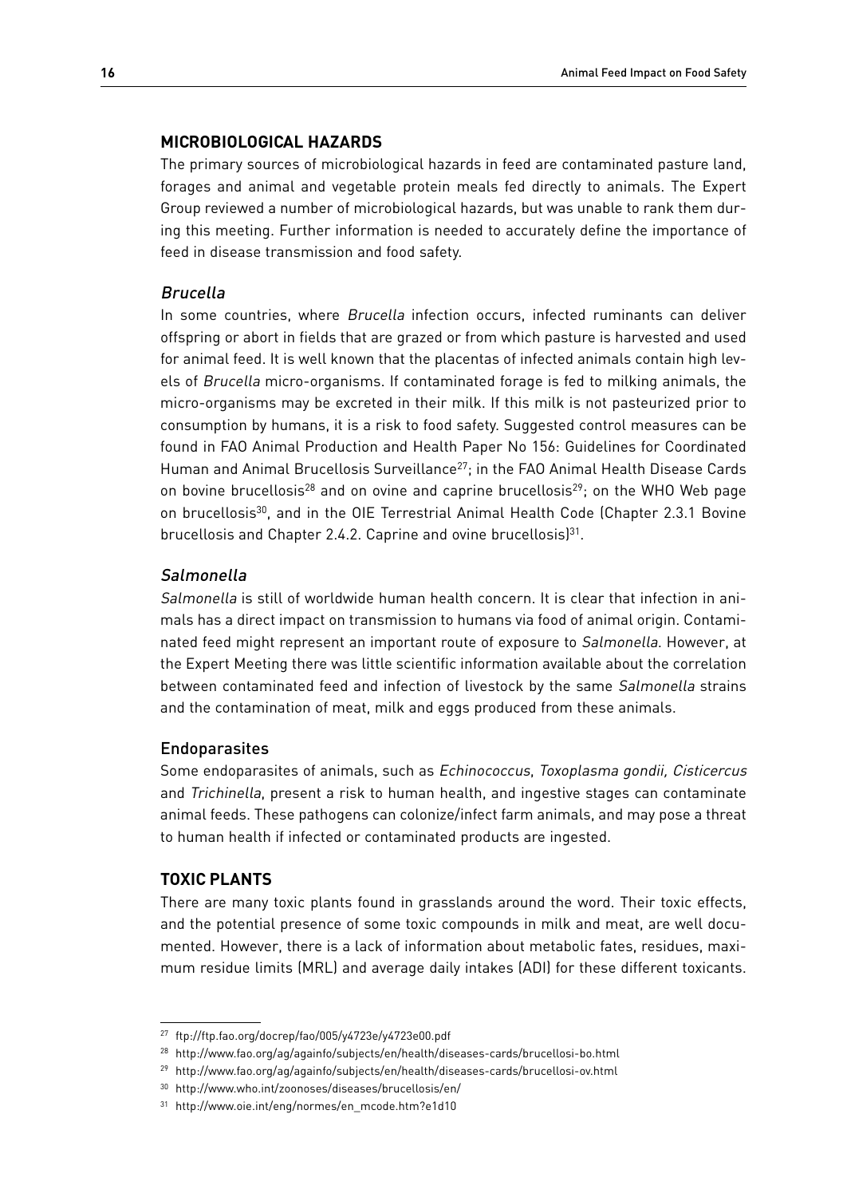## MICROBIOLOGICAL HAZARDS

The primary sources of microbiological hazards in feed are contaminated pasture land, forages and animal and vegetable protein meals fed directly to animals. The Expert Group reviewed a number of microbiological hazards, but was unable to rank them during this meeting. Further information is needed to accurately define the importance of feed in disease transmission and food safety.

### *Brucella*

In some countries, where *Brucella* infection occurs, infected ruminants can deliver offspring or abort in fields that are grazed or from which pasture is harvested and used for animal feed. It is well known that the placentas of infected animals contain high levels of *Brucella* micro-organisms. If contaminated forage is fed to milking animals, the micro-organisms may be excreted in their milk. If this milk is not pasteurized prior to consumption by humans, it is a risk to food safety. Suggested control measures can be found in FAO Animal Production and Health Paper No 156: Guidelines for Coordinated Human and Animal Brucellosis Surveillance[27]; in the FAO Animal Health Disease Cards on bovine brucellosis[28] and on ovine and caprine brucellosis[29]; on the WHO Web page on brucellosis[30], and in the OIE Terrestrial Animal Health Code (Chapter 2.3.1 Bovine brucellosis and Chapter 2.4.2. Caprine and ovine brucellosis)[31].

### *Salmonella*

*Salmonella* is still of worldwide human health concern. It is clear that infection in animals has a direct impact on transmission to humans via food of animal origin. Contaminated feed might represent an important route of exposure to *Salmonella*. However, at the Expert Meeting there was little scientific information available about the correlation between contaminated feed and infection of livestock by the same *Salmonella* strains and the contamination of meat, milk and eggs produced from these animals.

### Endoparasites

Some endoparasites of animals, such as *Echinococcus*, *Toxoplasma gondii, Cisticercus* and *Trichinella*, present a risk to human health, and ingestive stages can contaminate animal feeds. These pathogens can colonize/infect farm animals, and may pose a threat to human health if infected or contaminated products are ingested.

## TOXIC PLANTS

There are many toxic plants found in grasslands around the word. Their toxic effects, and the potential presence of some toxic compounds in milk and meat, are well documented. However, there is a lack of information about metabolic fates, residues, maximum residue limits (MRL) and average daily intakes (ADI) for these different toxicants.

---

[27] ftp://ftp.fao.org/docrep/fao/005/y4723e/y4723e00.pdf

[28] http://www.fao.org/ag/againfo/subjects/en/health/diseases-cards/brucellosi-bo.html

[29] http://www.fao.org/ag/againfo/subjects/en/health/diseases-cards/brucellosi-ov.html

[30] http://www.who.int/zoonoses/diseases/brucellosis/en/

[31] http://www.oie.int/eng/normes/en_mcode.htm?e1d10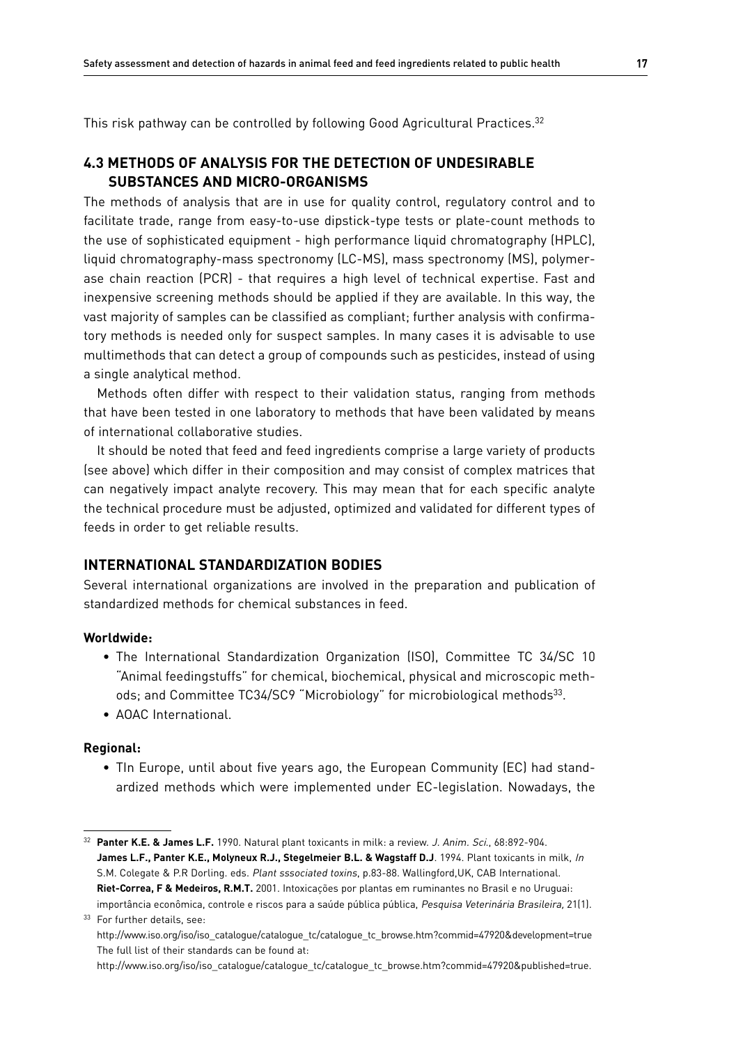This risk pathway can be controlled by following Good Agricultural Practices.[32]

## 4.3 METHODS OF ANALYSIS FOR THE DETECTION OF UNDESIRABLE SUBSTANCES AND MICRO-ORGANISMS

The methods of analysis that are in use for quality control, regulatory control and to facilitate trade, range from easy-to-use dipstick-type tests or plate-count methods to the use of sophisticated equipment - high performance liquid chromatography (HPLC), liquid chromatography-mass spectronomy (LC-MS), mass spectronomy (MS), polymerase chain reaction (PCR) - that requires a high level of technical expertise. Fast and inexpensive screening methods should be applied if they are available. In this way, the vast majority of samples can be classified as compliant; further analysis with confirmatory methods is needed only for suspect samples. In many cases it is advisable to use multimethods that can detect a group of compounds such as pesticides, instead of using a single analytical method.

Methods often differ with respect to their validation status, ranging from methods that have been tested in one laboratory to methods that have been validated by means of international collaborative studies.

It should be noted that feed and feed ingredients comprise a large variety of products (see above) which differ in their composition and may consist of complex matrices that can negatively impact analyte recovery. This may mean that for each specific analyte the technical procedure must be adjusted, optimized and validated for different types of feeds in order to get reliable results.

### INTERNATIONAL STANDARDIZATION BODIES

Several international organizations are involved in the preparation and publication of standardized methods for chemical substances in feed.

**Worldwide:**

- The International Standardization Organization (ISO), Committee TC 34/SC 10 "Animal feedingstuffs" for chemical, biochemical, physical and microscopic methods; and Committee TC34/SC9 "Microbiology" for microbiological methods[33].
- AOAC International.

**Regional:**

- TIn Europe, until about five years ago, the European Community (EC) had standardized methods which were implemented under EC-legislation. Nowadays, the

---

[32] **Panter K.E. & James L.F.** 1990. Natural plant toxicants in milk: a review. *J. Anim. Sci.*, 68:892-904. **James L.F., Panter K.E., Molyneux R.J., Stegelmeier B.L. & Wagstaff D.J**. 1994. Plant toxicants in milk, *In* S.M. Colegate & P.R Dorling. eds. *Plant sssociated toxins*, p.83-88. Wallingford,UK, CAB International. **Riet-Correa, F & Medeiros, R.M.T.** 2001. Intoxicações por plantas em ruminantes no Brasil e no Uruguai: importância econômica, controle e riscos para a saúde pública pública, *Pesquisa Veterinária Brasileira,* 21(1).

[33] For further details, see: http://www.iso.org/iso/iso_catalogue/catalogue_tc/catalogue_tc_browse.htm?commid=47920&development=true The full list of their standards can be found at: http://www.iso.org/iso/iso_catalogue/catalogue_tc/catalogue_tc_browse.htm?commid=47920&published=true.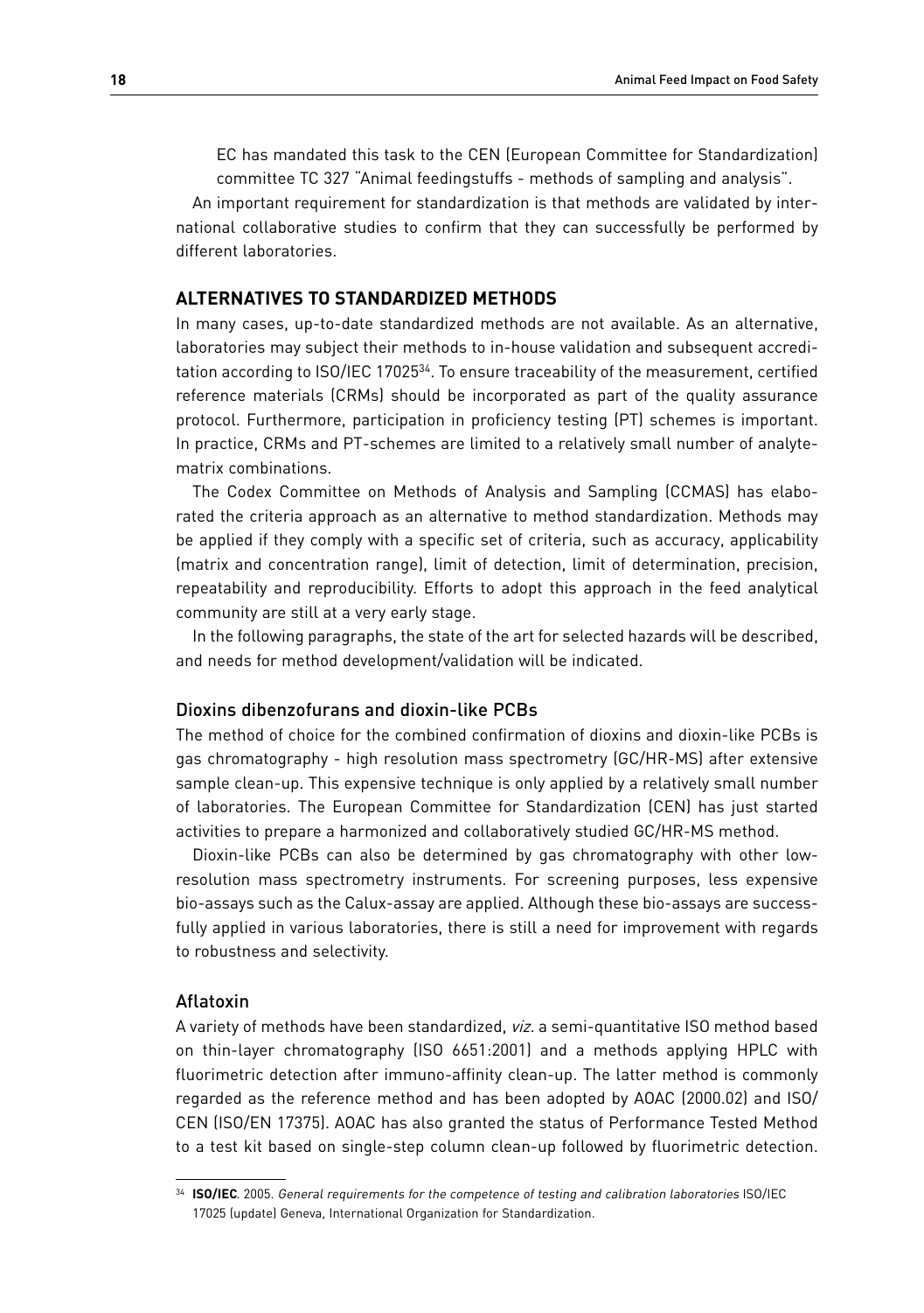EC has mandated this task to the CEN (European Committee for Standardization) committee TC 327 "Animal feedingstuffs - methods of sampling and analysis".

An important requirement for standardization is that methods are validated by international collaborative studies to confirm that they can successfully be performed by different laboratories.

## ALTERNATIVES TO STANDARDIZED METHODS

In many cases, up-to-date standardized methods are not available. As an alternative, laboratories may subject their methods to in-house validation and subsequent accreditation according to ISO/IEC 17025[34]. To ensure traceability of the measurement, certified reference materials (CRMs) should be incorporated as part of the quality assurance protocol. Furthermore, participation in proficiency testing (PT) schemes is important. In practice, CRMs and PT-schemes are limited to a relatively small number of analyte-matrix combinations.

The Codex Committee on Methods of Analysis and Sampling (CCMAS) has elaborated the criteria approach as an alternative to method standardization. Methods may be applied if they comply with a specific set of criteria, such as accuracy, applicability (matrix and concentration range), limit of detection, limit of determination, precision, repeatability and reproducibility. Efforts to adopt this approach in the feed analytical community are still at a very early stage.

In the following paragraphs, the state of the art for selected hazards will be described, and needs for method development/validation will be indicated.

### Dioxins dibenzofurans and dioxin-like PCBs

The method of choice for the combined confirmation of dioxins and dioxin-like PCBs is gas chromatography - high resolution mass spectrometry (GC/HR-MS) after extensive sample clean-up. This expensive technique is only applied by a relatively small number of laboratories. The European Committee for Standardization (CEN) has just started activities to prepare a harmonized and collaboratively studied GC/HR-MS method.

Dioxin-like PCBs can also be determined by gas chromatography with other low-resolution mass spectrometry instruments. For screening purposes, less expensive bio-assays such as the Calux-assay are applied. Although these bio-assays are successfully applied in various laboratories, there is still a need for improvement with regards to robustness and selectivity.

### Aflatoxin

A variety of methods have been standardized, *viz.* a semi-quantitative ISO method based on thin-layer chromatography (ISO 6651:2001) and a methods applying HPLC with fluorimetric detection after immuno-affinity clean-up. The latter method is commonly regarded as the reference method and has been adopted by AOAC (2000.02) and ISO/CEN (ISO/EN 17375). AOAC has also granted the status of Performance Tested Method to a test kit based on single-step column clean-up followed by fluorimetric detection.

---

[34] **ISO/IEC**. 2005. *General requirements for the competence of testing and calibration laboratories* ISO/IEC 17025 (update) Geneva, International Organization for Standardization.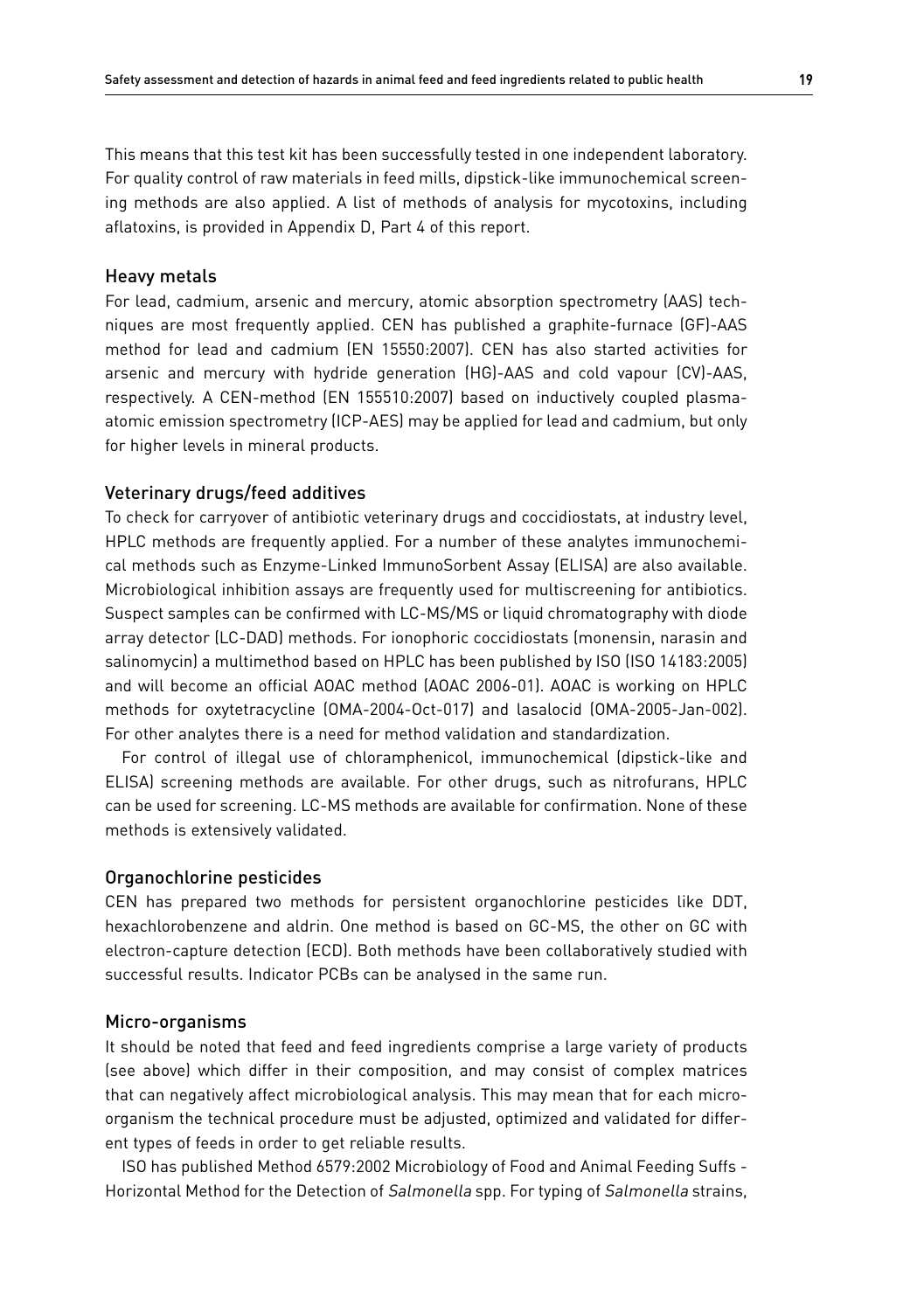This means that this test kit has been successfully tested in one independent laboratory. For quality control of raw materials in feed mills, dipstick-like immunochemical screening methods are also applied. A list of methods of analysis for mycotoxins, including aflatoxins, is provided in Appendix D, Part 4 of this report.

### Heavy metals

For lead, cadmium, arsenic and mercury, atomic absorption spectrometry (AAS) techniques are most frequently applied. CEN has published a graphite-furnace (GF)-AAS method for lead and cadmium (EN 15550:2007). CEN has also started activities for arsenic and mercury with hydride generation (HG)-AAS and cold vapour (CV)-AAS, respectively. A CEN-method (EN 155510:2007) based on inductively coupled plasma-atomic emission spectrometry (ICP-AES) may be applied for lead and cadmium, but only for higher levels in mineral products.

### Veterinary drugs/feed additives

To check for carryover of antibiotic veterinary drugs and coccidiostats, at industry level, HPLC methods are frequently applied. For a number of these analytes immunochemical methods such as Enzyme-Linked ImmunoSorbent Assay (ELISA) are also available. Microbiological inhibition assays are frequently used for multiscreening for antibiotics. Suspect samples can be confirmed with LC-MS/MS or liquid chromatography with diode array detector (LC-DAD) methods. For ionophoric coccidiostats (monensin, narasin and salinomycin) a multimethod based on HPLC has been published by ISO (ISO 14183:2005) and will become an official AOAC method (AOAC 2006-01). AOAC is working on HPLC methods for oxytetracycline (OMA-2004-Oct-017) and lasalocid (OMA-2005-Jan-002). For other analytes there is a need for method validation and standardization.

For control of illegal use of chloramphenicol, immunochemical (dipstick-like and ELISA) screening methods are available. For other drugs, such as nitrofurans, HPLC can be used for screening. LC-MS methods are available for confirmation. None of these methods is extensively validated.

### Organochlorine pesticides

CEN has prepared two methods for persistent organochlorine pesticides like DDT, hexachlorobenzene and aldrin. One method is based on GC-MS, the other on GC with electron-capture detection (ECD). Both methods have been collaboratively studied with successful results. Indicator PCBs can be analysed in the same run.

### Micro-organisms

It should be noted that feed and feed ingredients comprise a large variety of products (see above) which differ in their composition, and may consist of complex matrices that can negatively affect microbiological analysis. This may mean that for each micro-organism the technical procedure must be adjusted, optimized and validated for different types of feeds in order to get reliable results.

ISO has published Method 6579:2002 Microbiology of Food and Animal Feeding Suffs - Horizontal Method for the Detection of *Salmonella* spp. For typing of *Salmonella* strains,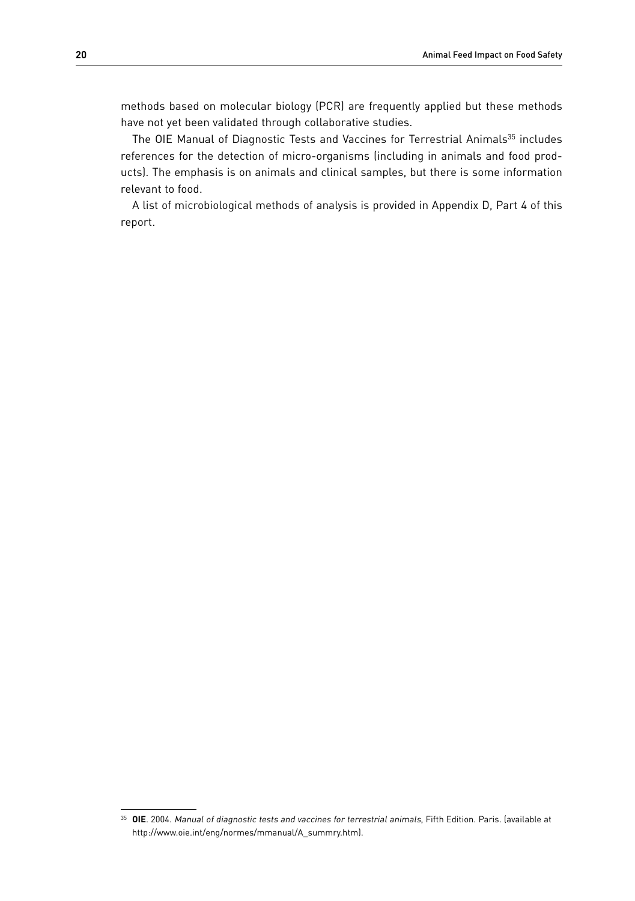methods based on molecular biology (PCR) are frequently applied but these methods have not yet been validated through collaborative studies.

The OIE Manual of Diagnostic Tests and Vaccines for Terrestrial Animals[35] includes references for the detection of micro-organisms (including in animals and food products). The emphasis is on animals and clinical samples, but there is some information relevant to food.

A list of microbiological methods of analysis is provided in Appendix D, Part 4 of this report.

---

[35] **OIE**. 2004. *Manual of diagnostic tests and vaccines for terrestrial animals*, Fifth Edition. Paris. (available at http://www.oie.int/eng/normes/mmanual/A_summry.htm).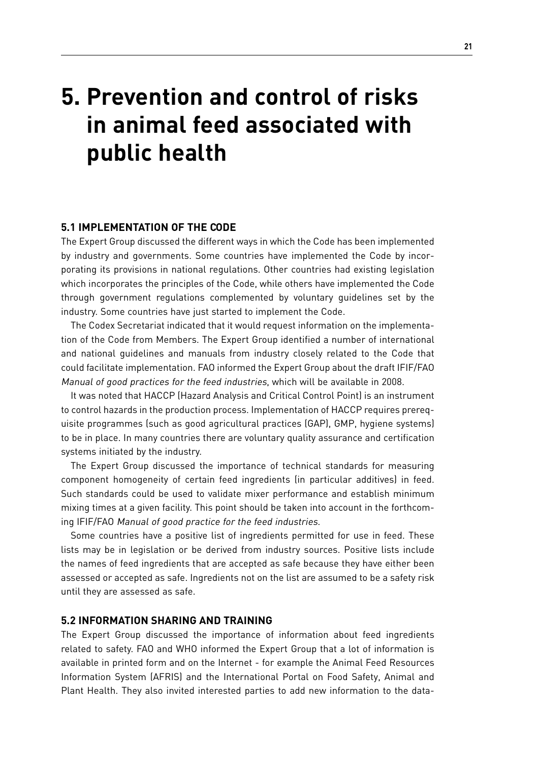# 5. Prevention and control of risks in animal feed associated with public health

## 5.1 IMPLEMENTATION OF THE CODE

The Expert Group discussed the different ways in which the Code has been implemented by industry and governments. Some countries have implemented the Code by incorporating its provisions in national regulations. Other countries had existing legislation which incorporates the principles of the Code, while others have implemented the Code through government regulations complemented by voluntary guidelines set by the industry. Some countries have just started to implement the Code.

The Codex Secretariat indicated that it would request information on the implementation of the Code from Members. The Expert Group identified a number of international and national guidelines and manuals from industry closely related to the Code that could facilitate implementation. FAO informed the Expert Group about the draft IFIF/FAO *Manual of good practices for the feed industries*, which will be available in 2008.

It was noted that HACCP (Hazard Analysis and Critical Control Point) is an instrument to control hazards in the production process. Implementation of HACCP requires prerequisite programmes (such as good agricultural practices (GAP), GMP, hygiene systems) to be in place. In many countries there are voluntary quality assurance and certification systems initiated by the industry.

The Expert Group discussed the importance of technical standards for measuring component homogeneity of certain feed ingredients (in particular additives) in feed. Such standards could be used to validate mixer performance and establish minimum mixing times at a given facility. This point should be taken into account in the forthcoming IFIF/FAO *Manual of good practice for the feed industries*.

Some countries have a positive list of ingredients permitted for use in feed. These lists may be in legislation or be derived from industry sources. Positive lists include the names of feed ingredients that are accepted as safe because they have either been assessed or accepted as safe. Ingredients not on the list are assumed to be a safety risk until they are assessed as safe.

## 5.2 INFORMATION SHARING AND TRAINING

The Expert Group discussed the importance of information about feed ingredients related to safety. FAO and WHO informed the Expert Group that a lot of information is available in printed form and on the Internet - for example the Animal Feed Resources Information System (AFRIS) and the International Portal on Food Safety, Animal and Plant Health. They also invited interested parties to add new information to the data-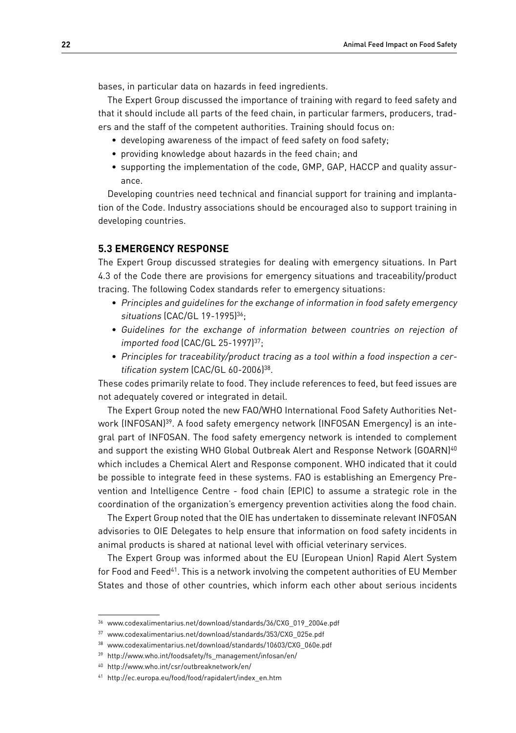bases, in particular data on hazards in feed ingredients.

The Expert Group discussed the importance of training with regard to feed safety and that it should include all parts of the feed chain, in particular farmers, producers, traders and the staff of the competent authorities. Training should focus on:

- developing awareness of the impact of feed safety on food safety;
- providing knowledge about hazards in the feed chain; and
- supporting the implementation of the code, GMP, GAP, HACCP and quality assurance.

Developing countries need technical and financial support for training and implantation of the Code. Industry associations should be encouraged also to support training in developing countries.

### 5.3 EMERGENCY RESPONSE

The Expert Group discussed strategies for dealing with emergency situations. In Part 4.3 of the Code there are provisions for emergency situations and traceability/product tracing. The following Codex standards refer to emergency situations:

- *Principles and guidelines for the exchange of information in food safety emergency situations* (CAC/GL 19-1995)[36];
- *Guidelines for the exchange of information between countries on rejection of imported food* (CAC/GL 25-1997)[37];
- *Principles for traceability/product tracing as a tool within a food inspection a certification system* (CAC/GL 60-2006)[38].

These codes primarily relate to food. They include references to feed, but feed issues are not adequately covered or integrated in detail.

The Expert Group noted the new FAO/WHO International Food Safety Authorities Network (INFOSAN)[39]. A food safety emergency network (INFOSAN Emergency) is an integral part of INFOSAN. The food safety emergency network is intended to complement and support the existing WHO Global Outbreak Alert and Response Network (GOARN)[40] which includes a Chemical Alert and Response component. WHO indicated that it could be possible to integrate feed in these systems. FAO is establishing an Emergency Prevention and Intelligence Centre - food chain (EPIC) to assume a strategic role in the coordination of the organization's emergency prevention activities along the food chain.

The Expert Group noted that the OIE has undertaken to disseminate relevant INFOSAN advisories to OIE Delegates to help ensure that information on food safety incidents in animal products is shared at national level with official veterinary services.

The Expert Group was informed about the EU (European Union) Rapid Alert System for Food and Feed[41]. This is a network involving the competent authorities of EU Member States and those of other countries, which inform each other about serious incidents

---

[36] www.codexalimentarius.net/download/standards/36/CXG_019_2004e.pdf

[37] www.codexalimentarius.net/download/standards/353/CXG_025e.pdf

[38] www.codexalimentarius.net/download/standards/10603/CXG_060e.pdf

[39] http://www.who.int/foodsafety/fs_management/infosan/en/

[40] http://www.who.int/csr/outbreaknetwork/en/

[41] http://ec.europa.eu/food/food/rapidalert/index_en.htm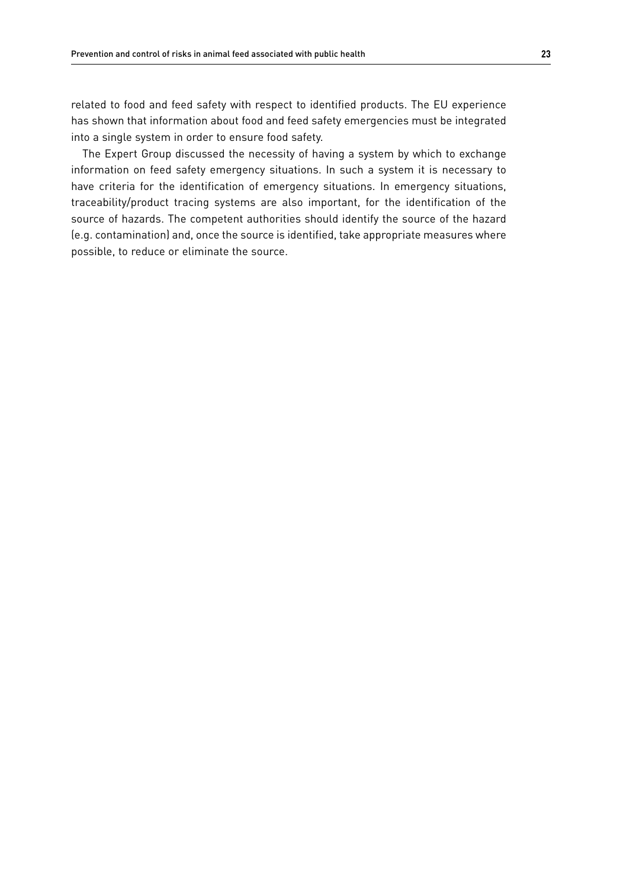related to food and feed safety with respect to identified products. The EU experience has shown that information about food and feed safety emergencies must be integrated into a single system in order to ensure food safety.

The Expert Group discussed the necessity of having a system by which to exchange information on feed safety emergency situations. In such a system it is necessary to have criteria for the identification of emergency situations. In emergency situations, traceability/product tracing systems are also important, for the identification of the source of hazards. The competent authorities should identify the source of the hazard (e.g. contamination) and, once the source is identified, take appropriate measures where possible, to reduce or eliminate the source.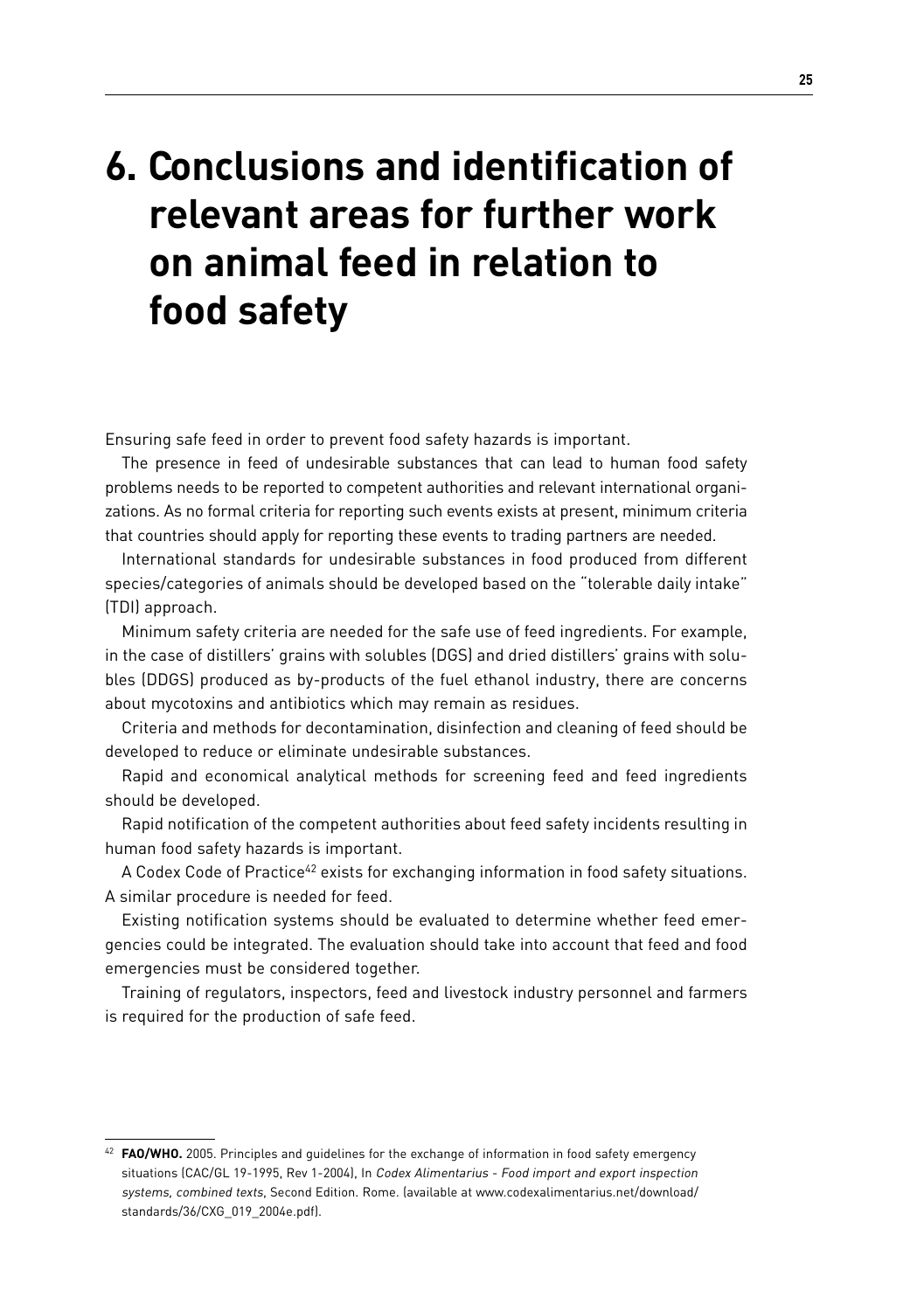# 6. Conclusions and identification of relevant areas for further work on animal feed in relation to food safety

Ensuring safe feed in order to prevent food safety hazards is important.

The presence in feed of undesirable substances that can lead to human food safety problems needs to be reported to competent authorities and relevant international organizations. As no formal criteria for reporting such events exists at present, minimum criteria that countries should apply for reporting these events to trading partners are needed.

International standards for undesirable substances in food produced from different species/categories of animals should be developed based on the "tolerable daily intake" (TDI) approach.

Minimum safety criteria are needed for the safe use of feed ingredients. For example, in the case of distillers' grains with solubles (DGS) and dried distillers' grains with solubles (DDGS) produced as by-products of the fuel ethanol industry, there are concerns about mycotoxins and antibiotics which may remain as residues.

Criteria and methods for decontamination, disinfection and cleaning of feed should be developed to reduce or eliminate undesirable substances.

Rapid and economical analytical methods for screening feed and feed ingredients should be developed.

Rapid notification of the competent authorities about feed safety incidents resulting in human food safety hazards is important.

A Codex Code of Practice[42] exists for exchanging information in food safety situations. A similar procedure is needed for feed.

Existing notification systems should be evaluated to determine whether feed emergencies could be integrated. The evaluation should take into account that feed and food emergencies must be considered together.

Training of regulators, inspectors, feed and livestock industry personnel and farmers is required for the production of safe feed.

---

[42] **FAO/WHO.** 2005. Principles and guidelines for the exchange of information in food safety emergency situations (CAC/GL 19-1995, Rev 1-2004), In *Codex Alimentarius - Food import and export inspection systems, combined texts*, Second Edition. Rome. (available at www.codexalimentarius.net/download/standards/36/CXG_019_2004e.pdf).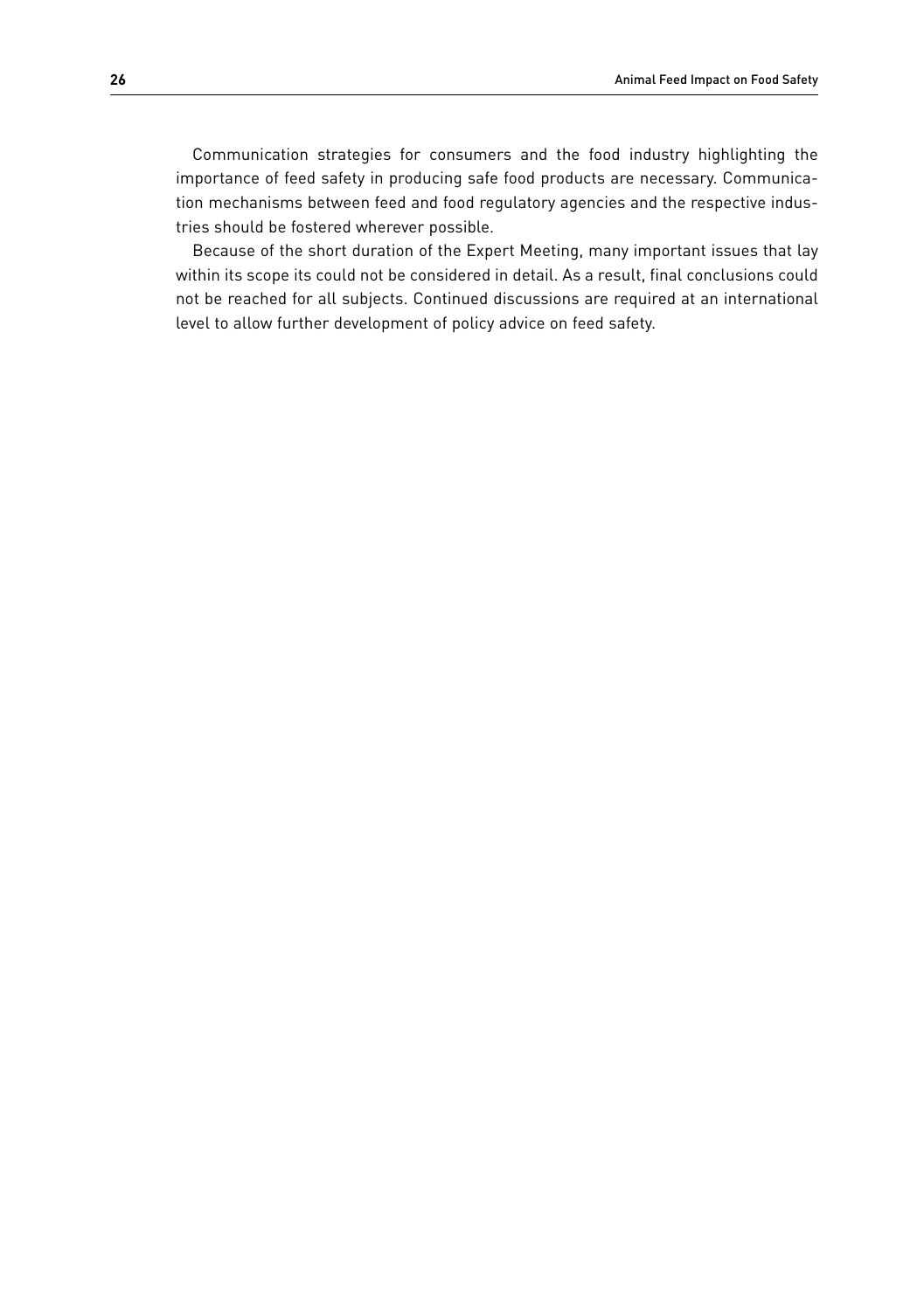Communication strategies for consumers and the food industry highlighting the importance of feed safety in producing safe food products are necessary. Communication mechanisms between feed and food regulatory agencies and the respective industries should be fostered wherever possible.

Because of the short duration of the Expert Meeting, many important issues that lay within its scope its could not be considered in detail. As a result, final conclusions could not be reached for all subjects. Continued discussions are required at an international level to allow further development of policy advice on feed safety.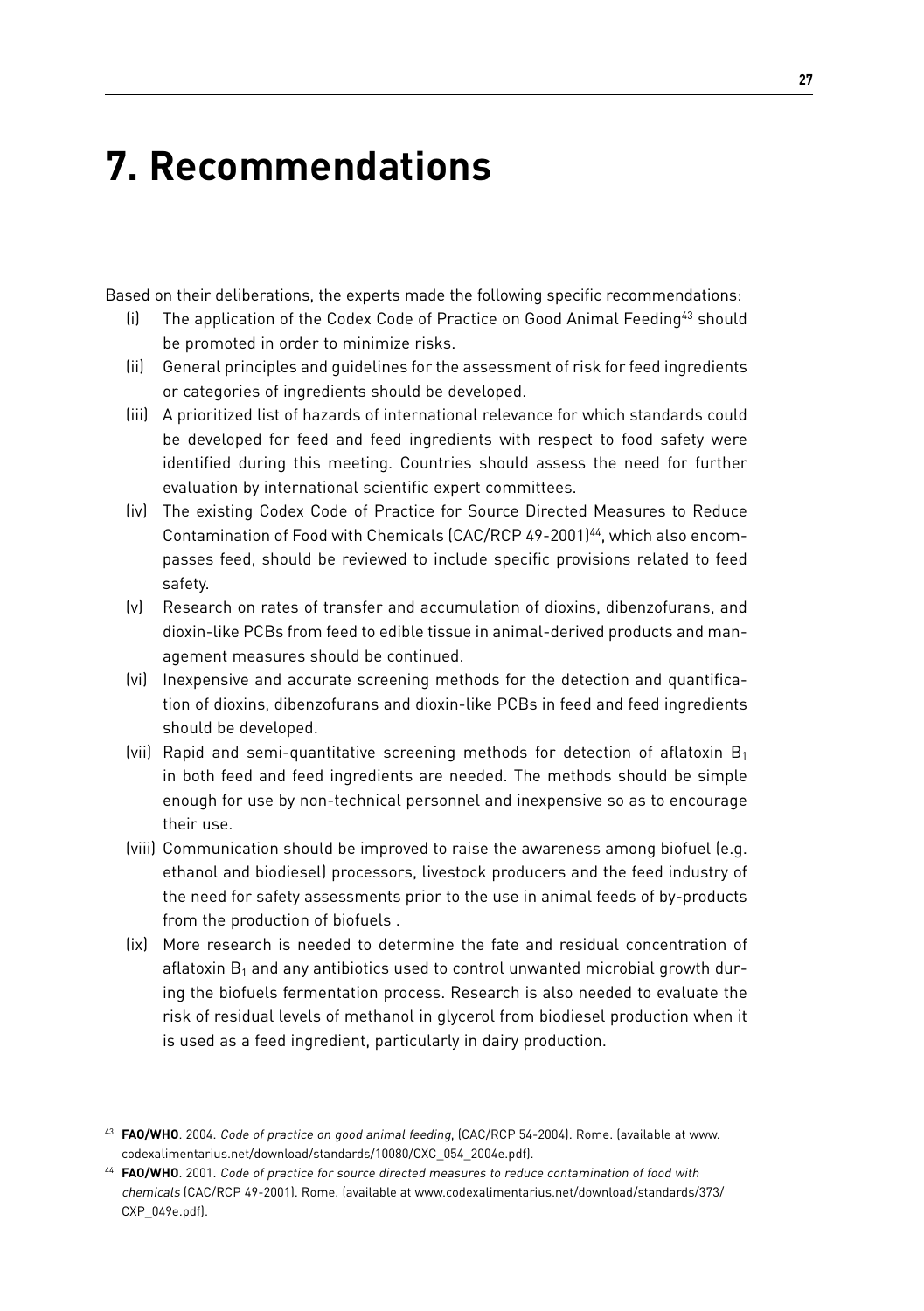# 7. Recommendations

Based on their deliberations, the experts made the following specific recommendations:

(i) The application of the Codex Code of Practice on Good Animal Feeding[43] should be promoted in order to minimize risks.

(ii) General principles and guidelines for the assessment of risk for feed ingredients or categories of ingredients should be developed.

(iii) A prioritized list of hazards of international relevance for which standards could be developed for feed and feed ingredients with respect to food safety were identified during this meeting. Countries should assess the need for further evaluation by international scientific expert committees.

(iv) The existing Codex Code of Practice for Source Directed Measures to Reduce Contamination of Food with Chemicals (CAC/RCP 49-2001)[44], which also encompasses feed, should be reviewed to include specific provisions related to feed safety.

(v) Research on rates of transfer and accumulation of dioxins, dibenzofurans, and dioxin-like PCBs from feed to edible tissue in animal-derived products and management measures should be continued.

(vi) Inexpensive and accurate screening methods for the detection and quantification of dioxins, dibenzofurans and dioxin-like PCBs in feed and feed ingredients should be developed.

(vii) Rapid and semi-quantitative screening methods for detection of aflatoxin $B_1$ in both feed and feed ingredients are needed. The methods should be simple enough for use by non-technical personnel and inexpensive so as to encourage their use.

(viii) Communication should be improved to raise the awareness among biofuel (e.g. ethanol and biodiesel) processors, livestock producers and the feed industry of the need for safety assessments prior to the use in animal feeds of by-products from the production of biofuels .

(ix) More research is needed to determine the fate and residual concentration of aflatoxin $B_1$ and any antibiotics used to control unwanted microbial growth during the biofuels fermentation process. Research is also needed to evaluate the risk of residual levels of methanol in glycerol from biodiesel production when it is used as a feed ingredient, particularly in dairy production.

---

[43] **FAO/WHO**. 2004. *Code of practice on good animal feeding*, (CAC/RCP 54-2004). Rome. (available at www.codexalimentarius.net/download/standards/10080/CXC_054_2004e.pdf).

[44] **FAO/WHO**. 2001. *Code of practice for source directed measures to reduce contamination of food with chemicals* (CAC/RCP 49-2001). Rome. (available at www.codexalimentarius.net/download/standards/373/CXP_049e.pdf).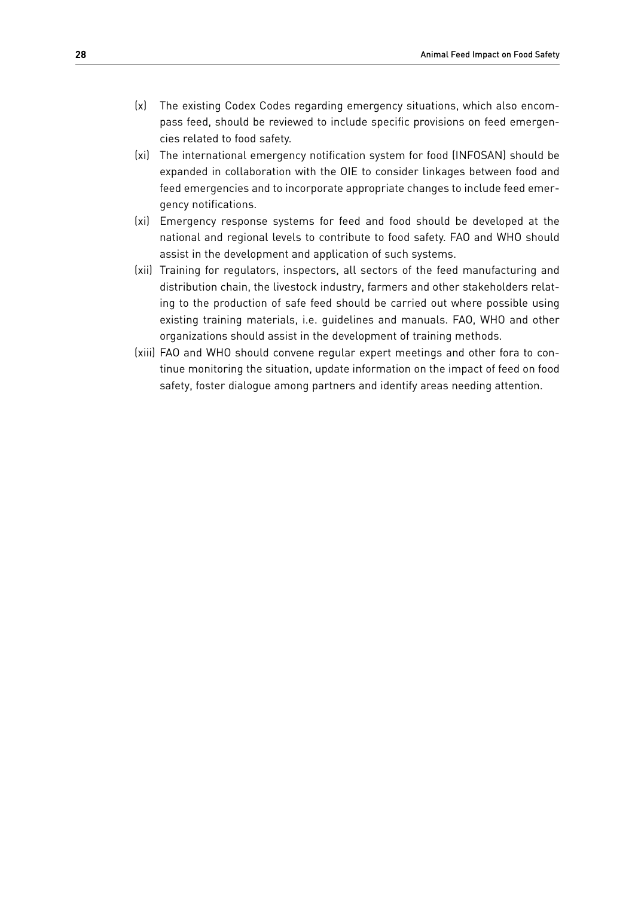(x) The existing Codex Codes regarding emergency situations, which also encompass feed, should be reviewed to include specific provisions on feed emergencies related to food safety.

(xi) The international emergency notification system for food (INFOSAN) should be expanded in collaboration with the OIE to consider linkages between food and feed emergencies and to incorporate appropriate changes to include feed emergency notifications.

(xi) Emergency response systems for feed and food should be developed at the national and regional levels to contribute to food safety. FAO and WHO should assist in the development and application of such systems.

(xii) Training for regulators, inspectors, all sectors of the feed manufacturing and distribution chain, the livestock industry, farmers and other stakeholders relating to the production of safe feed should be carried out where possible using existing training materials, i.e. guidelines and manuals. FAO, WHO and other organizations should assist in the development of training methods.

(xiii) FAO and WHO should convene regular expert meetings and other fora to continue monitoring the situation, update information on the impact of feed on food safety, foster dialogue among partners and identify areas needing attention.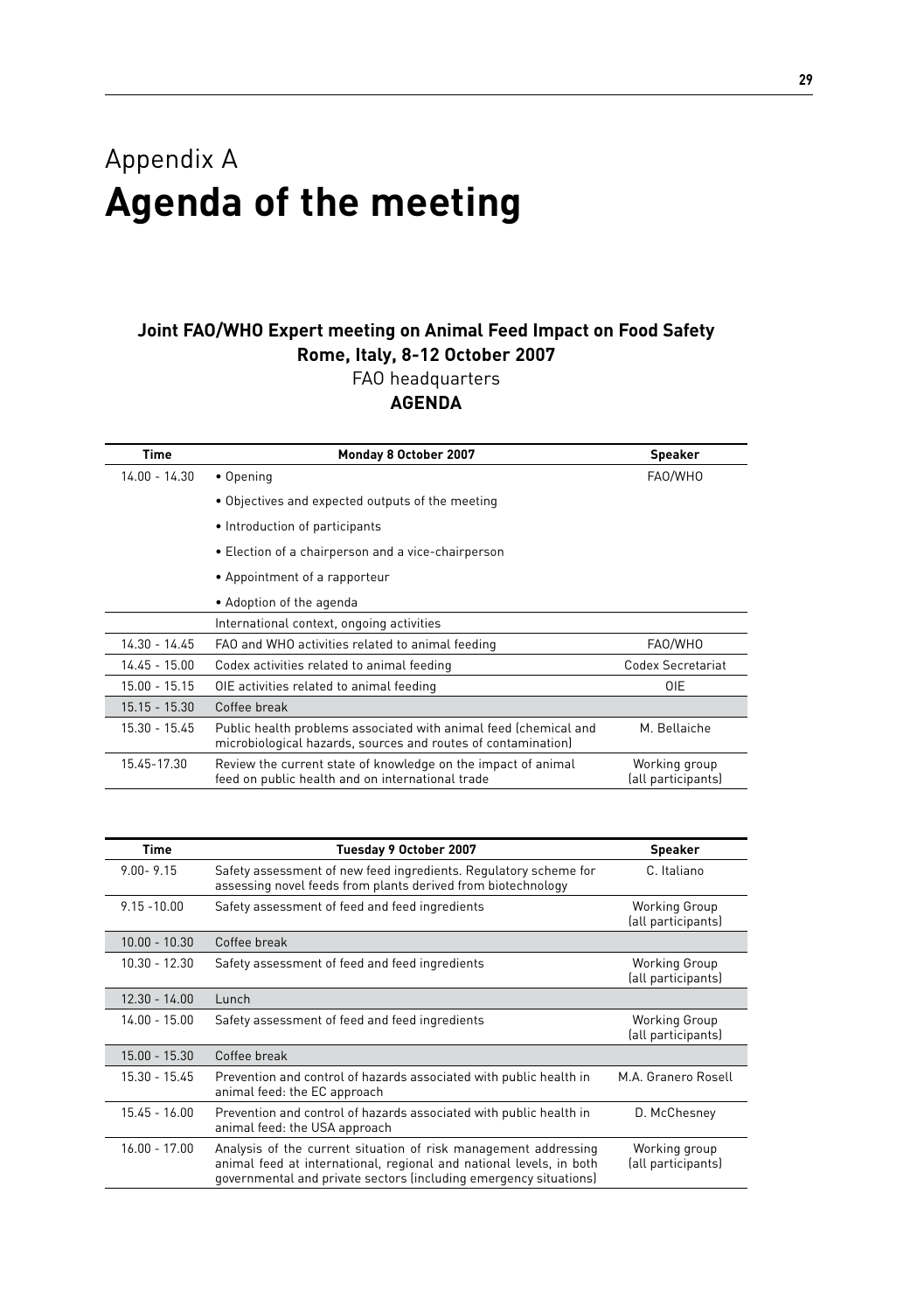# Appendix A
# **Agenda of the meeting**

**Joint FAO/WHO Expert meeting on Animal Feed Impact on Food Safety**
**Rome, Italy, 8-12 October 2007**
FAO headquarters
**AGENDA**

| Time | Monday 8 October 2007 | Speaker |
|---|---|---|
| 14.00 - 14.30 | • Opening | FAO/WHO |
| | • Objectives and expected outputs of the meeting | |
| | • Introduction of participants | |
| | • Election of a chairperson and a vice-chairperson | |
| | • Appointment of a rapporteur | |
| | • Adoption of the agenda | |
| | International context, ongoing activities | |
| 14.30 - 14.45 | FAO and WHO activities related to animal feeding | FAO/WHO |
| 14.45 - 15.00 | Codex activities related to animal feeding | Codex Secretariat |
| 15.00 - 15.15 | OIE activities related to animal feeding | OIE |
| 15.15 - 15.30 | Coffee break | |
| 15.30 - 15.45 | Public health problems associated with animal feed (chemical and microbiological hazards, sources and routes of contamination) | M. Bellaiche |
| 15.45-17.30 | Review the current state of knowledge on the impact of animal feed on public health and on international trade | Working group (all participants) |

| Time | Tuesday 9 October 2007 | Speaker |
|---|---|---|
| 9.00- 9.15 | Safety assessment of new feed ingredients. Regulatory scheme for assessing novel feeds from plants derived from biotechnology | C. Italiano |
| 9.15 -10.00 | Safety assessment of feed and feed ingredients | Working Group (all participants) |
| 10.00 - 10.30 | Coffee break | |
| 10.30 - 12.30 | Safety assessment of feed and feed ingredients | Working Group (all participants) |
| 12.30 - 14.00 | Lunch | |
| 14.00 - 15.00 | Safety assessment of feed and feed ingredients | Working Group (all participants) |
| 15.00 - 15.30 | Coffee break | |
| 15.30 - 15.45 | Prevention and control of hazards associated with public health in animal feed: the EC approach | M.A. Granero Rosell |
| 15.45 - 16.00 | Prevention and control of hazards associated with public health in animal feed: the USA approach | D. McChesney |
| 16.00 - 17.00 | Analysis of the current situation of risk management addressing animal feed at international, regional and national levels, in both governmental and private sectors (including emergency situations) | Working group (all participants) |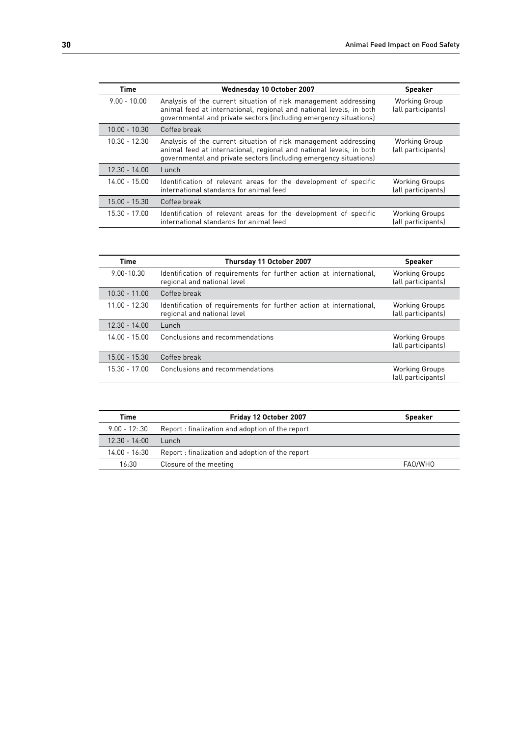| Time | Wednesday 10 October 2007 | Speaker |
|---|---|---|
| 9.00 - 10.00 | Analysis of the current situation of risk management addressing animal feed at international, regional and national levels, in both governmental and private sectors (including emergency situations) | Working Group (all participants) |
| 10.00 - 10.30 | Coffee break | |
| 10.30 - 12.30 | Analysis of the current situation of risk management addressing animal feed at international, regional and national levels, in both governmental and private sectors (including emergency situations) | Working Group (all participants) |
| 12.30 - 14.00 | Lunch | |
| 14.00 - 15.00 | Identification of relevant areas for the development of specific international standards for animal feed | Working Groups (all participants) |
| 15.00 - 15.30 | Coffee break | |
| 15.30 - 17.00 | Identification of relevant areas for the development of specific international standards for animal feed | Working Groups (all participants) |

| Time | Thursday 11 October 2007 | Speaker |
|---|---|---|
| 9.00-10.30 | Identification of requirements for further action at international, regional and national level | Working Groups (all participants) |
| 10.30 - 11.00 | Coffee break | |
| 11.00 - 12.30 | Identification of requirements for further action at international, regional and national level | Working Groups (all participants) |
| 12.30 - 14.00 | Lunch | |
| 14.00 - 15.00 | Conclusions and recommendations | Working Groups (all participants) |
| 15.00 - 15.30 | Coffee break | |
| 15.30 - 17.00 | Conclusions and recommendations | Working Groups (all participants) |

| Time | Friday 12 October 2007 | Speaker |
|---|---|---|
| 9.00 - 12:.30 | Report : finalization and adoption of the report | |
| 12.30 - 14:00 | Lunch | |
| 14.00 - 16:30 | Report : finalization and adoption of the report | |
| 16:30 | Closure of the meeting | FAO/WHO |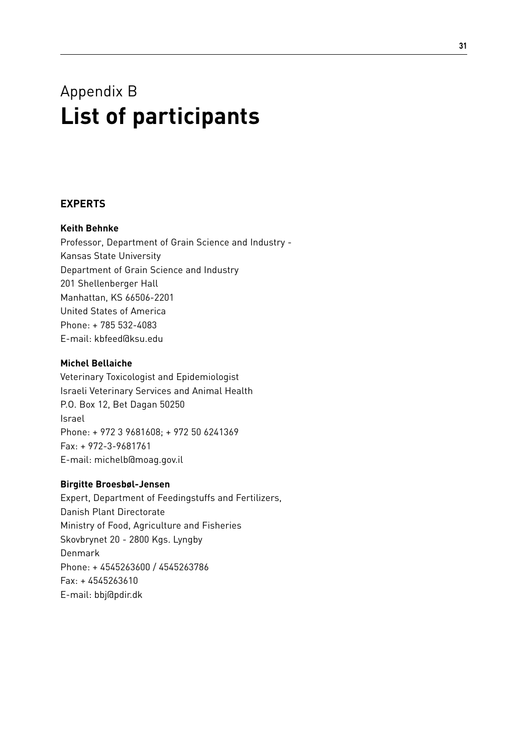# Appendix B
# List of participants

## EXPERTS

**Keith Behnke**
Professor, Department of Grain Science and Industry -
Kansas State University
Department of Grain Science and Industry
201 Shellenberger Hall
Manhattan, KS 66506-2201
United States of America
Phone: + 785 532-4083
E-mail: kbfeed@ksu.edu

**Michel Bellaiche**
Veterinary Toxicologist and Epidemiologist
Israeli Veterinary Services and Animal Health
P.O. Box 12, Bet Dagan 50250
Israel
Phone: + 972 3 9681608; + 972 50 6241369
Fax: + 972-3-9681761
E-mail: michelb@moag.gov.il

**Birgitte Broesbøl-Jensen**
Expert, Department of Feedingstuffs and Fertilizers,
Danish Plant Directorate
Ministry of Food, Agriculture and Fisheries
Skovbrynet 20 - 2800 Kgs. Lyngby
Denmark
Phone: + 4545263600 / 4545263786
Fax: + 4545263610
E-mail: bbj@pdir.dk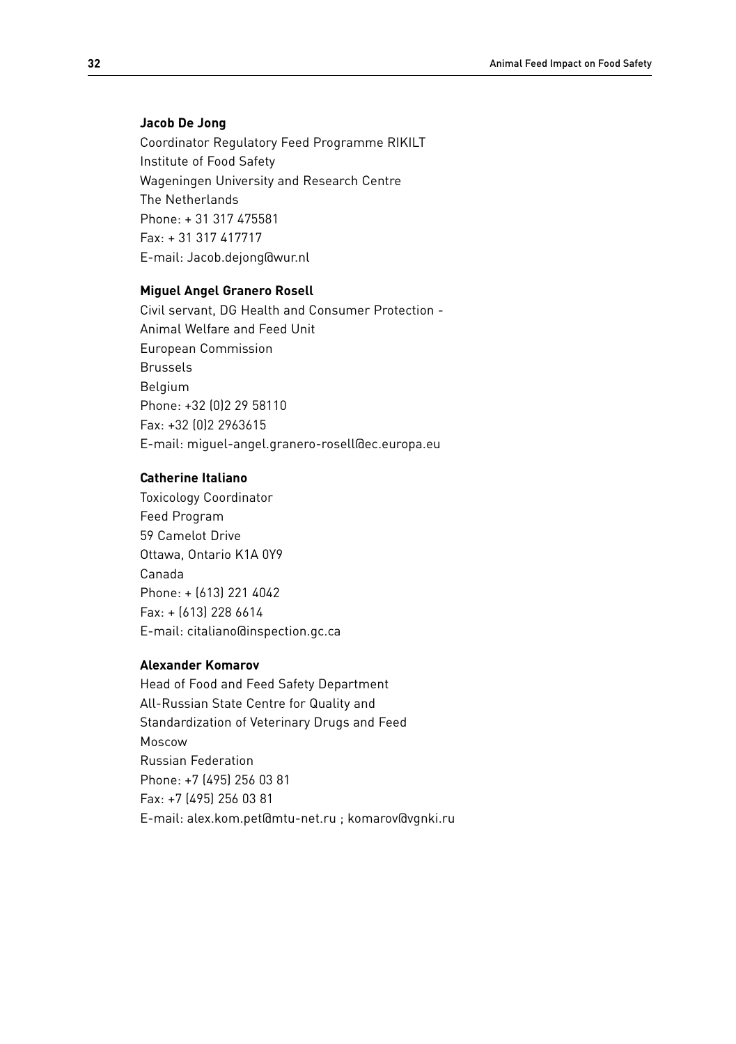**Jacob De Jong**
Coordinator Regulatory Feed Programme RIKILT
Institute of Food Safety
Wageningen University and Research Centre
The Netherlands
Phone: + 31 317 475581
Fax: + 31 317 417717
E-mail: Jacob.dejong@wur.nl

**Miguel Angel Granero Rosell**
Civil servant, DG Health and Consumer Protection -
Animal Welfare and Feed Unit
European Commission
Brussels
Belgium
Phone: +32 (0)2 29 58110
Fax: +32 (0)2 2963615
E-mail: miguel-angel.granero-rosell@ec.europa.eu

**Catherine Italiano**
Toxicology Coordinator
Feed Program
59 Camelot Drive
Ottawa, Ontario K1A 0Y9
Canada
Phone: + (613) 221 4042
Fax: + (613) 228 6614
E-mail: citaliano@inspection.gc.ca

**Alexander Komarov**
Head of Food and Feed Safety Department
All-Russian State Centre for Quality and
Standardization of Veterinary Drugs and Feed
Moscow
Russian Federation
Phone: +7 (495) 256 03 81
Fax: +7 (495) 256 03 81
E-mail: alex.kom.pet@mtu-net.ru ; komarov@vgnki.ru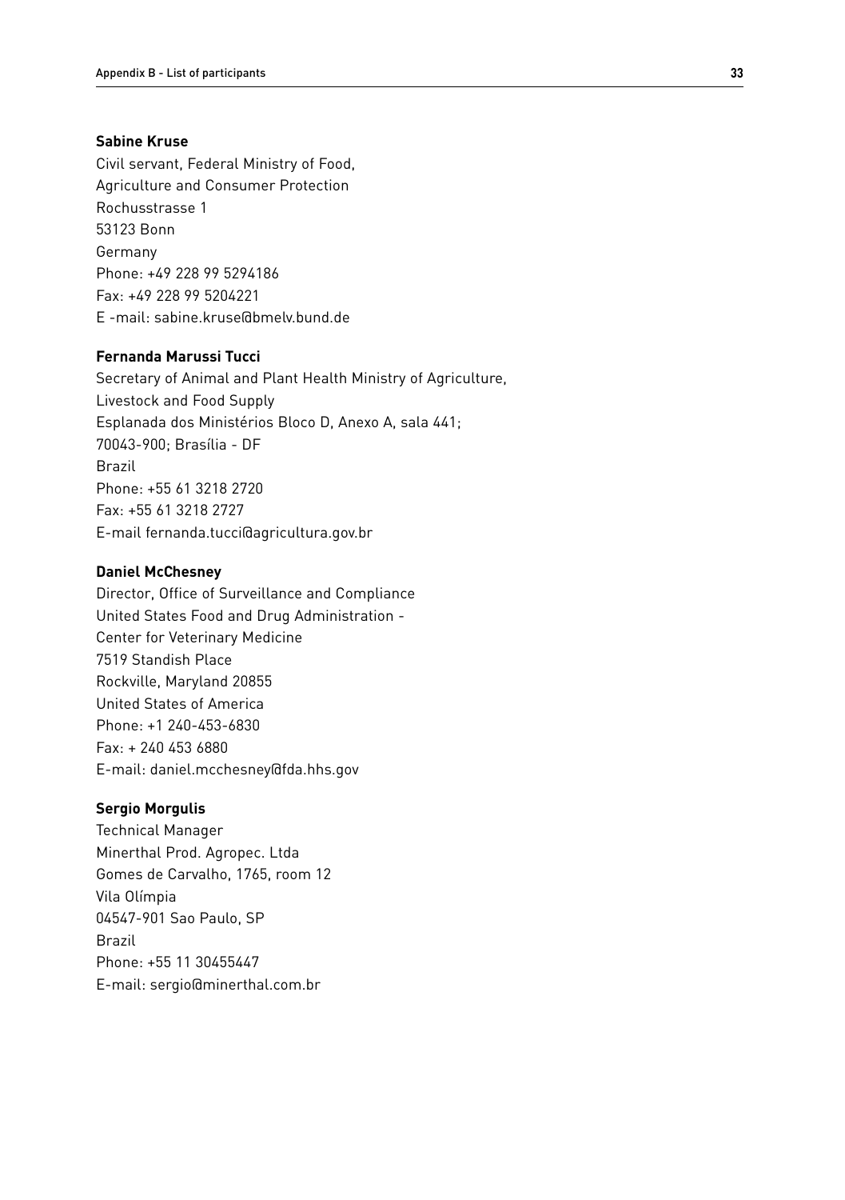**Sabine Kruse**

Civil servant, Federal Ministry of Food,
Agriculture and Consumer Protection
Rochusstrasse 1
53123 Bonn
Germany
Phone: +49 228 99 5294186
Fax: +49 228 99 5204221
E -mail: sabine.kruse@bmelv.bund.de

**Fernanda Marussi Tucci**

Secretary of Animal and Plant Health Ministry of Agriculture,
Livestock and Food Supply
Esplanada dos Ministérios Bloco D, Anexo A, sala 441;
70043-900; Brasília - DF
Brazil
Phone: +55 61 3218 2720
Fax: +55 61 3218 2727
E-mail fernanda.tucci@agricultura.gov.br

**Daniel McChesney**

Director, Office of Surveillance and Compliance
United States Food and Drug Administration -
Center for Veterinary Medicine
7519 Standish Place
Rockville, Maryland 20855
United States of America
Phone: +1 240-453-6830
Fax: + 240 453 6880
E-mail: daniel.mcchesney@fda.hhs.gov

**Sergio Morgulis**

Technical Manager
Minerthal Prod. Agropec. Ltda
Gomes de Carvalho, 1765, room 12
Vila Olímpia
04547-901 Sao Paulo, SP
Brazil
Phone: +55 11 30455447
E-mail: sergio@minerthal.com.br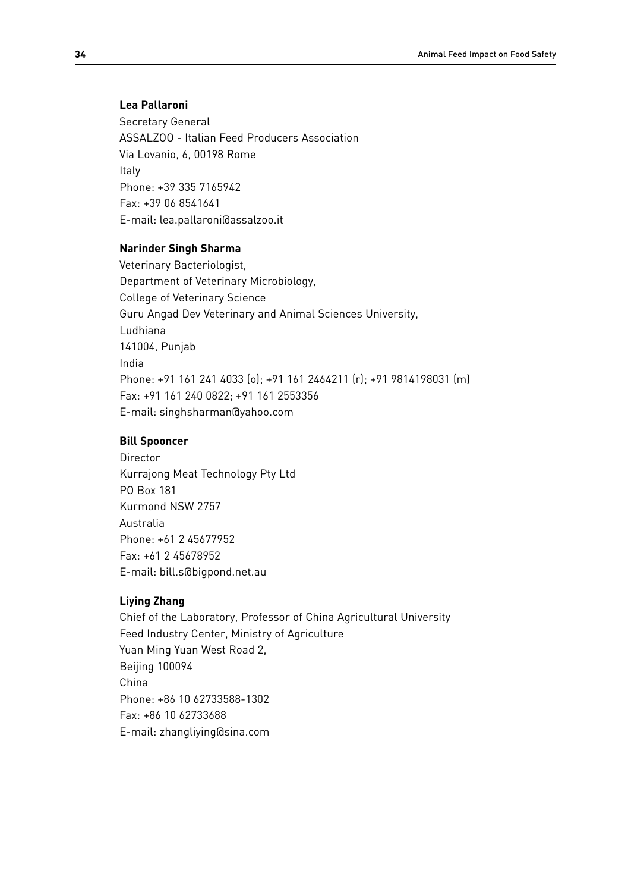**Lea Pallaroni**
Secretary General
ASSALZOO - Italian Feed Producers Association
Via Lovanio, 6, 00198 Rome
Italy
Phone: +39 335 7165942
Fax: +39 06 8541641
E-mail: lea.pallaroni@assalzoo.it

**Narinder Singh Sharma**
Veterinary Bacteriologist,
Department of Veterinary Microbiology,
College of Veterinary Science
Guru Angad Dev Veterinary and Animal Sciences University,
Ludhiana
141004, Punjab
India
Phone: +91 161 241 4033 (o); +91 161 2464211 (r); +91 9814198031 (m)
Fax: +91 161 240 0822; +91 161 2553356
E-mail: singhsharman@yahoo.com

**Bill Spooncer**
Director
Kurrajong Meat Technology Pty Ltd
PO Box 181
Kurmond NSW 2757
Australia
Phone: +61 2 45677952
Fax: +61 2 45678952
E-mail: bill.s@bigpond.net.au

**Liying Zhang**
Chief of the Laboratory, Professor of China Agricultural University
Feed Industry Center, Ministry of Agriculture
Yuan Ming Yuan West Road 2,
Beijing 100094
China
Phone: +86 10 62733588-1302
Fax: +86 10 62733688
E-mail: zhangliying@sina.com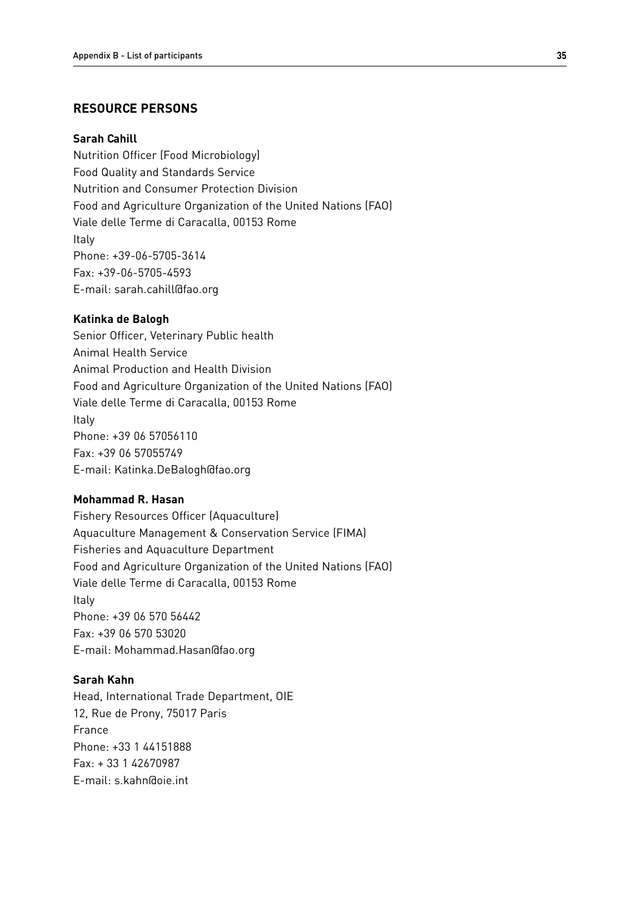## RESOURCE PERSONS

**Sarah Cahill**
Nutrition Officer (Food Microbiology)
Food Quality and Standards Service
Nutrition and Consumer Protection Division
Food and Agriculture Organization of the United Nations (FAO)
Viale delle Terme di Caracalla, 00153 Rome
Italy
Phone: +39-06-5705-3614
Fax: +39-06-5705-4593
E-mail: sarah.cahill@fao.org

**Katinka de Balogh**
Senior Officer, Veterinary Public health
Animal Health Service
Animal Production and Health Division
Food and Agriculture Organization of the United Nations (FAO)
Viale delle Terme di Caracalla, 00153 Rome
Italy
Phone: +39 06 57056110
Fax: +39 06 57055749
E-mail: Katinka.DeBalogh@fao.org

**Mohammad R. Hasan**
Fishery Resources Officer (Aquaculture)
Aquaculture Management & Conservation Service (FIMA)
Fisheries and Aquaculture Department
Food and Agriculture Organization of the United Nations (FAO)
Viale delle Terme di Caracalla, 00153 Rome
Italy
Phone: +39 06 570 56442
Fax: +39 06 570 53020
E-mail: Mohammad.Hasan@fao.org

**Sarah Kahn**
Head, International Trade Department, OIE
12, Rue de Prony, 75017 Paris
France
Phone: +33 1 44151888
Fax: + 33 1 42670987
E-mail: s.kahn@oie.int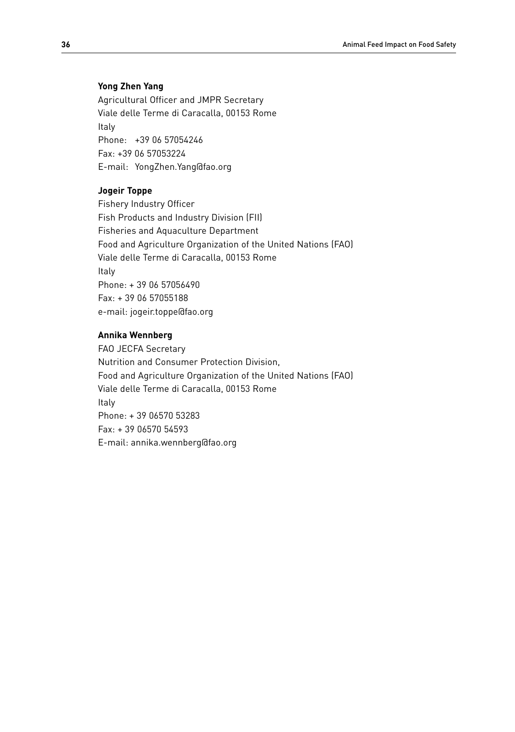**Yong Zhen Yang**
Agricultural Officer and JMPR Secretary
Viale delle Terme di Caracalla, 00153 Rome
Italy
Phone: +39 06 57054246
Fax: +39 06 57053224
E-mail: YongZhen.Yang@fao.org

**Jogeir Toppe**
Fishery Industry Officer
Fish Products and Industry Division (FII)
Fisheries and Aquaculture Department
Food and Agriculture Organization of the United Nations (FAO)
Viale delle Terme di Caracalla, 00153 Rome
Italy
Phone: + 39 06 57056490
Fax: + 39 06 57055188
e-mail: jogeir.toppe@fao.org

**Annika Wennberg**
FAO JECFA Secretary
Nutrition and Consumer Protection Division,
Food and Agriculture Organization of the United Nations (FAO)
Viale delle Terme di Caracalla, 00153 Rome
Italy
Phone: + 39 06570 53283
Fax: + 39 06570 54593
E-mail: annika.wennberg@fao.org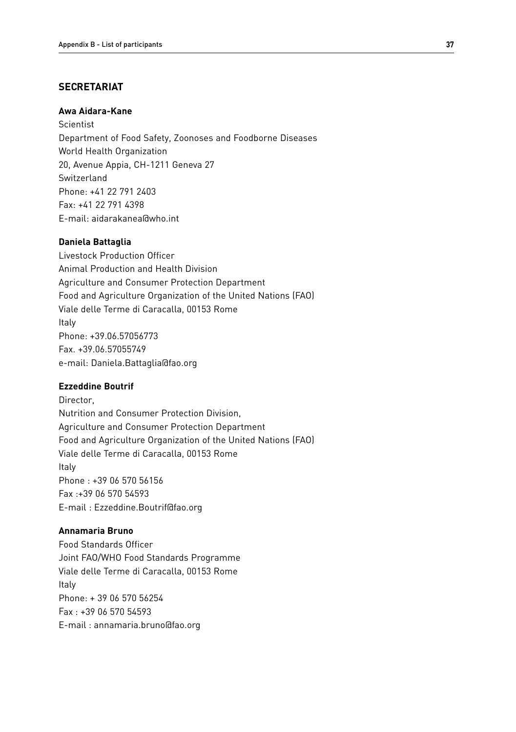## SECRETARIAT

**Awa Aidara-Kane**
Scientist
Department of Food Safety, Zoonoses and Foodborne Diseases
World Health Organization
20, Avenue Appia, CH-1211 Geneva 27
Switzerland
Phone: +41 22 791 2403
Fax: +41 22 791 4398
E-mail: aidarakanea@who.int

**Daniela Battaglia**
Livestock Production Officer
Animal Production and Health Division
Agriculture and Consumer Protection Department
Food and Agriculture Organization of the United Nations (FAO)
Viale delle Terme di Caracalla, 00153 Rome
Italy
Phone: +39.06.57056773
Fax. +39.06.57055749
e-mail: Daniela.Battaglia@fao.org

**Ezzeddine Boutrif**
Director,
Nutrition and Consumer Protection Division,
Agriculture and Consumer Protection Department
Food and Agriculture Organization of the United Nations (FAO)
Viale delle Terme di Caracalla, 00153 Rome
Italy
Phone : +39 06 570 56156
Fax :+39 06 570 54593
E-mail : Ezzeddine.Boutrif@fao.org

**Annamaria Bruno**
Food Standards Officer
Joint FAO/WHO Food Standards Programme
Viale delle Terme di Caracalla, 00153 Rome
Italy
Phone: + 39 06 570 56254
Fax : +39 06 570 54593
E-mail : annamaria.bruno@fao.org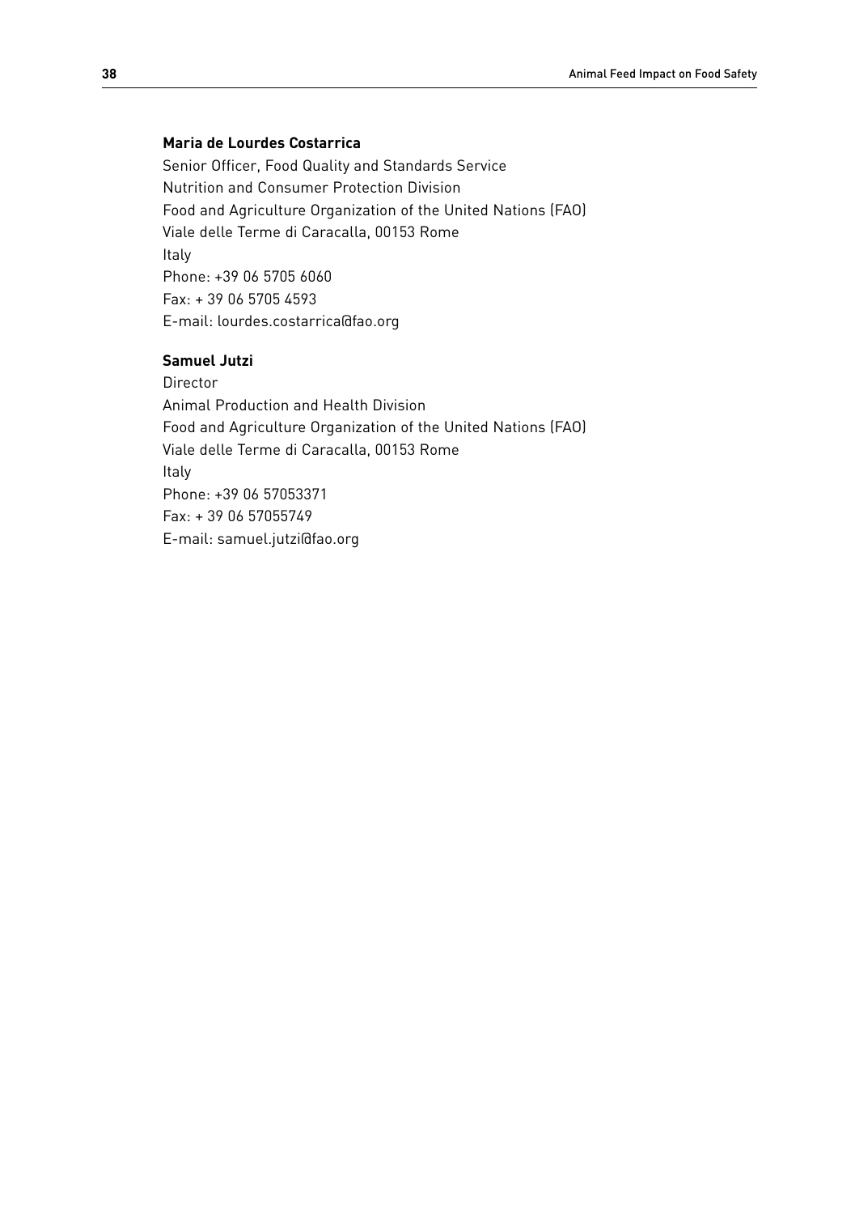**Maria de Lourdes Costarrica**

Senior Officer, Food Quality and Standards Service
Nutrition and Consumer Protection Division
Food and Agriculture Organization of the United Nations (FAO)
Viale delle Terme di Caracalla, 00153 Rome
Italy
Phone: +39 06 5705 6060
Fax: + 39 06 5705 4593
E-mail: lourdes.costarrica@fao.org

**Samuel Jutzi**

Director
Animal Production and Health Division
Food and Agriculture Organization of the United Nations (FAO)
Viale delle Terme di Caracalla, 00153 Rome
Italy
Phone: +39 06 57053371
Fax: + 39 06 57055749
E-mail: samuel.jutzi@fao.org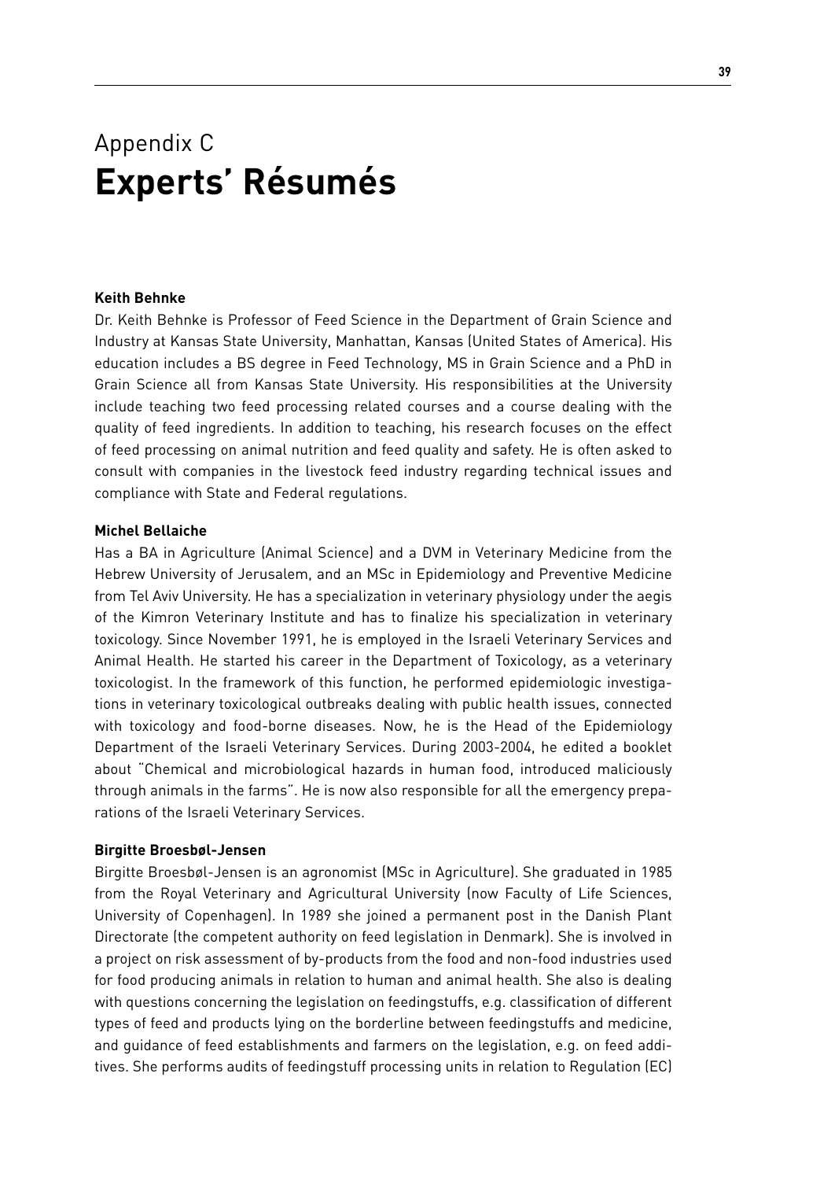# Appendix C
# **Experts' Résumés**

**Keith Behnke**

Dr. Keith Behnke is Professor of Feed Science in the Department of Grain Science and Industry at Kansas State University, Manhattan, Kansas (United States of America). His education includes a BS degree in Feed Technology, MS in Grain Science and a PhD in Grain Science all from Kansas State University. His responsibilities at the University include teaching two feed processing related courses and a course dealing with the quality of feed ingredients. In addition to teaching, his research focuses on the effect of feed processing on animal nutrition and feed quality and safety. He is often asked to consult with companies in the livestock feed industry regarding technical issues and compliance with State and Federal regulations.

**Michel Bellaiche**

Has a BA in Agriculture (Animal Science) and a DVM in Veterinary Medicine from the Hebrew University of Jerusalem, and an MSc in Epidemiology and Preventive Medicine from Tel Aviv University. He has a specialization in veterinary physiology under the aegis of the Kimron Veterinary Institute and has to finalize his specialization in veterinary toxicology. Since November 1991, he is employed in the Israeli Veterinary Services and Animal Health. He started his career in the Department of Toxicology, as a veterinary toxicologist. In the framework of this function, he performed epidemiologic investigations in veterinary toxicological outbreaks dealing with public health issues, connected with toxicology and food-borne diseases. Now, he is the Head of the Epidemiology Department of the Israeli Veterinary Services. During 2003-2004, he edited a booklet about "Chemical and microbiological hazards in human food, introduced maliciously through animals in the farms". He is now also responsible for all the emergency preparations of the Israeli Veterinary Services.

**Birgitte Broesbøl-Jensen**

Birgitte Broesbøl-Jensen is an agronomist (MSc in Agriculture). She graduated in 1985 from the Royal Veterinary and Agricultural University (now Faculty of Life Sciences, University of Copenhagen). In 1989 she joined a permanent post in the Danish Plant Directorate (the competent authority on feed legislation in Denmark). She is involved in a project on risk assessment of by-products from the food and non-food industries used for food producing animals in relation to human and animal health. She also is dealing with questions concerning the legislation on feedingstuffs, e.g. classification of different types of feed and products lying on the borderline between feedingstuffs and medicine, and guidance of feed establishments and farmers on the legislation, e.g. on feed additives. She performs audits of feedingstuff processing units in relation to Regulation (EC)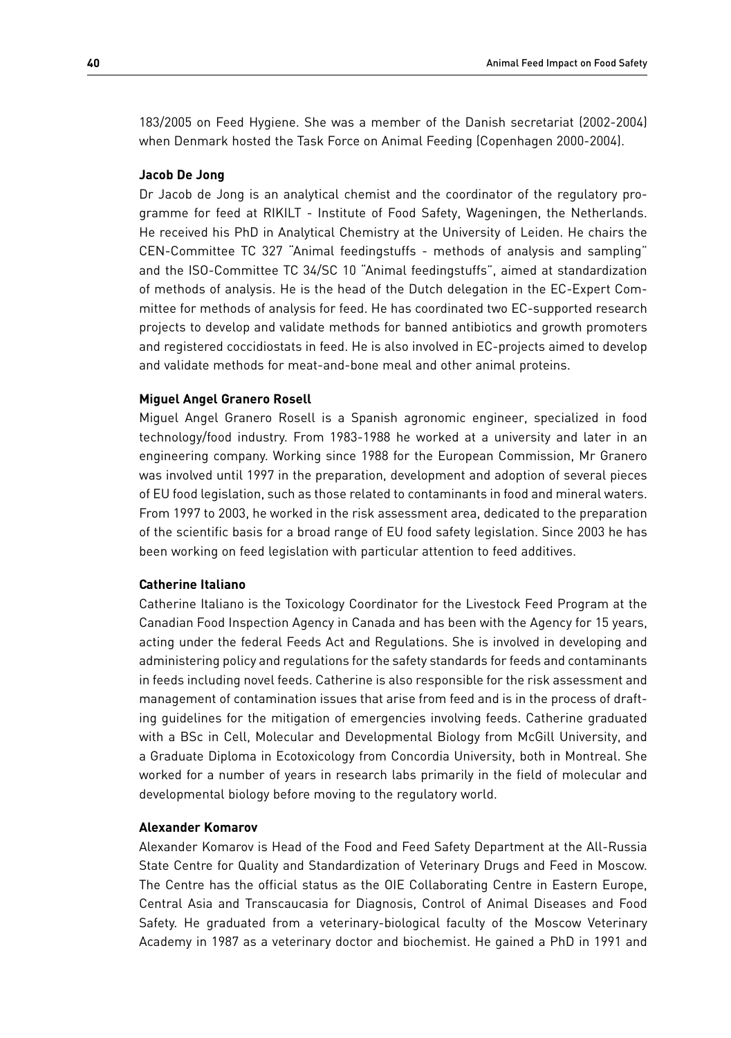183/2005 on Feed Hygiene. She was a member of the Danish secretariat (2002-2004) when Denmark hosted the Task Force on Animal Feeding (Copenhagen 2000-2004).

**Jacob De Jong**

Dr Jacob de Jong is an analytical chemist and the coordinator of the regulatory programme for feed at RIKILT - Institute of Food Safety, Wageningen, the Netherlands. He received his PhD in Analytical Chemistry at the University of Leiden. He chairs the CEN-Committee TC 327 "Animal feedingstuffs - methods of analysis and sampling" and the ISO-Committee TC 34/SC 10 "Animal feedingstuffs", aimed at standardization of methods of analysis. He is the head of the Dutch delegation in the EC-Expert Committee for methods of analysis for feed. He has coordinated two EC-supported research projects to develop and validate methods for banned antibiotics and growth promoters and registered coccidiostats in feed. He is also involved in EC-projects aimed to develop and validate methods for meat-and-bone meal and other animal proteins.

**Miguel Angel Granero Rosell**

Miguel Angel Granero Rosell is a Spanish agronomic engineer, specialized in food technology/food industry. From 1983-1988 he worked at a university and later in an engineering company. Working since 1988 for the European Commission, Mr Granero was involved until 1997 in the preparation, development and adoption of several pieces of EU food legislation, such as those related to contaminants in food and mineral waters. From 1997 to 2003, he worked in the risk assessment area, dedicated to the preparation of the scientific basis for a broad range of EU food safety legislation. Since 2003 he has been working on feed legislation with particular attention to feed additives.

**Catherine Italiano**

Catherine Italiano is the Toxicology Coordinator for the Livestock Feed Program at the Canadian Food Inspection Agency in Canada and has been with the Agency for 15 years, acting under the federal Feeds Act and Regulations. She is involved in developing and administering policy and regulations for the safety standards for feeds and contaminants in feeds including novel feeds. Catherine is also responsible for the risk assessment and management of contamination issues that arise from feed and is in the process of drafting guidelines for the mitigation of emergencies involving feeds. Catherine graduated with a BSc in Cell, Molecular and Developmental Biology from McGill University, and a Graduate Diploma in Ecotoxicology from Concordia University, both in Montreal. She worked for a number of years in research labs primarily in the field of molecular and developmental biology before moving to the regulatory world.

**Alexander Komarov**

Alexander Komarov is Head of the Food and Feed Safety Department at the All-Russia State Centre for Quality and Standardization of Veterinary Drugs and Feed in Moscow. The Centre has the official status as the OIE Collaborating Centre in Eastern Europe, Central Asia and Transcaucasia for Diagnosis, Control of Animal Diseases and Food Safety. He graduated from a veterinary-biological faculty of the Moscow Veterinary Academy in 1987 as a veterinary doctor and biochemist. He gained a PhD in 1991 and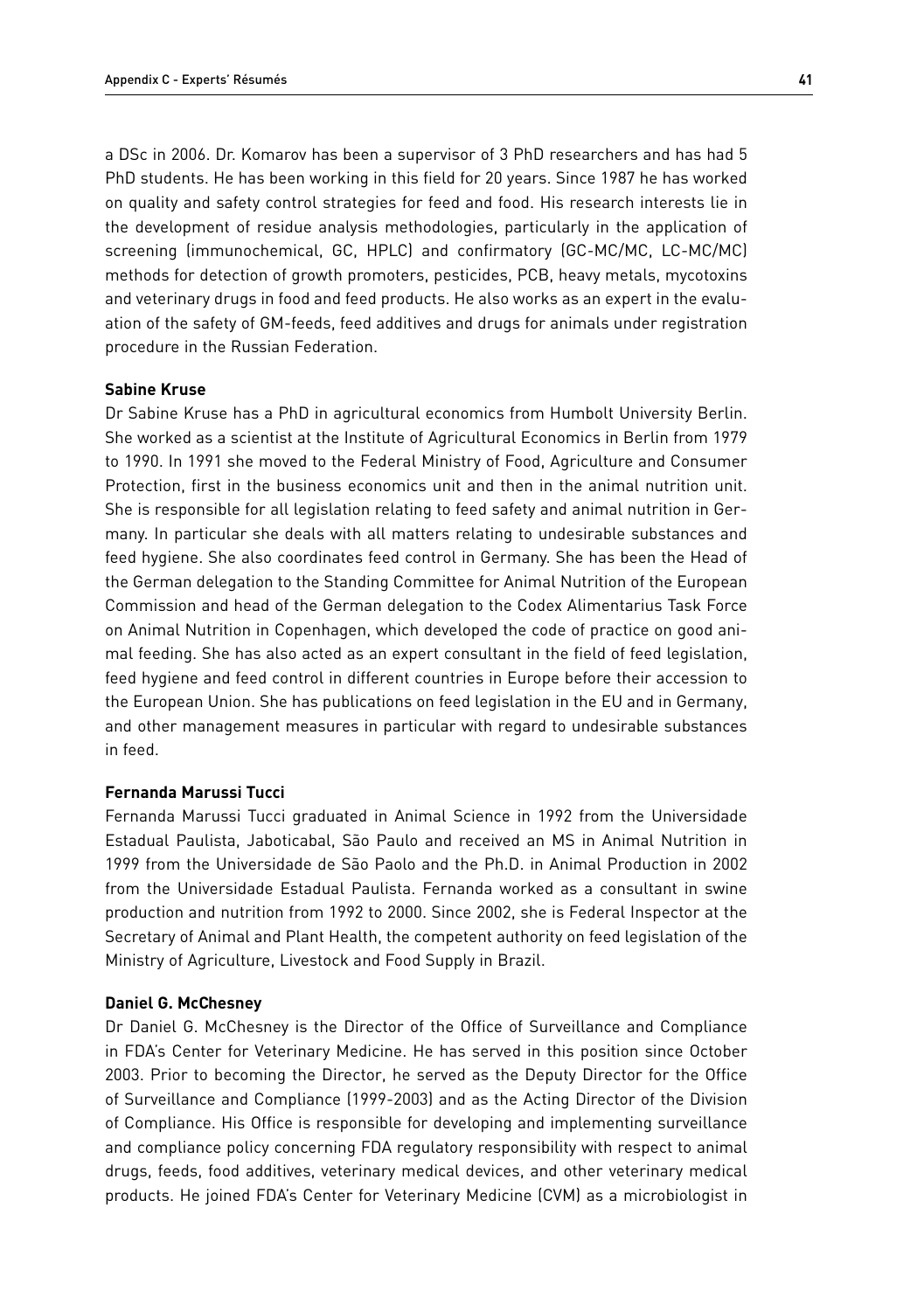a DSc in 2006. Dr. Komarov has been a supervisor of 3 PhD researchers and has had 5 PhD students. He has been working in this field for 20 years. Since 1987 he has worked on quality and safety control strategies for feed and food. His research interests lie in the development of residue analysis methodologies, particularly in the application of screening (immunochemical, GC, HPLC) and confirmatory (GC-MC/MC, LC-MC/MC) methods for detection of growth promoters, pesticides, PCB, heavy metals, mycotoxins and veterinary drugs in food and feed products. He also works as an expert in the evaluation of the safety of GM-feeds, feed additives and drugs for animals under registration procedure in the Russian Federation.

**Sabine Kruse**

Dr Sabine Kruse has a PhD in agricultural economics from Humbolt University Berlin. She worked as a scientist at the Institute of Agricultural Economics in Berlin from 1979 to 1990. In 1991 she moved to the Federal Ministry of Food, Agriculture and Consumer Protection, first in the business economics unit and then in the animal nutrition unit. She is responsible for all legislation relating to feed safety and animal nutrition in Germany. In particular she deals with all matters relating to undesirable substances and feed hygiene. She also coordinates feed control in Germany. She has been the Head of the German delegation to the Standing Committee for Animal Nutrition of the European Commission and head of the German delegation to the Codex Alimentarius Task Force on Animal Nutrition in Copenhagen, which developed the code of practice on good animal feeding. She has also acted as an expert consultant in the field of feed legislation, feed hygiene and feed control in different countries in Europe before their accession to the European Union. She has publications on feed legislation in the EU and in Germany, and other management measures in particular with regard to undesirable substances in feed.

**Fernanda Marussi Tucci**

Fernanda Marussi Tucci graduated in Animal Science in 1992 from the Universidade Estadual Paulista, Jaboticabal, São Paulo and received an MS in Animal Nutrition in 1999 from the Universidade de São Paolo and the Ph.D. in Animal Production in 2002 from the Universidade Estadual Paulista. Fernanda worked as a consultant in swine production and nutrition from 1992 to 2000. Since 2002, she is Federal Inspector at the Secretary of Animal and Plant Health, the competent authority on feed legislation of the Ministry of Agriculture, Livestock and Food Supply in Brazil.

**Daniel G. McChesney**

Dr Daniel G. McChesney is the Director of the Office of Surveillance and Compliance in FDA's Center for Veterinary Medicine. He has served in this position since October 2003. Prior to becoming the Director, he served as the Deputy Director for the Office of Surveillance and Compliance (1999-2003) and as the Acting Director of the Division of Compliance. His Office is responsible for developing and implementing surveillance and compliance policy concerning FDA regulatory responsibility with respect to animal drugs, feeds, food additives, veterinary medical devices, and other veterinary medical products. He joined FDA's Center for Veterinary Medicine (CVM) as a microbiologist in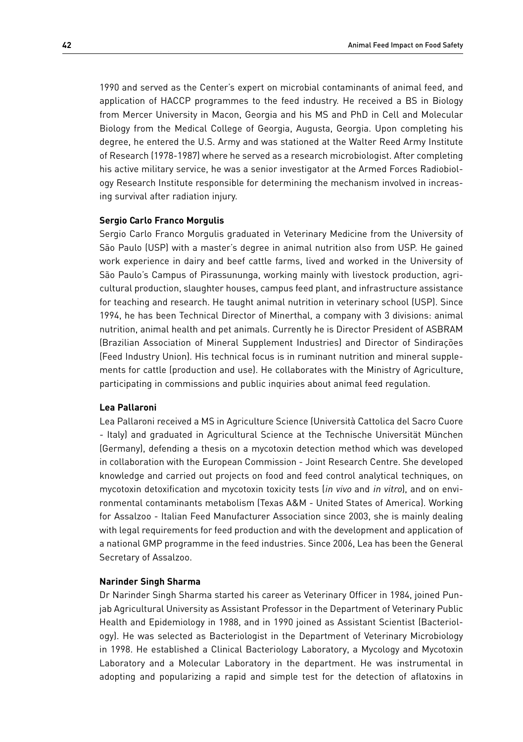1990 and served as the Center's expert on microbial contaminants of animal feed, and application of HACCP programmes to the feed industry. He received a BS in Biology from Mercer University in Macon, Georgia and his MS and PhD in Cell and Molecular Biology from the Medical College of Georgia, Augusta, Georgia. Upon completing his degree, he entered the U.S. Army and was stationed at the Walter Reed Army Institute of Research (1978-1987) where he served as a research microbiologist. After completing his active military service, he was a senior investigator at the Armed Forces Radiobiology Research Institute responsible for determining the mechanism involved in increasing survival after radiation injury.

**Sergio Carlo Franco Morgulis**

Sergio Carlo Franco Morgulis graduated in Veterinary Medicine from the University of São Paulo (USP) with a master's degree in animal nutrition also from USP. He gained work experience in dairy and beef cattle farms, lived and worked in the University of São Paulo's Campus of Pirassununga, working mainly with livestock production, agricultural production, slaughter houses, campus feed plant, and infrastructure assistance for teaching and research. He taught animal nutrition in veterinary school (USP). Since 1994, he has been Technical Director of Minerthal, a company with 3 divisions: animal nutrition, animal health and pet animals. Currently he is Director President of ASBRAM (Brazilian Association of Mineral Supplement Industries) and Director of Sindirações (Feed Industry Union). His technical focus is in ruminant nutrition and mineral supplements for cattle (production and use). He collaborates with the Ministry of Agriculture, participating in commissions and public inquiries about animal feed regulation.

**Lea Pallaroni**

Lea Pallaroni received a MS in Agriculture Science (Università Cattolica del Sacro Cuore - Italy) and graduated in Agricultural Science at the Technische Universität München (Germany), defending a thesis on a mycotoxin detection method which was developed in collaboration with the European Commission - Joint Research Centre. She developed knowledge and carried out projects on food and feed control analytical techniques, on mycotoxin detoxification and mycotoxin toxicity tests (*in vivo* and *in vitro*), and on environmental contaminants metabolism (Texas A&M - United States of America). Working for Assalzoo - Italian Feed Manufacturer Association since 2003, she is mainly dealing with legal requirements for feed production and with the development and application of a national GMP programme in the feed industries. Since 2006, Lea has been the General Secretary of Assalzoo.

**Narinder Singh Sharma**

Dr Narinder Singh Sharma started his career as Veterinary Officer in 1984, joined Punjab Agricultural University as Assistant Professor in the Department of Veterinary Public Health and Epidemiology in 1988, and in 1990 joined as Assistant Scientist (Bacteriology). He was selected as Bacteriologist in the Department of Veterinary Microbiology in 1998. He established a Clinical Bacteriology Laboratory, a Mycology and Mycotoxin Laboratory and a Molecular Laboratory in the department. He was instrumental in adopting and popularizing a rapid and simple test for the detection of aflatoxins in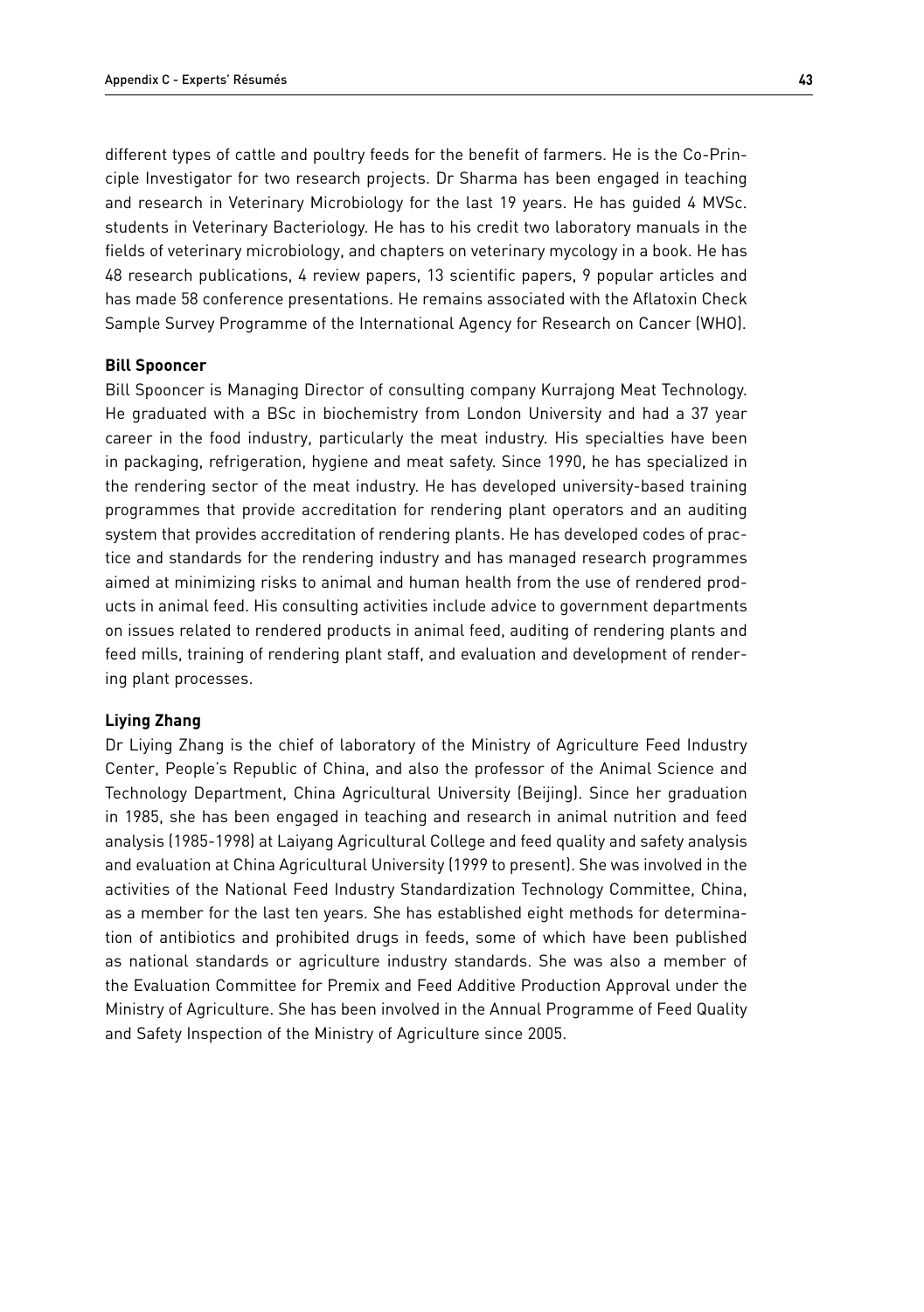different types of cattle and poultry feeds for the benefit of farmers. He is the Co-Principle Investigator for two research projects. Dr Sharma has been engaged in teaching and research in Veterinary Microbiology for the last 19 years. He has guided 4 MVSc. students in Veterinary Bacteriology. He has to his credit two laboratory manuals in the fields of veterinary microbiology, and chapters on veterinary mycology in a book. He has 48 research publications, 4 review papers, 13 scientific papers, 9 popular articles and has made 58 conference presentations. He remains associated with the Aflatoxin Check Sample Survey Programme of the International Agency for Research on Cancer (WHO).

**Bill Spooncer**

Bill Spooncer is Managing Director of consulting company Kurrajong Meat Technology. He graduated with a BSc in biochemistry from London University and had a 37 year career in the food industry, particularly the meat industry. His specialties have been in packaging, refrigeration, hygiene and meat safety. Since 1990, he has specialized in the rendering sector of the meat industry. He has developed university-based training programmes that provide accreditation for rendering plant operators and an auditing system that provides accreditation of rendering plants. He has developed codes of practice and standards for the rendering industry and has managed research programmes aimed at minimizing risks to animal and human health from the use of rendered products in animal feed. His consulting activities include advice to government departments on issues related to rendered products in animal feed, auditing of rendering plants and feed mills, training of rendering plant staff, and evaluation and development of rendering plant processes.

**Liying Zhang**

Dr Liying Zhang is the chief of laboratory of the Ministry of Agriculture Feed Industry Center, People's Republic of China, and also the professor of the Animal Science and Technology Department, China Agricultural University (Beijing). Since her graduation in 1985, she has been engaged in teaching and research in animal nutrition and feed analysis (1985-1998) at Laiyang Agricultural College and feed quality and safety analysis and evaluation at China Agricultural University (1999 to present). She was involved in the activities of the National Feed Industry Standardization Technology Committee, China, as a member for the last ten years. She has established eight methods for determination of antibiotics and prohibited drugs in feeds, some of which have been published as national standards or agriculture industry standards. She was also a member of the Evaluation Committee for Premix and Feed Additive Production Approval under the Ministry of Agriculture. She has been involved in the Annual Programme of Feed Quality and Safety Inspection of the Ministry of Agriculture since 2005.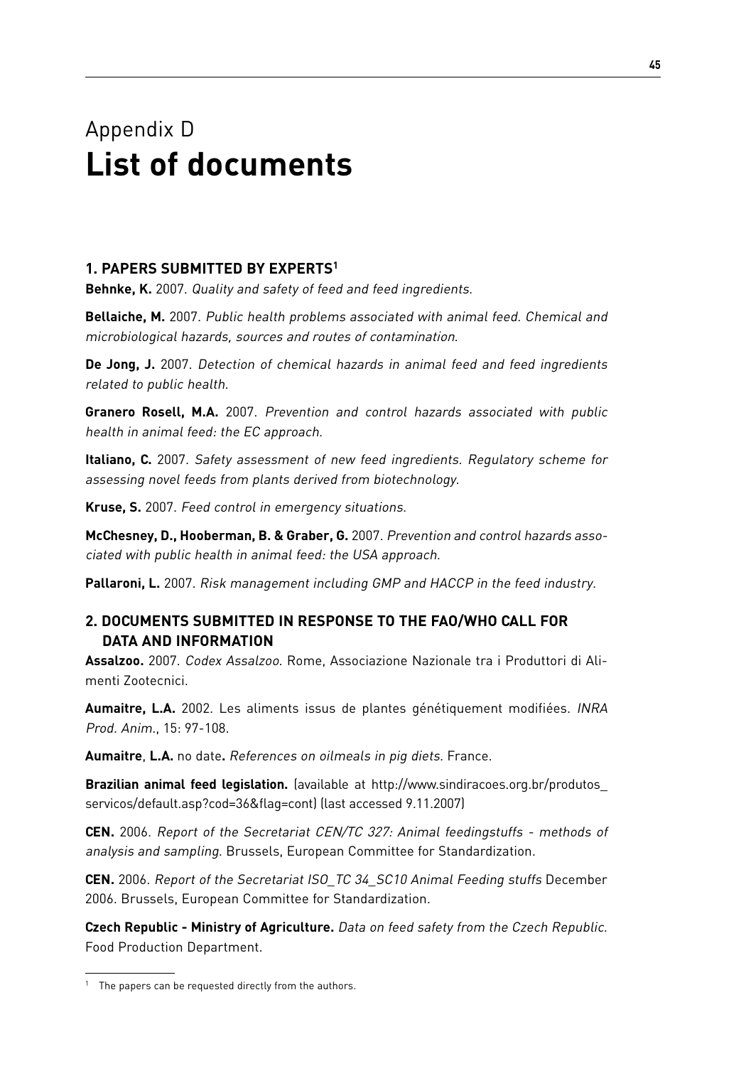# Appendix D
# **List of documents**

## 1. PAPERS SUBMITTED BY EXPERTS[1]

**Behnke, K.** 2007. *Quality and safety of feed and feed ingredients.*

**Bellaiche, M.** 2007. *Public health problems associated with animal feed. Chemical and microbiological hazards, sources and routes of contamination.*

**De Jong, J.** 2007. *Detection of chemical hazards in animal feed and feed ingredients related to public health.*

**Granero Rosell, M.A.** 2007. *Prevention and control hazards associated with public health in animal feed: the EC approach.*

**Italiano, C.** 2007. *Safety assessment of new feed ingredients. Regulatory scheme for assessing novel feeds from plants derived from biotechnology.*

**Kruse, S.** 2007. *Feed control in emergency situations.*

**McChesney, D., Hooberman, B. & Graber, G.** 2007. *Prevention and control hazards associated with public health in animal feed: the USA approach.*

**Pallaroni, L.** 2007. *Risk management including GMP and HACCP in the feed industry.*

## 2. DOCUMENTS SUBMITTED IN RESPONSE TO THE FAO/WHO CALL FOR DATA AND INFORMATION

**Assalzoo.** 2007. *Codex Assalzoo.* Rome, Associazione Nazionale tra i Produttori di Alimenti Zootecnici.

**Aumaitre, L.A.** 2002. Les aliments issus de plantes génétiquement modifiées. *INRA Prod. Anim.*, 15: 97-108.

**Aumaitre**, **L.A.** no date**.** *References on oilmeals in pig diets.* France.

**Brazilian animal feed legislation.** (available at http://www.sindiracoes.org.br/produtos_servicos/default.asp?cod=36&flag=cont) (last accessed 9.11.2007)

**CEN.** 2006. *Report of the Secretariat CEN/TC 327: Animal feedingstuffs - methods of analysis and sampling.* Brussels, European Committee for Standardization.

**CEN.** 2006. *Report of the Secretariat ISO_TC 34_SC10 Animal Feeding stuffs* December 2006. Brussels, European Committee for Standardization.

**Czech Republic - Ministry of Agriculture.** *Data on feed safety from the Czech Republic.* Food Production Department.

[1] The papers can be requested directly from the authors.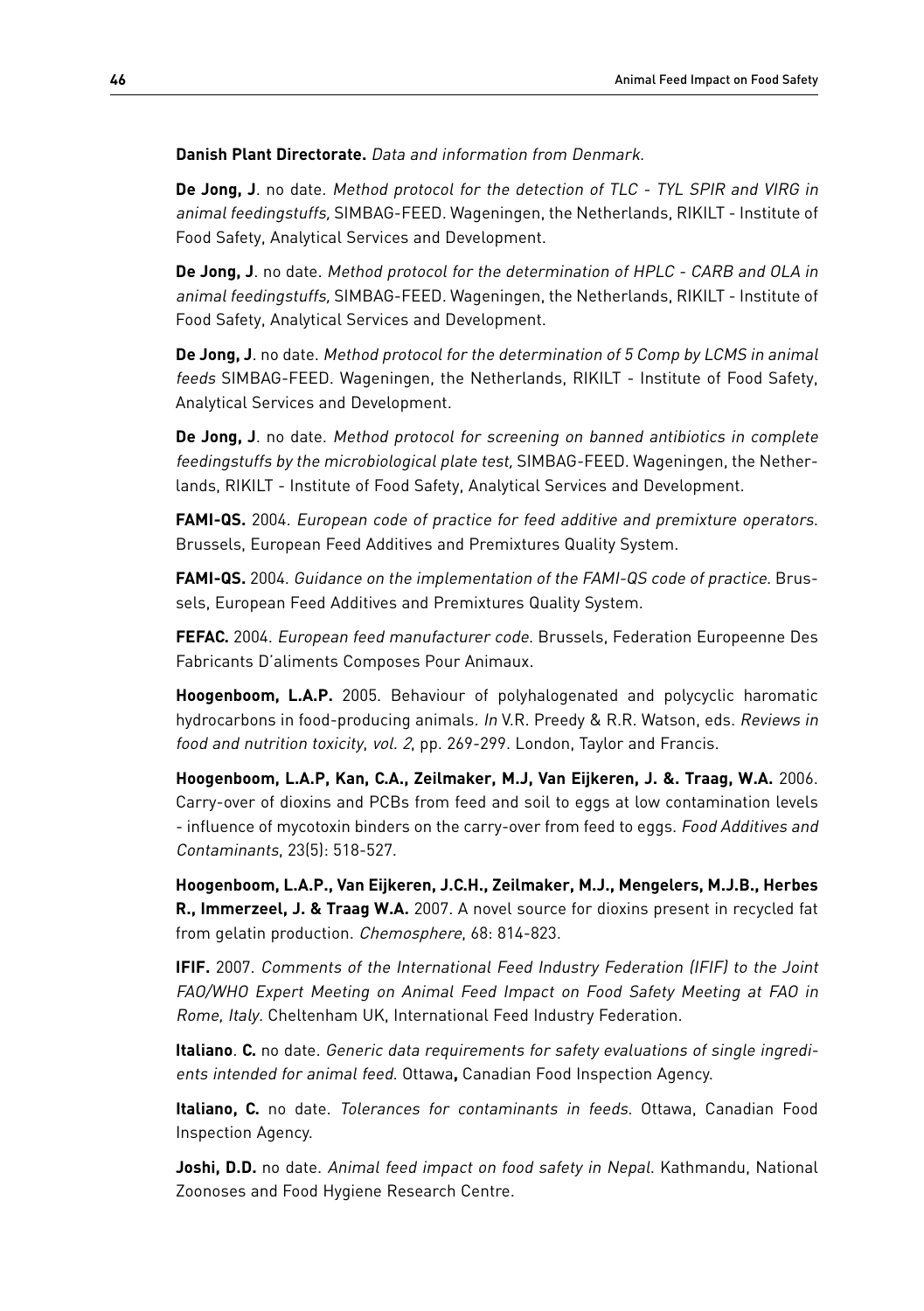**Danish Plant Directorate.** *Data and information from Denmark.*

**De Jong, J**. no date. *Method protocol for the detection of TLC - TYL SPIR and VIRG in animal feedingstuffs,* SIMBAG-FEED. Wageningen, the Netherlands, RIKILT - Institute of Food Safety, Analytical Services and Development.

**De Jong, J**. no date. *Method protocol for the determination of HPLC - CARB and OLA in animal feedingstuffs,* SIMBAG-FEED. Wageningen, the Netherlands, RIKILT - Institute of Food Safety, Analytical Services and Development.

**De Jong, J**. no date. *Method protocol for the determination of 5 Comp by LCMS in animal feeds* SIMBAG-FEED. Wageningen, the Netherlands, RIKILT - Institute of Food Safety, Analytical Services and Development.

**De Jong, J**. no date. *Method protocol for screening on banned antibiotics in complete feedingstuffs by the microbiological plate test,* SIMBAG-FEED. Wageningen, the Netherlands, RIKILT - Institute of Food Safety, Analytical Services and Development.

**FAMI-QS.** 2004. *European code of practice for feed additive and premixture operators.* Brussels, European Feed Additives and Premixtures Quality System.

**FAMI-QS.** 2004. *Guidance on the implementation of the FAMI-QS code of practice.* Brussels, European Feed Additives and Premixtures Quality System.

**FEFAC.** 2004. *European feed manufacturer code.* Brussels, Federation Europeenne Des Fabricants D'aliments Composes Pour Animaux.

**Hoogenboom, L.A.P.** 2005. Behaviour of polyhalogenated and polycyclic haromatic hydrocarbons in food-producing animals. *In* V.R. Preedy & R.R. Watson, eds. *Reviews in food and nutrition toxicity, vol. 2*, pp. 269-299. London, Taylor and Francis.

**Hoogenboom, L.A.P, Kan, C.A., Zeilmaker, M.J, Van Eijkeren, J. &. Traag, W.A.** 2006. Carry-over of dioxins and PCBs from feed and soil to eggs at low contamination levels - influence of mycotoxin binders on the carry-over from feed to eggs. *Food Additives and Contaminants*, 23(5): 518-527.

**Hoogenboom, L.A.P., Van Eijkeren, J.C.H., Zeilmaker, M.J., Mengelers, M.J.B., Herbes R., Immerzeel, J. & Traag W.A.** 2007. A novel source for dioxins present in recycled fat from gelatin production. *Chemosphere*, 68: 814-823.

**IFIF.** 2007. *Comments of the International Feed Industry Federation (IFIF) to the Joint FAO/WHO Expert Meeting on Animal Feed Impact on Food Safety Meeting at FAO in Rome, Italy.* Cheltenham UK, International Feed Industry Federation.

**Italiano**. **C.** no date. *Generic data requirements for safety evaluations of single ingredients intended for animal feed.* Ottawa**,** Canadian Food Inspection Agency.

**Italiano, C.** no date. *Tolerances for contaminants in feeds.* Ottawa, Canadian Food Inspection Agency.

**Joshi, D.D.** no date. *Animal feed impact on food safety in Nepal.* Kathmandu, National Zoonoses and Food Hygiene Research Centre.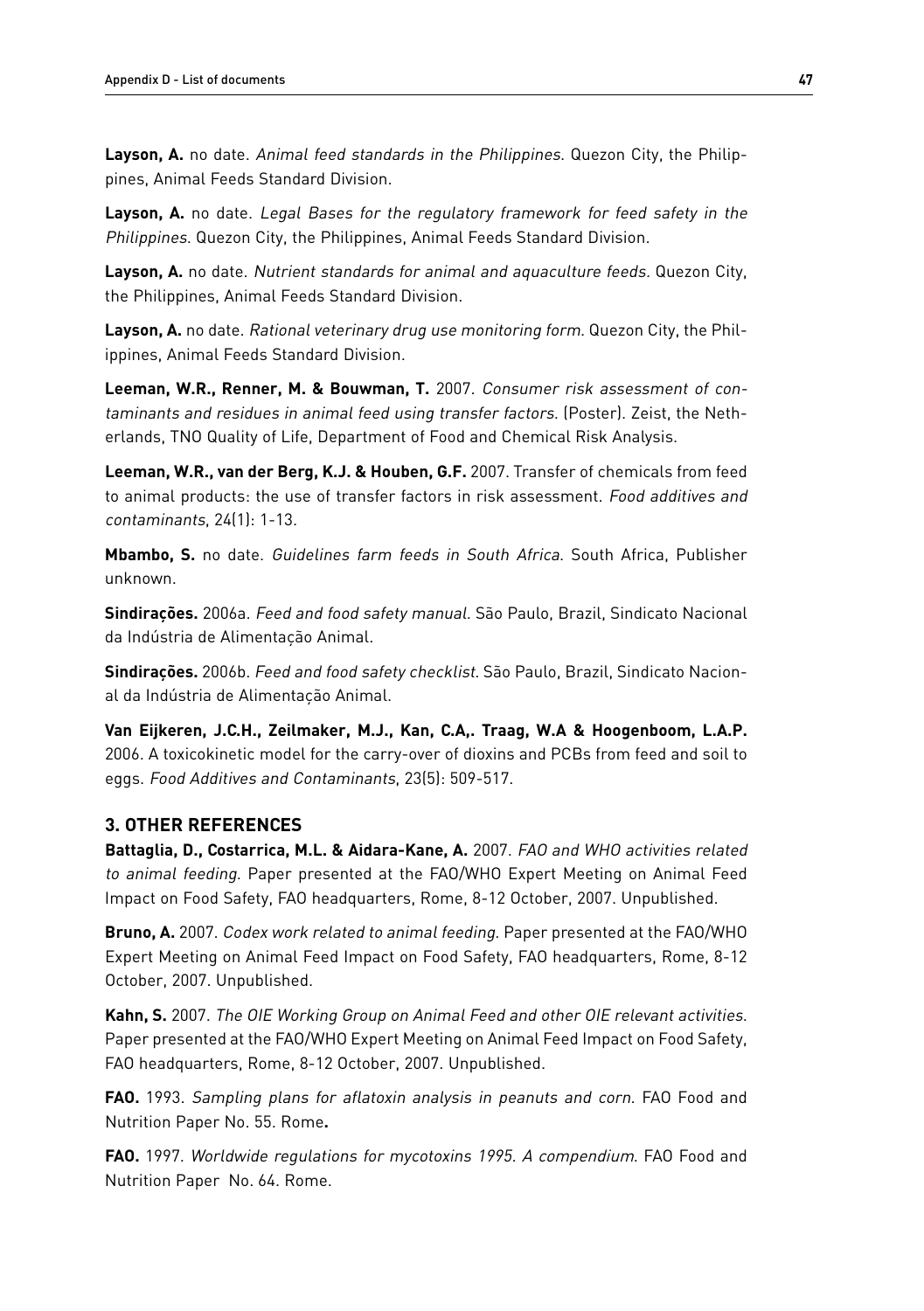**Layson, A.** no date. *Animal feed standards in the Philippines*. Quezon City, the Philippines, Animal Feeds Standard Division.

**Layson, A.** no date. *Legal Bases for the regulatory framework for feed safety in the Philippines*. Quezon City, the Philippines, Animal Feeds Standard Division.

**Layson, A.** no date. *Nutrient standards for animal and aquaculture feeds*. Quezon City, the Philippines, Animal Feeds Standard Division.

**Layson, A.** no date. *Rational veterinary drug use monitoring form*. Quezon City, the Philippines, Animal Feeds Standard Division.

**Leeman, W.R., Renner, M. & Bouwman, T.** 2007. *Consumer risk assessment of contaminants and residues in animal feed using transfer factors*. (Poster). Zeist, the Netherlands, TNO Quality of Life, Department of Food and Chemical Risk Analysis.

**Leeman, W.R., van der Berg, K.J. & Houben, G.F.** 2007. Transfer of chemicals from feed to animal products: the use of transfer factors in risk assessment. *Food additives and contaminants*, 24(1): 1-13.

**Mbambo, S.** no date. *Guidelines farm feeds in South Africa*. South Africa, Publisher unknown.

**Sindirações.** 2006a. *Feed and food safety manual*. São Paulo, Brazil, Sindicato Nacional da Indústria de Alimentação Animal.

**Sindirações.** 2006b. *Feed and food safety checklist*. São Paulo, Brazil, Sindicato Nacional da Indústria de Alimentação Animal.

**Van Eijkeren, J.C.H., Zeilmaker, M.J., Kan, C.A,. Traag, W.A & Hoogenboom, L.A.P.** 2006. A toxicokinetic model for the carry-over of dioxins and PCBs from feed and soil to eggs. *Food Additives and Contaminants*, 23(5): 509-517.

### 3. OTHER REFERENCES

**Battaglia, D., Costarrica, M.L. & Aidara-Kane, A.** 2007. *FAO and WHO activities related to animal feeding*. Paper presented at the FAO/WHO Expert Meeting on Animal Feed Impact on Food Safety, FAO headquarters, Rome, 8-12 October, 2007. Unpublished.

**Bruno, A.** 2007. *Codex work related to animal feeding*. Paper presented at the FAO/WHO Expert Meeting on Animal Feed Impact on Food Safety, FAO headquarters, Rome, 8-12 October, 2007. Unpublished.

**Kahn, S.** 2007. *The OIE Working Group on Animal Feed and other OIE relevant activities*. Paper presented at the FAO/WHO Expert Meeting on Animal Feed Impact on Food Safety, FAO headquarters, Rome, 8-12 October, 2007. Unpublished.

**FAO.** 1993. *Sampling plans for aflatoxin analysis in peanuts and corn*. FAO Food and Nutrition Paper No. 55. Rome**.**

**FAO.** 1997. *Worldwide regulations for mycotoxins 1995. A compendium*. FAO Food and Nutrition Paper No. 64. Rome.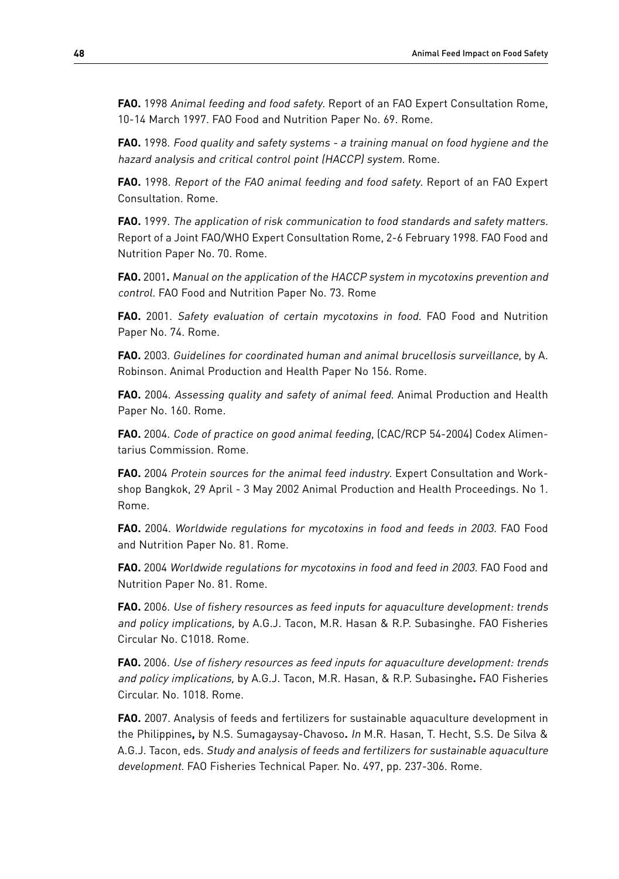**FAO.** 1998 *Animal feeding and food safety*. Report of an FAO Expert Consultation Rome, 10-14 March 1997. FAO Food and Nutrition Paper No. 69. Rome.

**FAO.** 1998. *Food quality and safety systems - a training manual on food hygiene and the hazard analysis and critical control point (HACCP) system*. Rome.

**FAO.** 1998. *Report of the FAO animal feeding and food safety*. Report of an FAO Expert Consultation. Rome.

**FAO.** 1999. *The application of risk communication to food standards and safety matters.* Report of a Joint FAO/WHO Expert Consultation Rome, 2-6 February 1998. FAO Food and Nutrition Paper No. 70. Rome.

**FAO.** 2001**.** *Manual on the application of the HACCP system in mycotoxins prevention and control*. FAO Food and Nutrition Paper No. 73. Rome

**FAO.** 2001. *Safety evaluation of certain mycotoxins in food*. FAO Food and Nutrition Paper No. 74. Rome.

**FAO.** 2003. *Guidelines for coordinated human and animal brucellosis surveillance*, by A. Robinson. Animal Production and Health Paper No 156. Rome.

**FAO.** 2004. *Assessing quality and safety of animal feed*. Animal Production and Health Paper No. 160. Rome.

**FAO.** 2004. *Code of practice on good animal feeding*, (CAC/RCP 54-2004) Codex Alimentarius Commission. Rome.

**FAO.** 2004 *Protein sources for the animal feed industry*. Expert Consultation and Workshop Bangkok, 29 April - 3 May 2002 Animal Production and Health Proceedings. No 1. Rome.

**FAO.** 2004. *Worldwide regulations for mycotoxins in food and feeds in 2003*. FAO Food and Nutrition Paper No. 81. Rome.

**FAO.** 2004 *Worldwide regulations for mycotoxins in food and feed in 2003*. FAO Food and Nutrition Paper No. 81. Rome.

**FAO.** 2006. *Use of fishery resources as feed inputs for aquaculture development: trends and policy implications,* by A.G.J. Tacon, M.R. Hasan & R.P. Subasinghe. FAO Fisheries Circular No. C1018. Rome.

**FAO.** 2006. *Use of fishery resources as feed inputs for aquaculture development: trends and policy implications,* by A.G.J. Tacon, M.R. Hasan, & R.P. Subasinghe**.** FAO Fisheries Circular. No. 1018. Rome.

**FAO.** 2007. Analysis of feeds and fertilizers for sustainable aquaculture development in the Philippines**,** by N.S. Sumagaysay-Chavoso**.** *In* M.R. Hasan, T. Hecht, S.S. De Silva & A.G.J. Tacon, eds. *Study and analysis of feeds and fertilizers for sustainable aquaculture development*. FAO Fisheries Technical Paper. No. 497, pp. 237-306. Rome.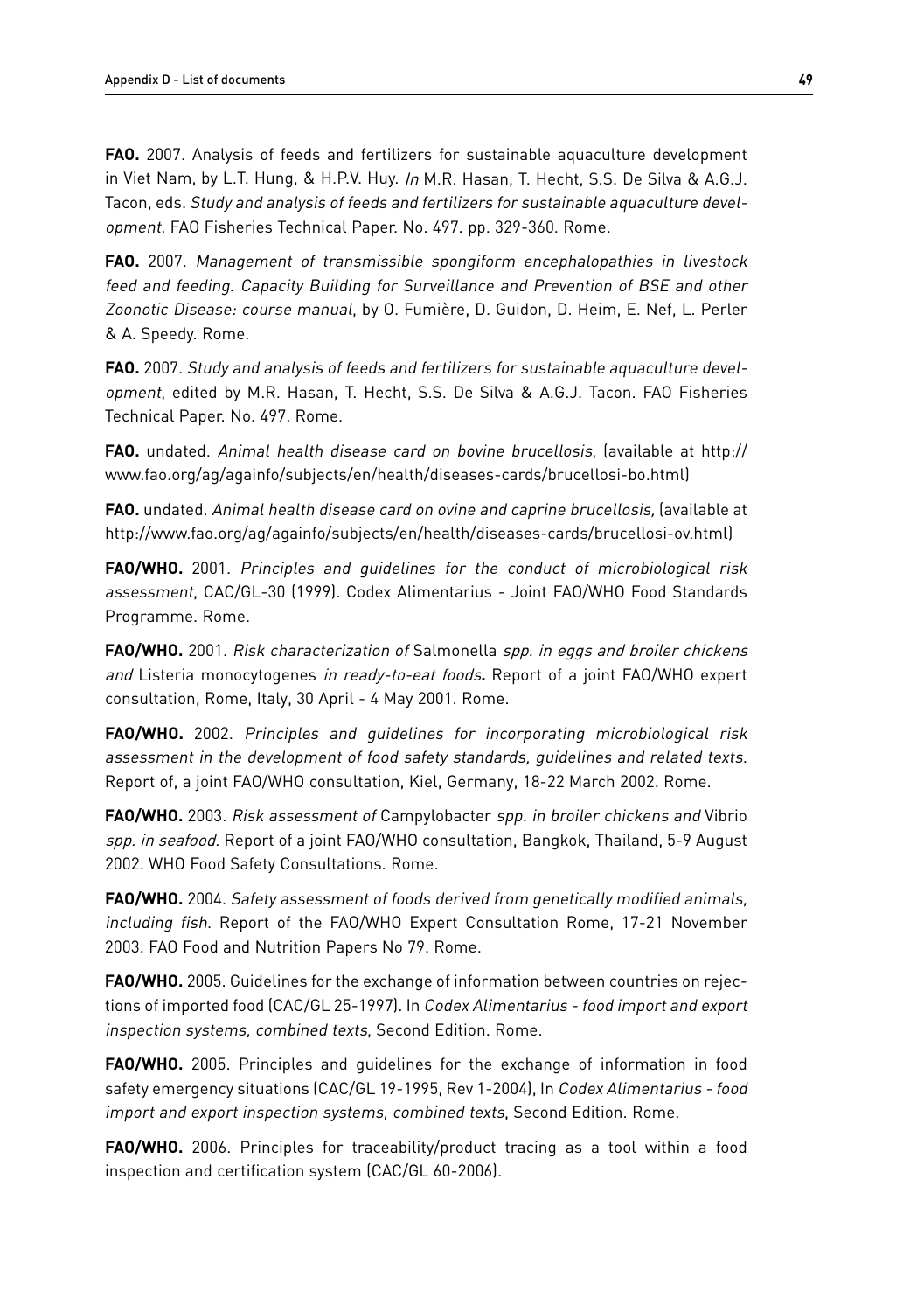**FAO.** 2007. Analysis of feeds and fertilizers for sustainable aquaculture development in Viet Nam, by L.T. Hung, & H.P.V. Huy. *In* M.R. Hasan, T. Hecht, S.S. De Silva & A.G.J. Tacon, eds. *Study and analysis of feeds and fertilizers for sustainable aquaculture development*. FAO Fisheries Technical Paper. No. 497. pp. 329-360. Rome.

**FAO.** 2007. *Management of transmissible spongiform encephalopathies in livestock feed and feeding. Capacity Building for Surveillance and Prevention of BSE and other Zoonotic Disease: course manual*, by O. Fumière, D. Guidon, D. Heim, E. Nef, L. Perler & A. Speedy. Rome.

**FAO.** 2007. *Study and analysis of feeds and fertilizers for sustainable aquaculture development*, edited by M.R. Hasan, T. Hecht, S.S. De Silva & A.G.J. Tacon. FAO Fisheries Technical Paper. No. 497. Rome.

**FAO.** undated. *Animal health disease card on bovine brucellosis*, (available at http://www.fao.org/ag/againfo/subjects/en/health/diseases-cards/brucellosi-bo.html)

**FAO.** undated. *Animal health disease card on ovine and caprine brucellosis,* (available at http://www.fao.org/ag/againfo/subjects/en/health/diseases-cards/brucellosi-ov.html)

**FAO/WHO.** 2001. *Principles and guidelines for the conduct of microbiological risk assessment*, CAC/GL-30 (1999). Codex Alimentarius - Joint FAO/WHO Food Standards Programme. Rome.

**FAO/WHO.** 2001. *Risk characterization of* Salmonella *spp. in eggs and broiler chickens and* Listeria monocytogenes *in ready-to-eat foods***.** Report of a joint FAO/WHO expert consultation, Rome, Italy, 30 April - 4 May 2001. Rome.

**FAO/WHO.** 2002. *Principles and guidelines for incorporating microbiological risk assessment in the development of food safety standards, guidelines and related texts*. Report of, a joint FAO/WHO consultation, Kiel, Germany, 18-22 March 2002. Rome.

**FAO/WHO.** 2003. *Risk assessment of* Campylobacter *spp. in broiler chickens and* Vibrio *spp. in seafood*. Report of a joint FAO/WHO consultation, Bangkok, Thailand, 5-9 August 2002. WHO Food Safety Consultations. Rome.

**FAO/WHO.** 2004. *Safety assessment of foods derived from genetically modified animals, including fish*. Report of the FAO/WHO Expert Consultation Rome, 17-21 November 2003. FAO Food and Nutrition Papers No 79. Rome.

**FAO/WHO.** 2005. Guidelines for the exchange of information between countries on rejections of imported food (CAC/GL 25-1997). In *Codex Alimentarius - food import and export inspection systems, combined texts*, Second Edition. Rome.

**FAO/WHO.** 2005. Principles and guidelines for the exchange of information in food safety emergency situations (CAC/GL 19-1995, Rev 1-2004), In *Codex Alimentarius - food import and export inspection systems, combined texts*, Second Edition. Rome.

**FAO/WHO.** 2006. Principles for traceability/product tracing as a tool within a food inspection and certification system (CAC/GL 60-2006).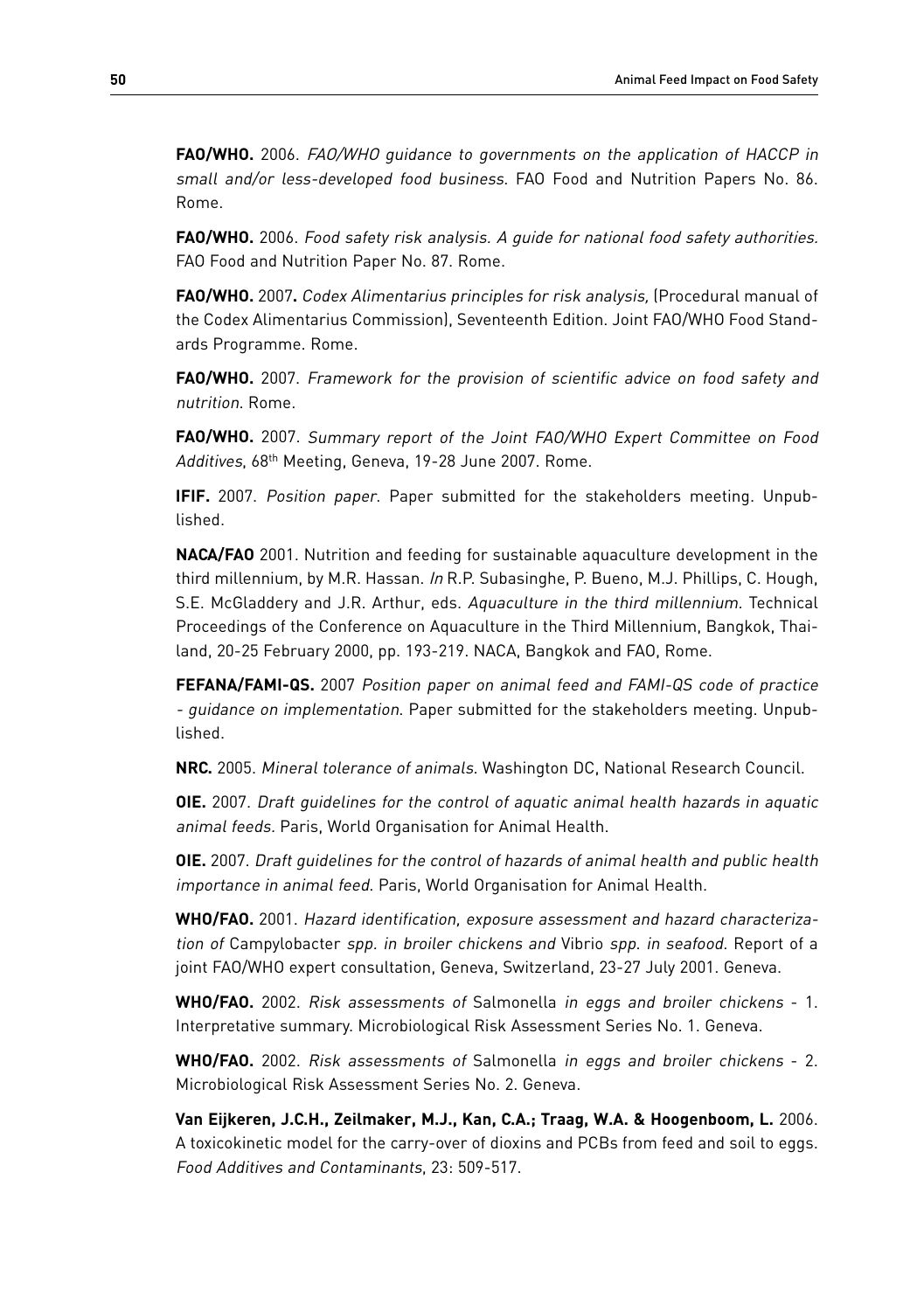**FAO/WHO.** 2006. *FAO/WHO guidance to governments on the application of HACCP in small and/or less-developed food business*. FAO Food and Nutrition Papers No. 86. Rome.

**FAO/WHO.** 2006. *Food safety risk analysis. A guide for national food safety authorities.* FAO Food and Nutrition Paper No. 87. Rome.

**FAO/WHO.** 2007**.** *Codex Alimentarius principles for risk analysis,* (Procedural manual of the Codex Alimentarius Commission), Seventeenth Edition. Joint FAO/WHO Food Standards Programme. Rome.

**FAO/WHO.** 2007. *Framework for the provision of scientific advice on food safety and nutrition*. Rome.

**FAO/WHO.** 2007. *Summary report of the Joint FAO/WHO Expert Committee on Food Additives*, 68th Meeting, Geneva, 19-28 June 2007. Rome.

**IFIF.** 2007. *Position paper*. Paper submitted for the stakeholders meeting. Unpublished.

**NACA/FAO** 2001. Nutrition and feeding for sustainable aquaculture development in the third millennium, by M.R. Hassan. *In* R.P. Subasinghe, P. Bueno, M.J. Phillips, C. Hough, S.E. McGladdery and J.R. Arthur, eds. *Aquaculture in the third millennium.* Technical Proceedings of the Conference on Aquaculture in the Third Millennium, Bangkok, Thailand, 20-25 February 2000, pp. 193-219. NACA, Bangkok and FAO, Rome.

**FEFANA/FAMI-QS.** 2007 *Position paper on animal feed and FAMI-QS code of practice - guidance on implementation.* Paper submitted for the stakeholders meeting. Unpublished.

**NRC.** 2005. *Mineral tolerance of animals*. Washington DC, National Research Council.

**OIE.** 2007. *Draft guidelines for the control of aquatic animal health hazards in aquatic animal feeds.* Paris, World Organisation for Animal Health.

**OIE.** 2007. *Draft guidelines for the control of hazards of animal health and public health importance in animal feed*. Paris, World Organisation for Animal Health.

**WHO/FAO.** 2001. *Hazard identification, exposure assessment and hazard characterization of* Campylobacter *spp. in broiler chickens and* Vibrio *spp. in seafood*. Report of a joint FAO/WHO expert consultation, Geneva, Switzerland, 23-27 July 2001. Geneva.

**WHO/FAO.** 2002. *Risk assessments of* Salmonella *in eggs and broiler chickens* - 1. Interpretative summary. Microbiological Risk Assessment Series No. 1. Geneva.

**WHO/FAO.** 2002. *Risk assessments of* Salmonella *in eggs and broiler chickens* - 2. Microbiological Risk Assessment Series No. 2. Geneva.

**Van Eijkeren, J.C.H., Zeilmaker, M.J., Kan, C.A.; Traag, W.A. & Hoogenboom, L.** 2006. A toxicokinetic model for the carry-over of dioxins and PCBs from feed and soil to eggs. *Food Additives and Contaminants*, 23: 509-517.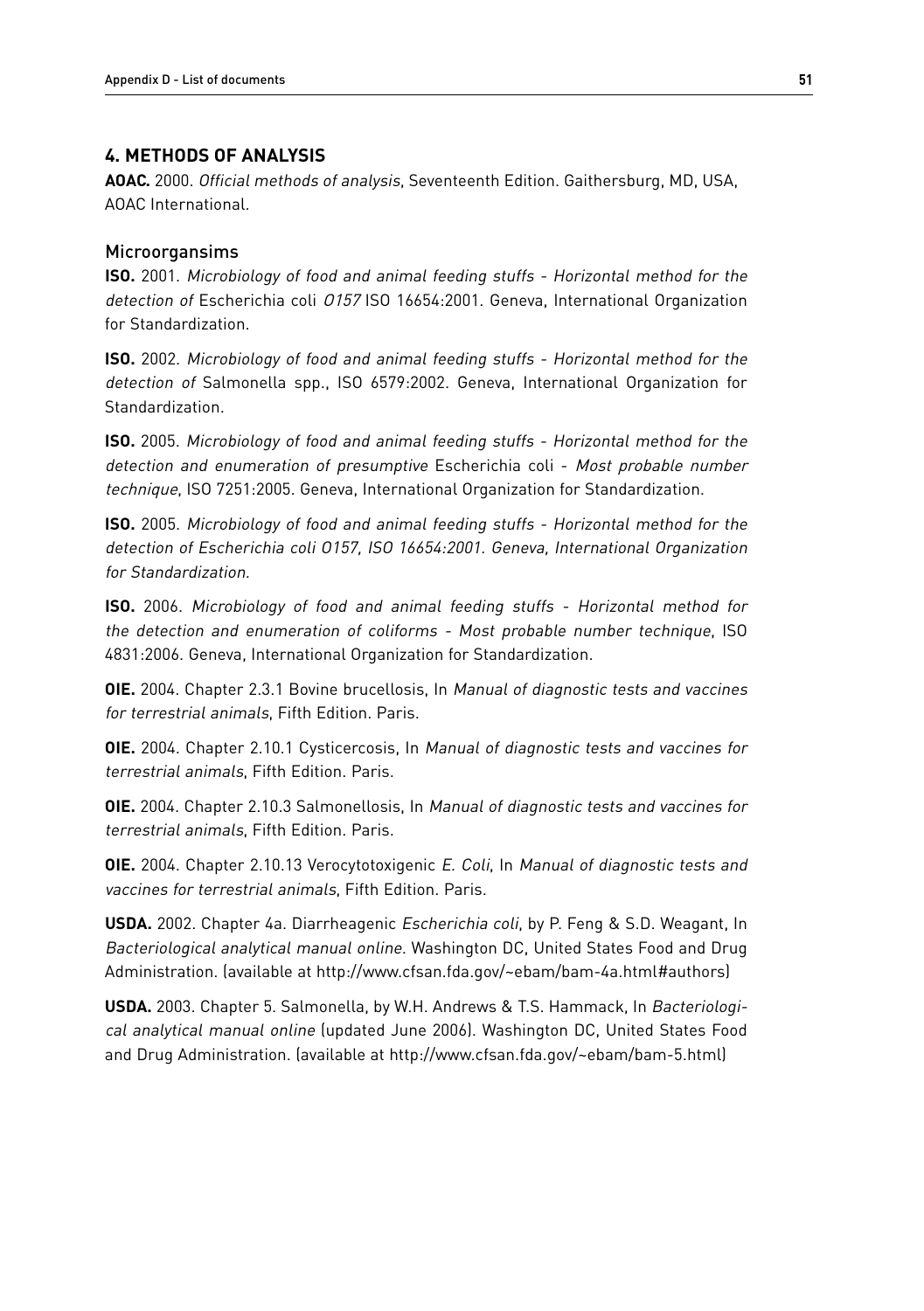## 4. METHODS OF ANALYSIS

**AOAC.** 2000. *Official methods of analysis*, Seventeenth Edition. Gaithersburg, MD, USA, AOAC International.

### Microorgansims

**ISO.** 2001. *Microbiology of food and animal feeding stuffs - Horizontal method for the detection of* Escherichia coli *O157* ISO 16654:2001. Geneva, International Organization for Standardization.

**ISO.** 2002. *Microbiology of food and animal feeding stuffs - Horizontal method for the detection of* Salmonella spp., ISO 6579:2002. Geneva, International Organization for Standardization.

**ISO.** 2005. *Microbiology of food and animal feeding stuffs - Horizontal method for the detection and enumeration of presumptive* Escherichia coli - *Most probable number technique*, ISO 7251:2005. Geneva, International Organization for Standardization.

**ISO.** 2005. *Microbiology of food and animal feeding stuffs - Horizontal method for the detection of Escherichia coli O157, ISO 16654:2001. Geneva, International Organization for Standardization.*

**ISO.** 2006. *Microbiology of food and animal feeding stuffs - Horizontal method for the detection and enumeration of coliforms - Most probable number technique*, ISO 4831:2006. Geneva, International Organization for Standardization.

**OIE.** 2004. Chapter 2.3.1 Bovine brucellosis, In *Manual of diagnostic tests and vaccines for terrestrial animals*, Fifth Edition. Paris.

**OIE.** 2004. Chapter 2.10.1 Cysticercosis, In *Manual of diagnostic tests and vaccines for terrestrial animals*, Fifth Edition. Paris.

**OIE.** 2004. Chapter 2.10.3 Salmonellosis, In *Manual of diagnostic tests and vaccines for terrestrial animals*, Fifth Edition. Paris.

**OIE.** 2004. Chapter 2.10.13 Verocytotoxigenic *E. Coli*, In *Manual of diagnostic tests and vaccines for terrestrial animals*, Fifth Edition. Paris.

**USDA.** 2002. Chapter 4a. Diarrheagenic *Escherichia coli*, by P. Feng & S.D. Weagant, In *Bacteriological analytical manual online*. Washington DC, United States Food and Drug Administration. (available at http://www.cfsan.fda.gov/~ebam/bam-4a.html#authors)

**USDA.** 2003. Chapter 5. Salmonella, by W.H. Andrews & T.S. Hammack, In *Bacteriological analytical manual online* (updated June 2006). Washington DC, United States Food and Drug Administration. (available at http://www.cfsan.fda.gov/~ebam/bam-5.html)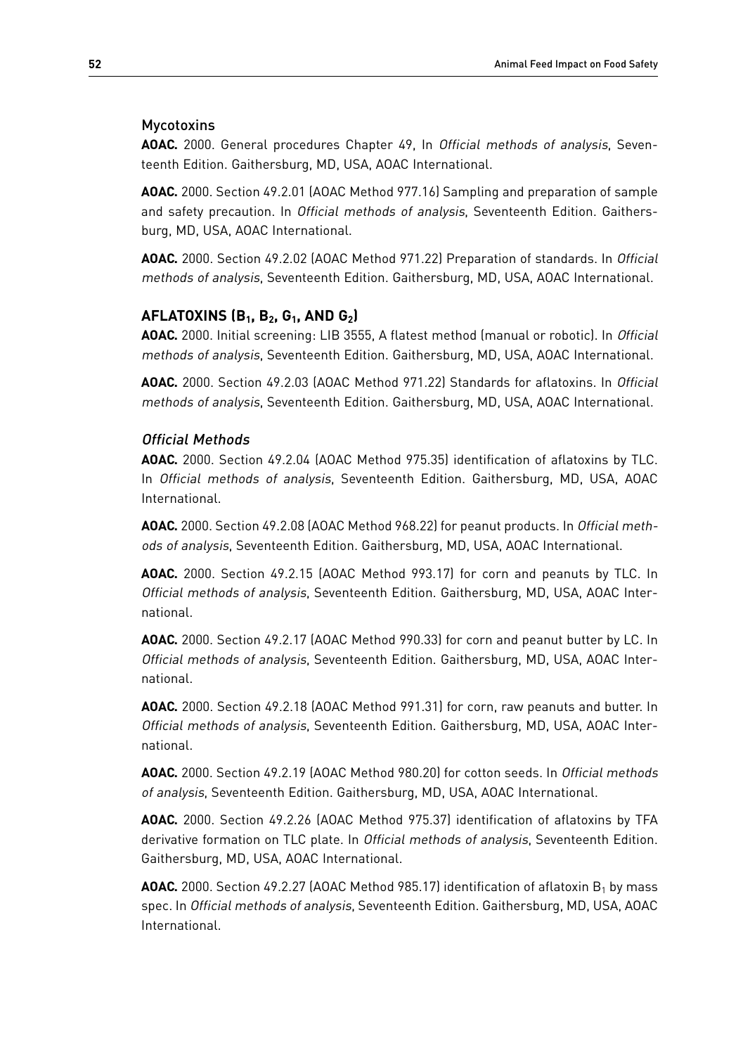## Mycotoxins

**AOAC.** 2000. General procedures Chapter 49, In *Official methods of analysis*, Seventeenth Edition. Gaithersburg, MD, USA, AOAC International.

**AOAC.** 2000. Section 49.2.01 (AOAC Method 977.16) Sampling and preparation of sample and safety precaution. In *Official methods of analysis*, Seventeenth Edition. Gaithersburg, MD, USA, AOAC International.

**AOAC.** 2000. Section 49.2.02 (AOAC Method 971.22) Preparation of standards. In *Official methods of analysis*, Seventeenth Edition. Gaithersburg, MD, USA, AOAC International.

### AFLATOXINS ($B_1$, $B_2$, $G_1$, AND $G_2$)

**AOAC.** 2000. Initial screening: LIB 3555, A flatest method (manual or robotic). In *Official methods of analysis*, Seventeenth Edition. Gaithersburg, MD, USA, AOAC International.

**AOAC.** 2000. Section 49.2.03 (AOAC Method 971.22) Standards for aflatoxins. In *Official methods of analysis*, Seventeenth Edition. Gaithersburg, MD, USA, AOAC International.

#### *Official Methods*

**AOAC.** 2000. Section 49.2.04 (AOAC Method 975.35) identification of aflatoxins by TLC. In *Official methods of analysis*, Seventeenth Edition. Gaithersburg, MD, USA, AOAC International.

**AOAC.** 2000. Section 49.2.08 (AOAC Method 968.22) for peanut products. In *Official methods of analysis*, Seventeenth Edition. Gaithersburg, MD, USA, AOAC International.

**AOAC.** 2000. Section 49.2.15 (AOAC Method 993.17) for corn and peanuts by TLC. In *Official methods of analysis*, Seventeenth Edition. Gaithersburg, MD, USA, AOAC International.

**AOAC.** 2000. Section 49.2.17 (AOAC Method 990.33) for corn and peanut butter by LC. In *Official methods of analysis*, Seventeenth Edition. Gaithersburg, MD, USA, AOAC International.

**AOAC.** 2000. Section 49.2.18 (AOAC Method 991.31) for corn, raw peanuts and butter. In *Official methods of analysis*, Seventeenth Edition. Gaithersburg, MD, USA, AOAC International.

**AOAC.** 2000. Section 49.2.19 (AOAC Method 980.20) for cotton seeds. In *Official methods of analysis*, Seventeenth Edition. Gaithersburg, MD, USA, AOAC International.

**AOAC.** 2000. Section 49.2.26 (AOAC Method 975.37) identification of aflatoxins by TFA derivative formation on TLC plate. In *Official methods of analysis*, Seventeenth Edition. Gaithersburg, MD, USA, AOAC International.

**AOAC.** 2000. Section 49.2.27 (AOAC Method 985.17) identification of aflatoxin $B_1$ by mass spec. In *Official methods of analysis*, Seventeenth Edition. Gaithersburg, MD, USA, AOAC International.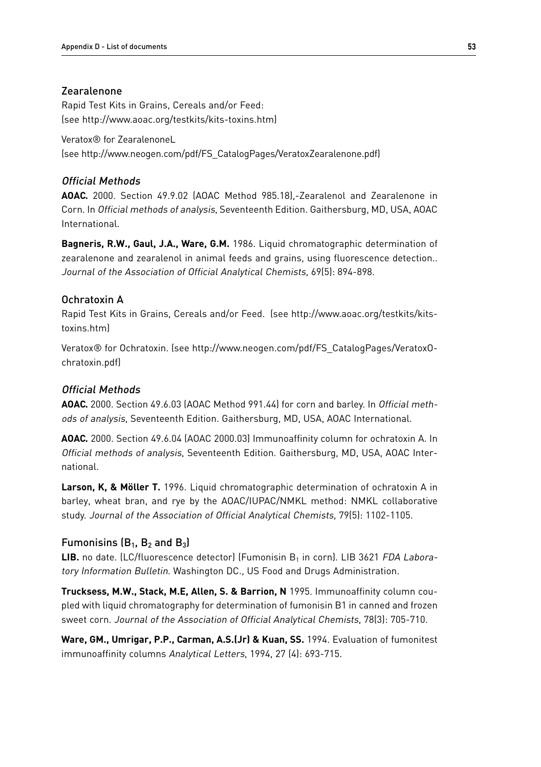## Zearalenone

Rapid Test Kits in Grains, Cereals and/or Feed:
(see http://www.aoac.org/testkits/kits-toxins.htm)

Veratox® for ZearalenoneL
(see http://www.neogen.com/pdf/FS_CatalogPages/VeratoxZearalenone.pdf)

### *Official Methods*

**AOAC.** 2000. Section 49.9.02 (AOAC Method 985.18),-Zearalenol and Zearalenone in Corn. In *Official methods of analysis*, Seventeenth Edition. Gaithersburg, MD, USA, AOAC International.

**Bagneris, R.W., Gaul, J.A., Ware, G.M.** 1986. Liquid chromatographic determination of zearalenone and zearalenol in animal feeds and grains, using fluorescence detection.. *Journal of the Association of Official Analytical Chemists,* 69(5): 894-898.

## Ochratoxin A

Rapid Test Kits in Grains, Cereals and/or Feed. (see http://www.aoac.org/testkits/kits-toxins.htm)

Veratox® for Ochratoxin. (see http://www.neogen.com/pdf/FS_CatalogPages/VeratoxOchratoxin.pdf)

### *Official Methods*

**AOAC.** 2000. Section 49.6.03 (AOAC Method 991.44) for corn and barley. In *Official methods of analysis*, Seventeenth Edition. Gaithersburg, MD, USA, AOAC International.

**AOAC.** 2000. Section 49.6.04 (AOAC 2000.03) Immunoaffinity column for ochratoxin A. In *Official methods of analysis*, Seventeenth Edition. Gaithersburg, MD, USA, AOAC International.

**Larson, K, & Möller T.** 1996. Liquid chromatographic determination of ochratoxin A in barley, wheat bran, and rye by the AOAC/IUPAC/NMKL method: NMKL collaborative study. *Journal of the Association of Official Analytical Chemists*, 79(5): 1102-1105.

## Fumonisins ($B_1$, $B_2$ and $B_3$)

**LIB.** no date. (LC/fluorescence detector) (Fumonisin $B_1$ in corn). LIB 3621 *FDA Laboratory Information Bulletin*. Washington DC., US Food and Drugs Administration.

**Trucksess, M.W., Stack, M.E, Allen, S. & Barrion, N** 1995. Immunoaffinity column coupled with liquid chromatography for determination of fumonisin B1 in canned and frozen sweet corn. *Journal of the Association of Official Analytical Chemists*, 78(3): 705-710.

**Ware, GM., Umrigar, P.P., Carman, A.S.(Jr) & Kuan, SS.** 1994. Evaluation of fumonitest immunoaffinity columns *Analytical Letters*, 1994, 27 (4): 693-715.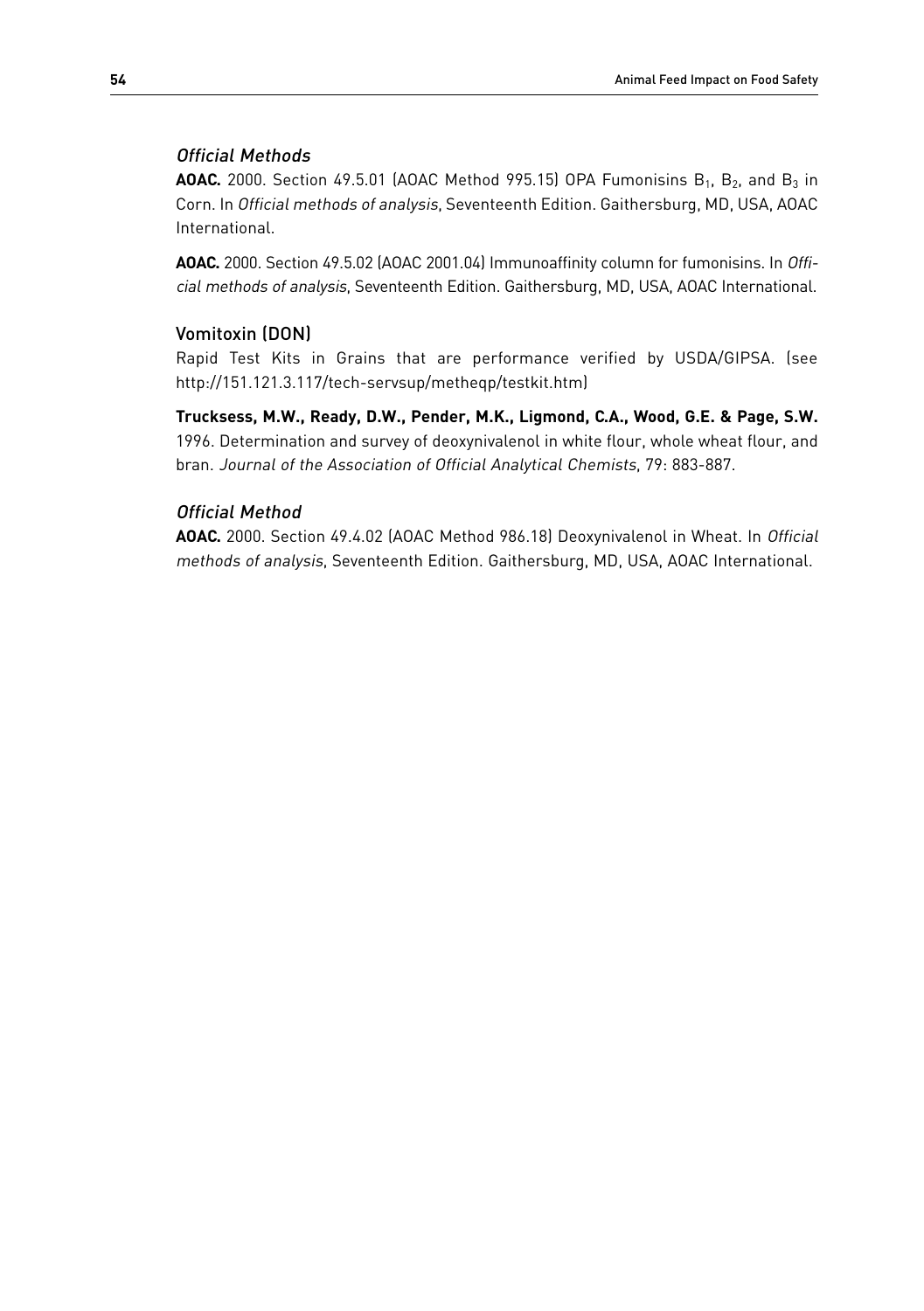### *Official Methods*

**AOAC.** 2000. Section 49.5.01 (AOAC Method 995.15) OPA Fumonisins $B_1$, $B_2$, and $B_3$ in Corn. In *Official methods of analysis*, Seventeenth Edition. Gaithersburg, MD, USA, AOAC International.

**AOAC.** 2000. Section 49.5.02 (AOAC 2001.04) Immunoaffinity column for fumonisins. In *Official methods of analysis*, Seventeenth Edition. Gaithersburg, MD, USA, AOAC International.

## Vomitoxin (DON)

Rapid Test Kits in Grains that are performance verified by USDA/GIPSA. (see http://151.121.3.117/tech-servsup/metheqp/testkit.htm)

**Trucksess, M.W., Ready, D.W., Pender, M.K., Ligmond, C.A., Wood, G.E. & Page, S.W.** 1996. Determination and survey of deoxynivalenol in white flour, whole wheat flour, and bran. *Journal of the Association of Official Analytical Chemists*, 79: 883-887.

### *Official Method*

**AOAC.** 2000. Section 49.4.02 (AOAC Method 986.18) Deoxynivalenol in Wheat. In *Official methods of analysis*, Seventeenth Edition. Gaithersburg, MD, USA, AOAC International.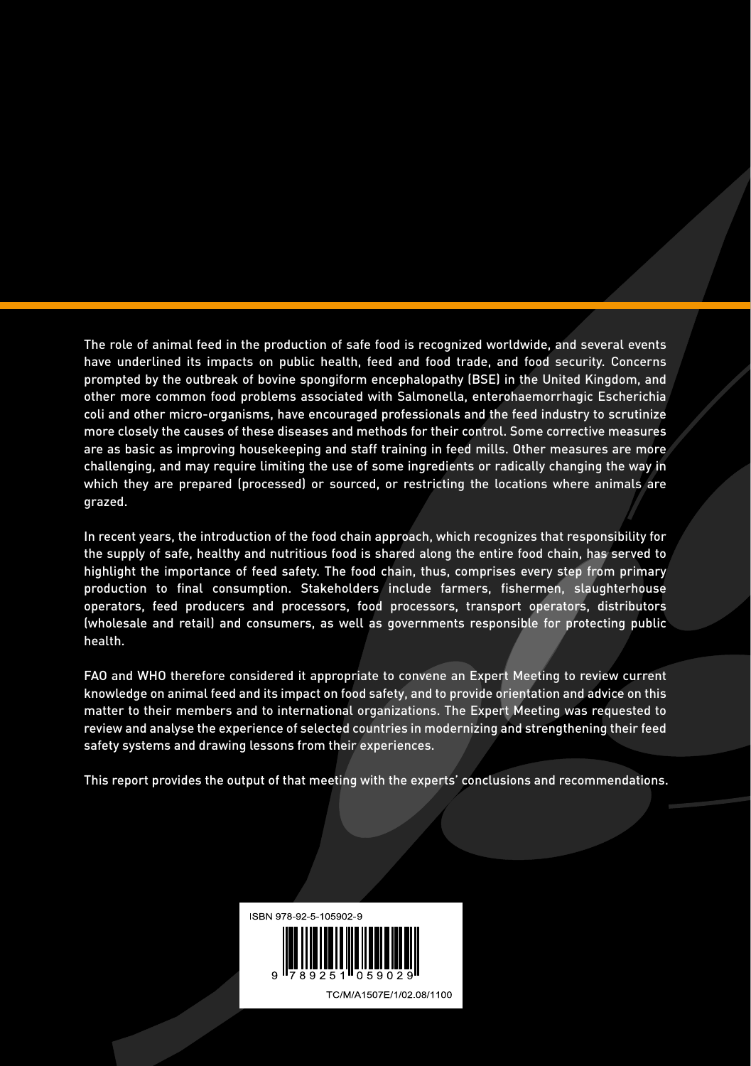The role of animal feed in the production of safe food is recognized worldwide, and several events have underlined its impacts on public health, feed and food trade, and food security. Concerns prompted by the outbreak of bovine spongiform encephalopathy (BSE) in the United Kingdom, and other more common food problems associated with Salmonella, enterohaemorrhagic Escherichia coli and other micro-organisms, have encouraged professionals and the feed industry to scrutinize more closely the causes of these diseases and methods for their control. Some corrective measures are as basic as improving housekeeping and staff training in feed mills. Other measures are more challenging, and may require limiting the use of some ingredients or radically changing the way in which they are prepared (processed) or sourced, or restricting the locations where animals are grazed.

In recent years, the introduction of the food chain approach, which recognizes that responsibility for the supply of safe, healthy and nutritious food is shared along the entire food chain, has served to highlight the importance of feed safety. The food chain, thus, comprises every step from primary production to final consumption. Stakeholders include farmers, fishermen, slaughterhouse operators, feed producers and processors, food processors, transport operators, distributors (wholesale and retail) and consumers, as well as governments responsible for protecting public health.

FAO and WHO therefore considered it appropriate to convene an Expert Meeting to review current knowledge on animal feed and its impact on food safety, and to provide orientation and advice on this matter to their members and to international organizations. The Expert Meeting was requested to review and analyse the experience of selected countries in modernizing and strengthening their feed safety systems and drawing lessons from their experiences.

This report provides the output of that meeting with the experts' conclusions and recommendations.

ISBN 978-92-5-105902-9

9 789251 059029

TC/M/A1507E/1/02.08/1100